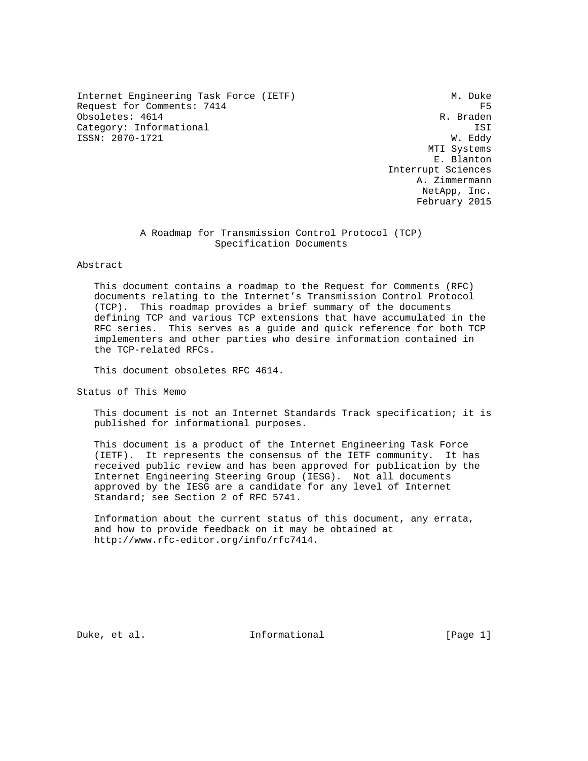Internet Engineering Task Force (IETF) M. Duke
Request for Comments: 7414 F5
Obsoletes: 4614 R. Braden
Category: Informational ISI
ISSN: 2070-1721 W. Eddy
MTI Systems
E. Blanton
Interrupt Sciences
A. Zimmermann
NetApp, Inc.
February 2015

# A Roadmap for Transmission Control Protocol (TCP) Specification Documents

## Abstract

This document contains a roadmap to the Request for Comments (RFC) documents relating to the Internet's Transmission Control Protocol (TCP). This roadmap provides a brief summary of the documents defining TCP and various TCP extensions that have accumulated in the RFC series. This serves as a guide and quick reference for both TCP implementers and other parties who desire information contained in the TCP-related RFCs.

This document obsoletes RFC 4614.

## Status of This Memo

This document is not an Internet Standards Track specification; it is published for informational purposes.

This document is a product of the Internet Engineering Task Force (IETF). It represents the consensus of the IETF community. It has received public review and has been approved for publication by the Internet Engineering Steering Group (IESG). Not all documents approved by the IESG are a candidate for any level of Internet Standard; see Section 2 of RFC 5741.

Information about the current status of this document, any errata, and how to provide feedback on it may be obtained at http://www.rfc-editor.org/info/rfc7414.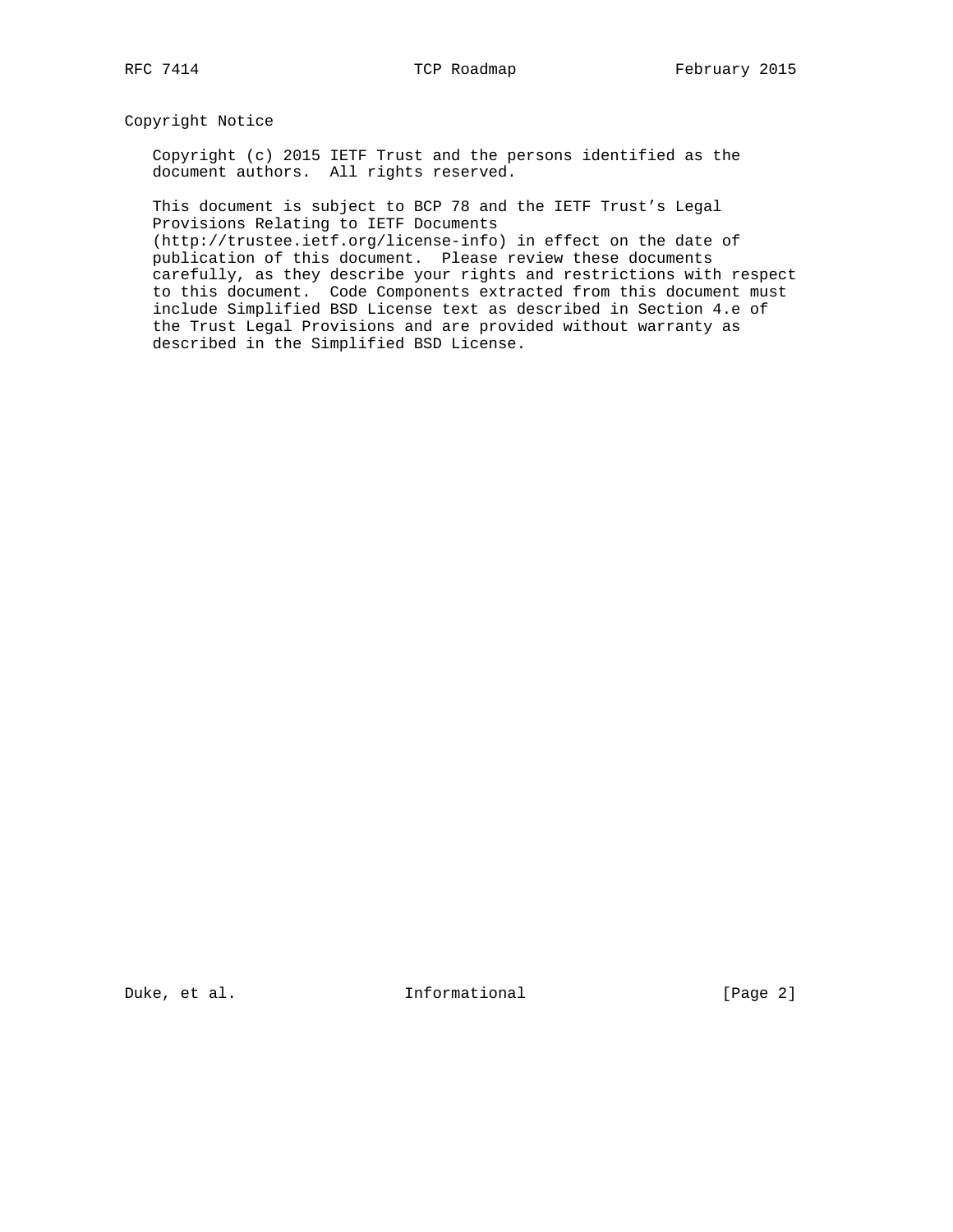## Copyright Notice

Copyright (c) 2015 IETF Trust and the persons identified as the document authors. All rights reserved.

This document is subject to BCP 78 and the IETF Trust's Legal Provisions Relating to IETF Documents (http://trustee.ietf.org/license-info) in effect on the date of publication of this document. Please review these documents carefully, as they describe your rights and restrictions with respect to this document. Code Components extracted from this document must include Simplified BSD License text as described in Section 4.e of the Trust Legal Provisions and are provided without warranty as described in the Simplified BSD License.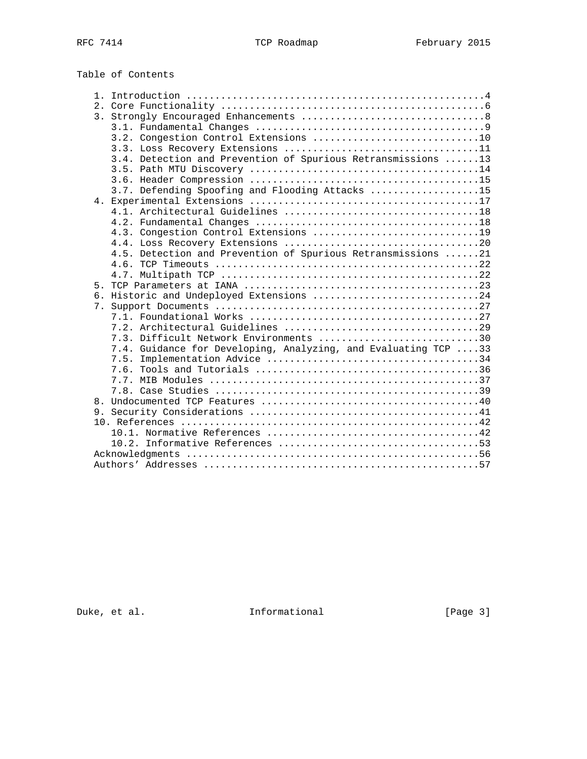Table of Contents

```
   1. Introduction ....................................................4
   2. Core Functionality ..............................................6
   3. Strongly Encouraged Enhancements ................................8
      3.1. Fundamental Changes ........................................9
      3.2. Congestion Control Extensions .............................10
      3.3. Loss Recovery Extensions ..................................11
      3.4. Detection and Prevention of Spurious Retransmissions ......13
      3.5. Path MTU Discovery ........................................14
      3.6. Header Compression ........................................15
      3.7. Defending Spoofing and Flooding Attacks ...................15
   4. Experimental Extensions ........................................17
      4.1. Architectural Guidelines ..................................18
      4.2. Fundamental Changes .......................................18
      4.3. Congestion Control Extensions .............................19
      4.4. Loss Recovery Extensions ..................................20
      4.5. Detection and Prevention of Spurious Retransmissions ......21
      4.6. TCP Timeouts ..............................................22
      4.7. Multipath TCP .............................................22
   5. TCP Parameters at IANA .........................................23
   6. Historic and Undeployed Extensions .............................24
   7. Support Documents ..............................................27
      7.1. Foundational Works ........................................27
      7.2. Architectural Guidelines ..................................29
      7.3. Difficult Network Environments ............................30
      7.4. Guidance for Developing, Analyzing, and Evaluating TCP ....33
      7.5. Implementation Advice .....................................34
      7.6. Tools and Tutorials .......................................36
      7.7. MIB Modules ...............................................37
      7.8. Case Studies ..............................................39
   8. Undocumented TCP Features ......................................40
   9. Security Considerations ........................................41
   10. References ....................................................42
      10.1. Normative References .....................................42
      10.2. Informative References ...................................53
   Acknowledgments ...................................................56
   Authors' Addresses ................................................57
```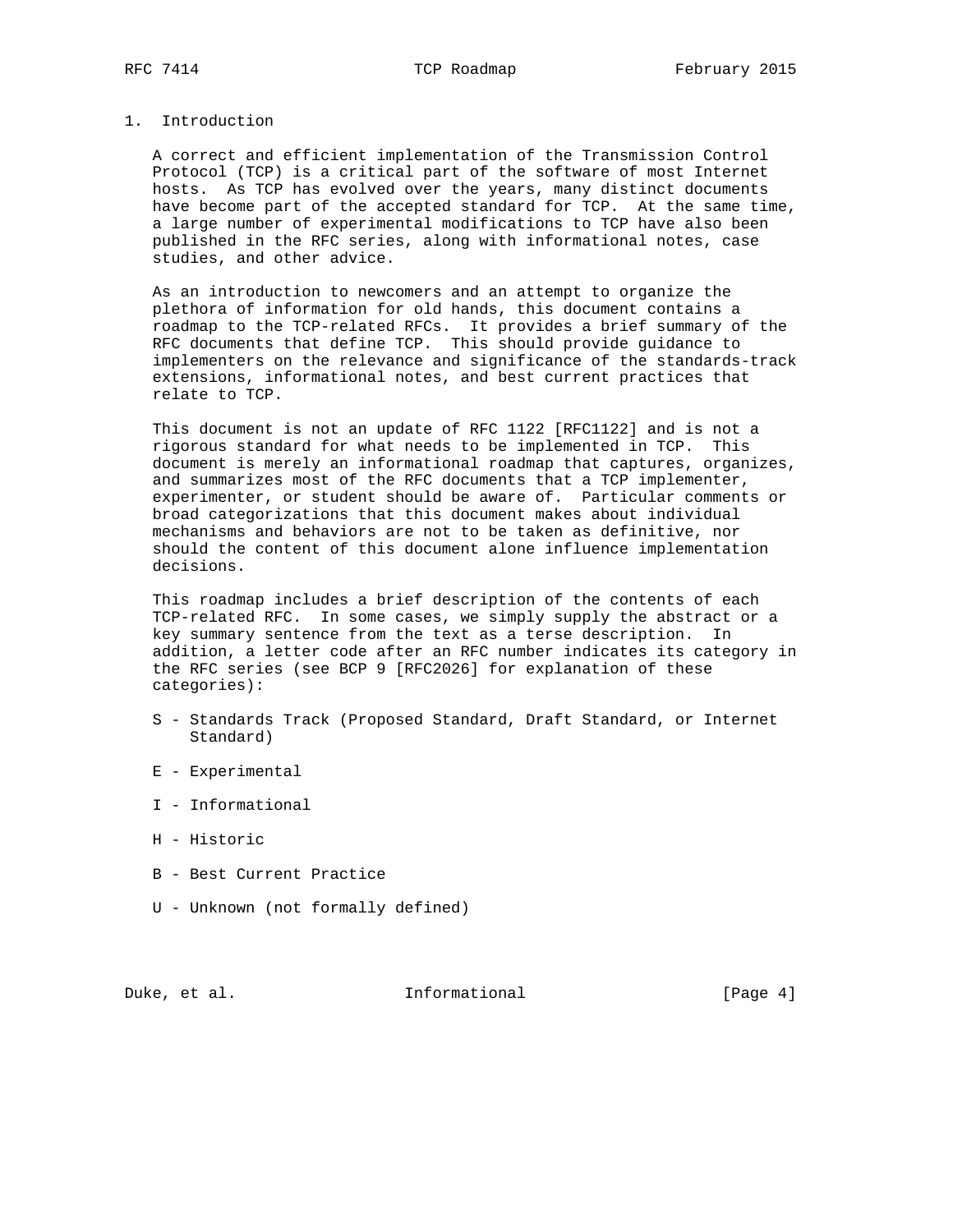# 1. Introduction

A correct and efficient implementation of the Transmission Control Protocol (TCP) is a critical part of the software of most Internet hosts. As TCP has evolved over the years, many distinct documents have become part of the accepted standard for TCP. At the same time, a large number of experimental modifications to TCP have also been published in the RFC series, along with informational notes, case studies, and other advice.

As an introduction to newcomers and an attempt to organize the plethora of information for old hands, this document contains a roadmap to the TCP-related RFCs. It provides a brief summary of the RFC documents that define TCP. This should provide guidance to implementers on the relevance and significance of the standards-track extensions, informational notes, and best current practices that relate to TCP.

This document is not an update of RFC 1122 [RFC1122] and is not a rigorous standard for what needs to be implemented in TCP. This document is merely an informational roadmap that captures, organizes, and summarizes most of the RFC documents that a TCP implementer, experimenter, or student should be aware of. Particular comments or broad categorizations that this document makes about individual mechanisms and behaviors are not to be taken as definitive, nor should the content of this document alone influence implementation decisions.

This roadmap includes a brief description of the contents of each TCP-related RFC. In some cases, we simply supply the abstract or a key summary sentence from the text as a terse description. In addition, a letter code after an RFC number indicates its category in the RFC series (see BCP 9 [RFC2026] for explanation of these categories):

- S - Standards Track (Proposed Standard, Draft Standard, or Internet Standard)
- E - Experimental
- I - Informational
- H - Historic
- B - Best Current Practice
- U - Unknown (not formally defined)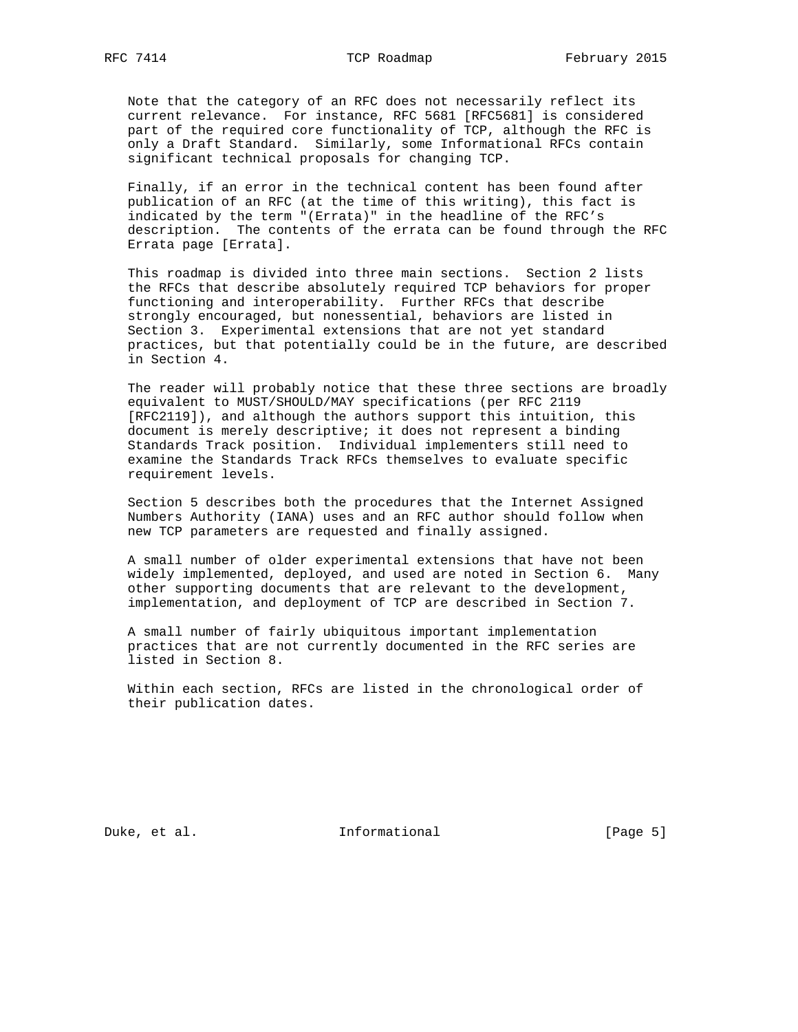Note that the category of an RFC does not necessarily reflect its current relevance. For instance, RFC 5681 [RFC5681] is considered part of the required core functionality of TCP, although the RFC is only a Draft Standard. Similarly, some Informational RFCs contain significant technical proposals for changing TCP.

Finally, if an error in the technical content has been found after publication of an RFC (at the time of this writing), this fact is indicated by the term "(Errata)" in the headline of the RFC's description. The contents of the errata can be found through the RFC Errata page [Errata].

This roadmap is divided into three main sections. Section 2 lists the RFCs that describe absolutely required TCP behaviors for proper functioning and interoperability. Further RFCs that describe strongly encouraged, but nonessential, behaviors are listed in Section 3. Experimental extensions that are not yet standard practices, but that potentially could be in the future, are described in Section 4.

The reader will probably notice that these three sections are broadly equivalent to MUST/SHOULD/MAY specifications (per RFC 2119 [RFC2119]), and although the authors support this intuition, this document is merely descriptive; it does not represent a binding Standards Track position. Individual implementers still need to examine the Standards Track RFCs themselves to evaluate specific requirement levels.

Section 5 describes both the procedures that the Internet Assigned Numbers Authority (IANA) uses and an RFC author should follow when new TCP parameters are requested and finally assigned.

A small number of older experimental extensions that have not been widely implemented, deployed, and used are noted in Section 6. Many other supporting documents that are relevant to the development, implementation, and deployment of TCP are described in Section 7.

A small number of fairly ubiquitous important implementation practices that are not currently documented in the RFC series are listed in Section 8.

Within each section, RFCs are listed in the chronological order of their publication dates.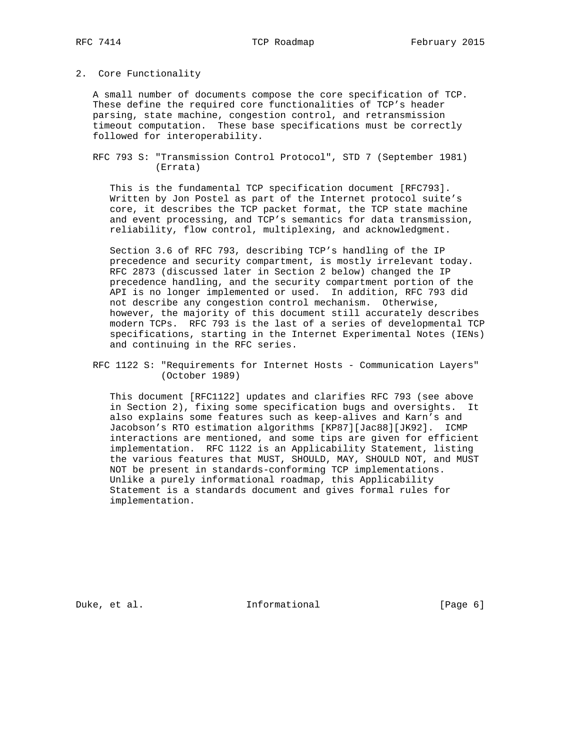## 2. Core Functionality

A small number of documents compose the core specification of TCP. These define the required core functionalities of TCP's header parsing, state machine, congestion control, and retransmission timeout computation. These base specifications must be correctly followed for interoperability.

RFC 793 S: "Transmission Control Protocol", STD 7 (September 1981) (Errata)

This is the fundamental TCP specification document [RFC793]. Written by Jon Postel as part of the Internet protocol suite's core, it describes the TCP packet format, the TCP state machine and event processing, and TCP's semantics for data transmission, reliability, flow control, multiplexing, and acknowledgment.

Section 3.6 of RFC 793, describing TCP's handling of the IP precedence and security compartment, is mostly irrelevant today. RFC 2873 (discussed later in Section 2 below) changed the IP precedence handling, and the security compartment portion of the API is no longer implemented or used. In addition, RFC 793 did not describe any congestion control mechanism. Otherwise, however, the majority of this document still accurately describes modern TCPs. RFC 793 is the last of a series of developmental TCP specifications, starting in the Internet Experimental Notes (IENs) and continuing in the RFC series.

RFC 1122 S: "Requirements for Internet Hosts - Communication Layers" (October 1989)

This document [RFC1122] updates and clarifies RFC 793 (see above in Section 2), fixing some specification bugs and oversights. It also explains some features such as keep-alives and Karn's and Jacobson's RTO estimation algorithms [KP87][Jac88][JK92]. ICMP interactions are mentioned, and some tips are given for efficient implementation. RFC 1122 is an Applicability Statement, listing the various features that MUST, SHOULD, MAY, SHOULD NOT, and MUST NOT be present in standards-conforming TCP implementations. Unlike a purely informational roadmap, this Applicability Statement is a standards document and gives formal rules for implementation.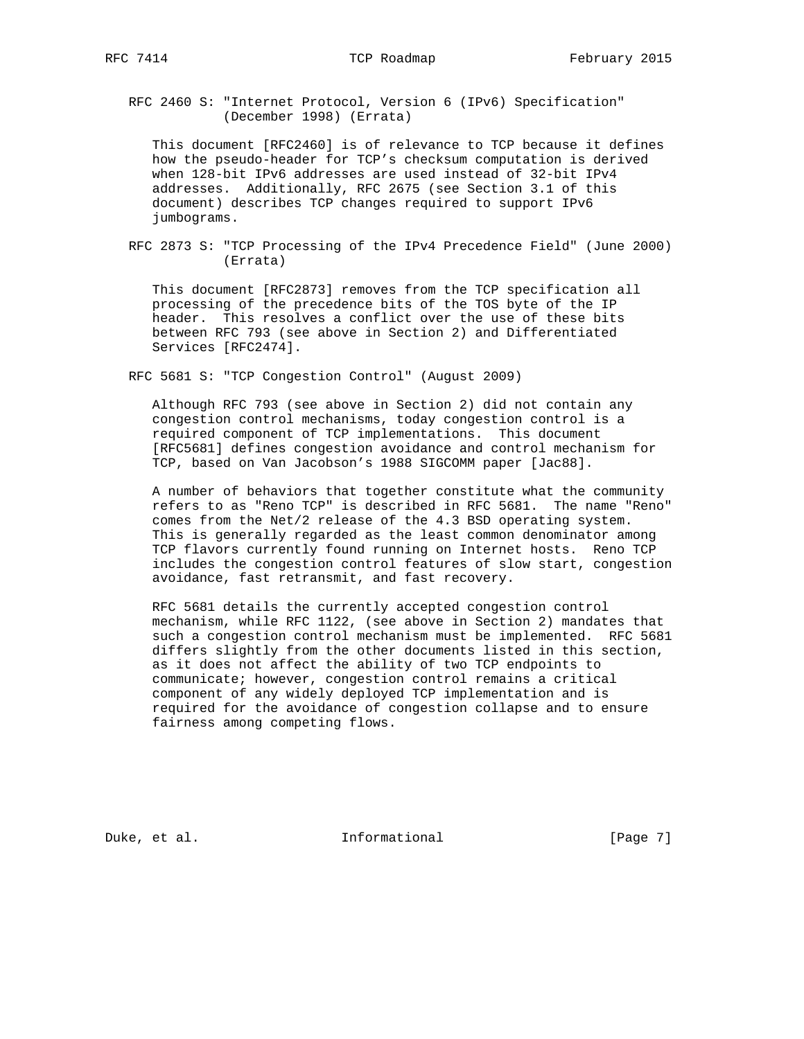RFC 2460 S: "Internet Protocol, Version 6 (IPv6) Specification" (December 1998) (Errata)

This document [RFC2460] is of relevance to TCP because it defines how the pseudo-header for TCP's checksum computation is derived when 128-bit IPv6 addresses are used instead of 32-bit IPv4 addresses. Additionally, RFC 2675 (see Section 3.1 of this document) describes TCP changes required to support IPv6 jumbograms.

RFC 2873 S: "TCP Processing of the IPv4 Precedence Field" (June 2000) (Errata)

This document [RFC2873] removes from the TCP specification all processing of the precedence bits of the TOS byte of the IP header. This resolves a conflict over the use of these bits between RFC 793 (see above in Section 2) and Differentiated Services [RFC2474].

RFC 5681 S: "TCP Congestion Control" (August 2009)

Although RFC 793 (see above in Section 2) did not contain any congestion control mechanisms, today congestion control is a required component of TCP implementations. This document [RFC5681] defines congestion avoidance and control mechanism for TCP, based on Van Jacobson's 1988 SIGCOMM paper [Jac88].

A number of behaviors that together constitute what the community refers to as "Reno TCP" is described in RFC 5681. The name "Reno" comes from the Net/2 release of the 4.3 BSD operating system. This is generally regarded as the least common denominator among TCP flavors currently found running on Internet hosts. Reno TCP includes the congestion control features of slow start, congestion avoidance, fast retransmit, and fast recovery.

RFC 5681 details the currently accepted congestion control mechanism, while RFC 1122, (see above in Section 2) mandates that such a congestion control mechanism must be implemented. RFC 5681 differs slightly from the other documents listed in this section, as it does not affect the ability of two TCP endpoints to communicate; however, congestion control remains a critical component of any widely deployed TCP implementation and is required for the avoidance of congestion collapse and to ensure fairness among competing flows.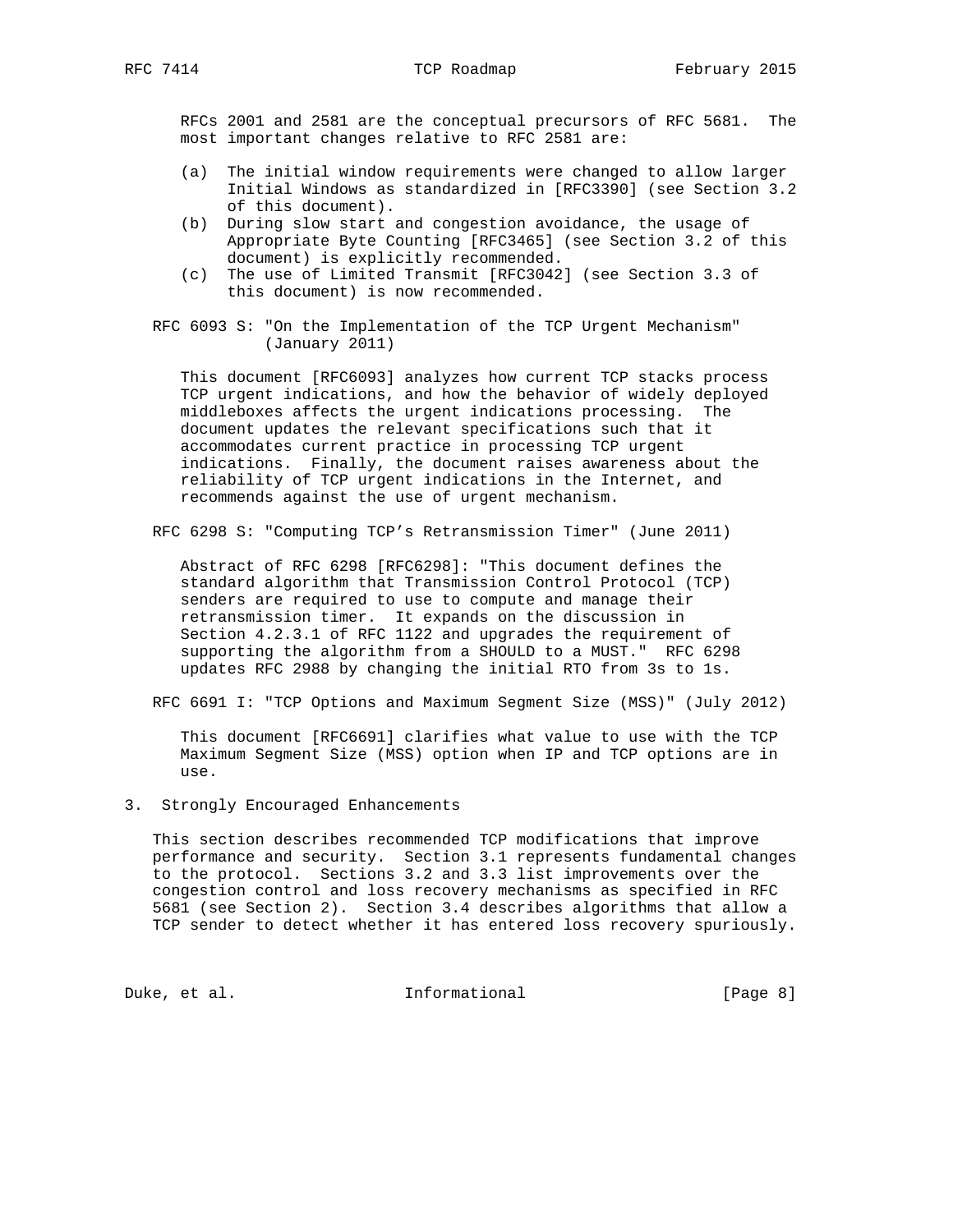RFCs 2001 and 2581 are the conceptual precursors of RFC 5681. The most important changes relative to RFC 2581 are:

(a) The initial window requirements were changed to allow larger Initial Windows as standardized in [RFC3390] (see Section 3.2 of this document).

(b) During slow start and congestion avoidance, the usage of Appropriate Byte Counting [RFC3465] (see Section 3.2 of this document) is explicitly recommended.

(c) The use of Limited Transmit [RFC3042] (see Section 3.3 of this document) is now recommended.

RFC 6093 S: "On the Implementation of the TCP Urgent Mechanism" (January 2011)

This document [RFC6093] analyzes how current TCP stacks process TCP urgent indications, and how the behavior of widely deployed middleboxes affects the urgent indications processing. The document updates the relevant specifications such that it accommodates current practice in processing TCP urgent indications. Finally, the document raises awareness about the reliability of TCP urgent indications in the Internet, and recommends against the use of urgent mechanism.

RFC 6298 S: "Computing TCP's Retransmission Timer" (June 2011)

Abstract of RFC 6298 [RFC6298]: "This document defines the standard algorithm that Transmission Control Protocol (TCP) senders are required to use to compute and manage their retransmission timer. It expands on the discussion in Section 4.2.3.1 of RFC 1122 and upgrades the requirement of supporting the algorithm from a SHOULD to a MUST." RFC 6298 updates RFC 2988 by changing the initial RTO from 3s to 1s.

RFC 6691 I: "TCP Options and Maximum Segment Size (MSS)" (July 2012)

This document [RFC6691] clarifies what value to use with the TCP Maximum Segment Size (MSS) option when IP and TCP options are in use.

## 3. Strongly Encouraged Enhancements

This section describes recommended TCP modifications that improve performance and security. Section 3.1 represents fundamental changes to the protocol. Sections 3.2 and 3.3 list improvements over the congestion control and loss recovery mechanisms as specified in RFC 5681 (see Section 2). Section 3.4 describes algorithms that allow a TCP sender to detect whether it has entered loss recovery spuriously.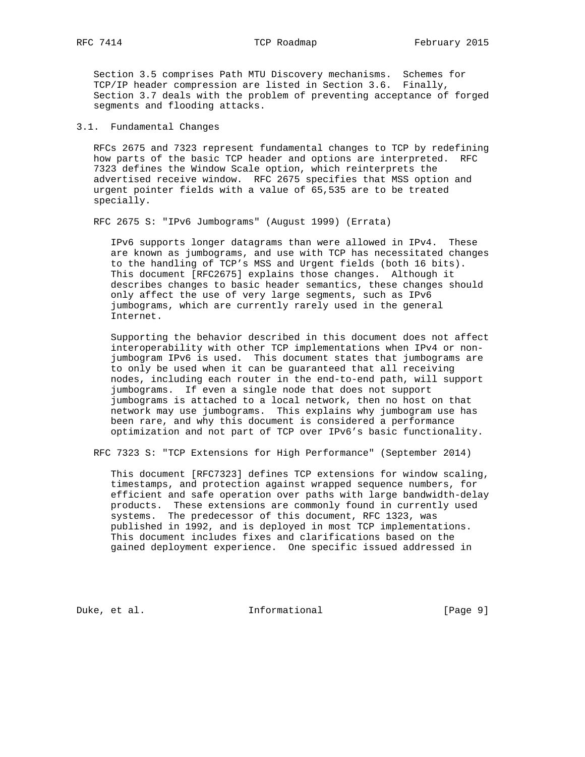Section 3.5 comprises Path MTU Discovery mechanisms. Schemes for TCP/IP header compression are listed in Section 3.6. Finally, Section 3.7 deals with the problem of preventing acceptance of forged segments and flooding attacks.

## 3.1. Fundamental Changes

RFCs 2675 and 7323 represent fundamental changes to TCP by redefining how parts of the basic TCP header and options are interpreted. RFC 7323 defines the Window Scale option, which reinterprets the advertised receive window. RFC 2675 specifies that MSS option and urgent pointer fields with a value of 65,535 are to be treated specially.

RFC 2675 S: "IPv6 Jumbograms" (August 1999) (Errata)

IPv6 supports longer datagrams than were allowed in IPv4. These are known as jumbograms, and use with TCP has necessitated changes to the handling of TCP's MSS and Urgent fields (both 16 bits). This document [RFC2675] explains those changes. Although it describes changes to basic header semantics, these changes should only affect the use of very large segments, such as IPv6 jumbograms, which are currently rarely used in the general Internet.

Supporting the behavior described in this document does not affect interoperability with other TCP implementations when IPv4 or non-jumbogram IPv6 is used. This document states that jumbograms are to only be used when it can be guaranteed that all receiving nodes, including each router in the end-to-end path, will support jumbograms. If even a single node that does not support jumbograms is attached to a local network, then no host on that network may use jumbograms. This explains why jumbogram use has been rare, and why this document is considered a performance optimization and not part of TCP over IPv6's basic functionality.

RFC 7323 S: "TCP Extensions for High Performance" (September 2014)

This document [RFC7323] defines TCP extensions for window scaling, timestamps, and protection against wrapped sequence numbers, for efficient and safe operation over paths with large bandwidth-delay products. These extensions are commonly found in currently used systems. The predecessor of this document, RFC 1323, was published in 1992, and is deployed in most TCP implementations. This document includes fixes and clarifications based on the gained deployment experience. One specific issued addressed in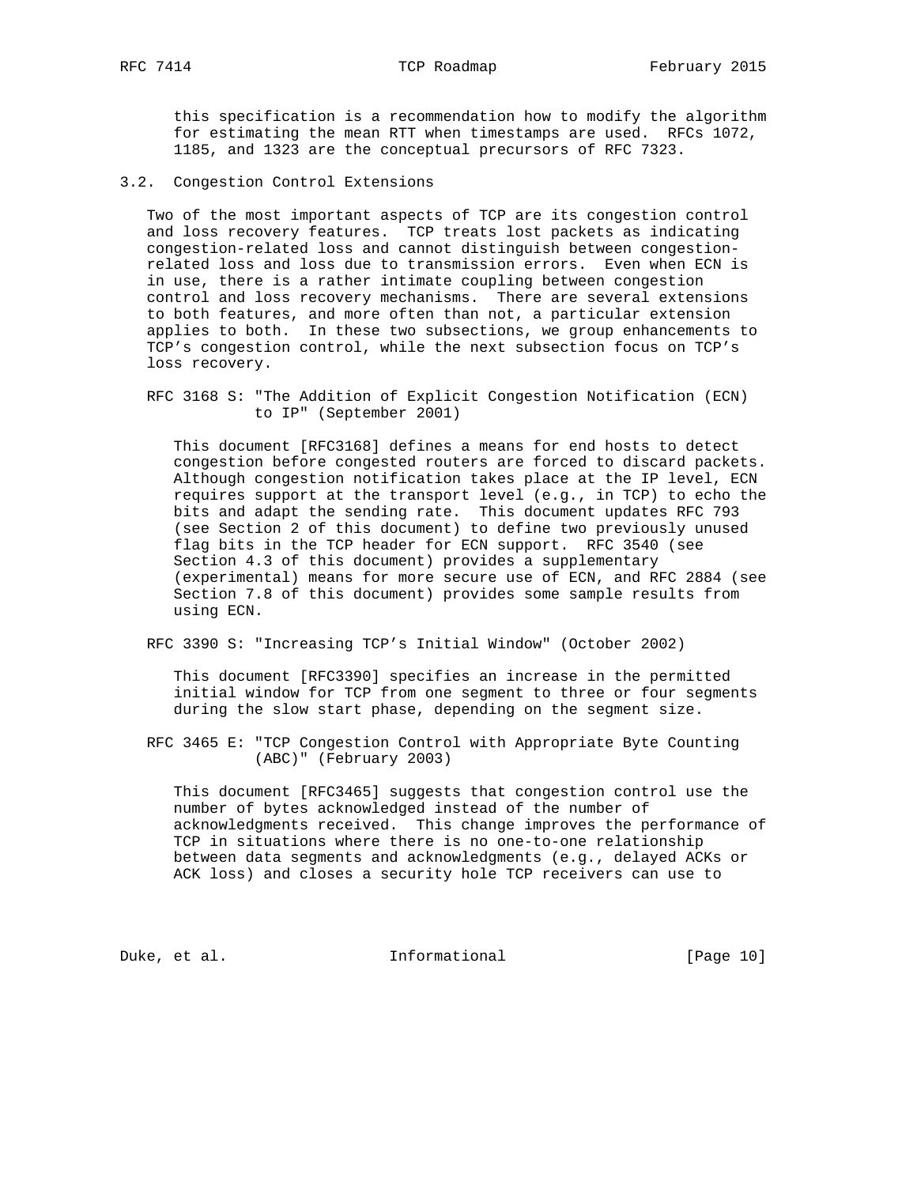this specification is a recommendation how to modify the algorithm for estimating the mean RTT when timestamps are used. RFCs 1072, 1185, and 1323 are the conceptual precursors of RFC 7323.

### 3.2. Congestion Control Extensions

Two of the most important aspects of TCP are its congestion control and loss recovery features. TCP treats lost packets as indicating congestion-related loss and cannot distinguish between congestion-related loss and loss due to transmission errors. Even when ECN is in use, there is a rather intimate coupling between congestion control and loss recovery mechanisms. There are several extensions to both features, and more often than not, a particular extension applies to both. In these two subsections, we group enhancements to TCP's congestion control, while the next subsection focus on TCP's loss recovery.

RFC 3168 S: "The Addition of Explicit Congestion Notification (ECN) to IP" (September 2001)

This document [RFC3168] defines a means for end hosts to detect congestion before congested routers are forced to discard packets. Although congestion notification takes place at the IP level, ECN requires support at the transport level (e.g., in TCP) to echo the bits and adapt the sending rate. This document updates RFC 793 (see Section 2 of this document) to define two previously unused flag bits in the TCP header for ECN support. RFC 3540 (see Section 4.3 of this document) provides a supplementary (experimental) means for more secure use of ECN, and RFC 2884 (see Section 7.8 of this document) provides some sample results from using ECN.

RFC 3390 S: "Increasing TCP's Initial Window" (October 2002)

This document [RFC3390] specifies an increase in the permitted initial window for TCP from one segment to three or four segments during the slow start phase, depending on the segment size.

RFC 3465 E: "TCP Congestion Control with Appropriate Byte Counting (ABC)" (February 2003)

This document [RFC3465] suggests that congestion control use the number of bytes acknowledged instead of the number of acknowledgments received. This change improves the performance of TCP in situations where there is no one-to-one relationship between data segments and acknowledgments (e.g., delayed ACKs or ACK loss) and closes a security hole TCP receivers can use to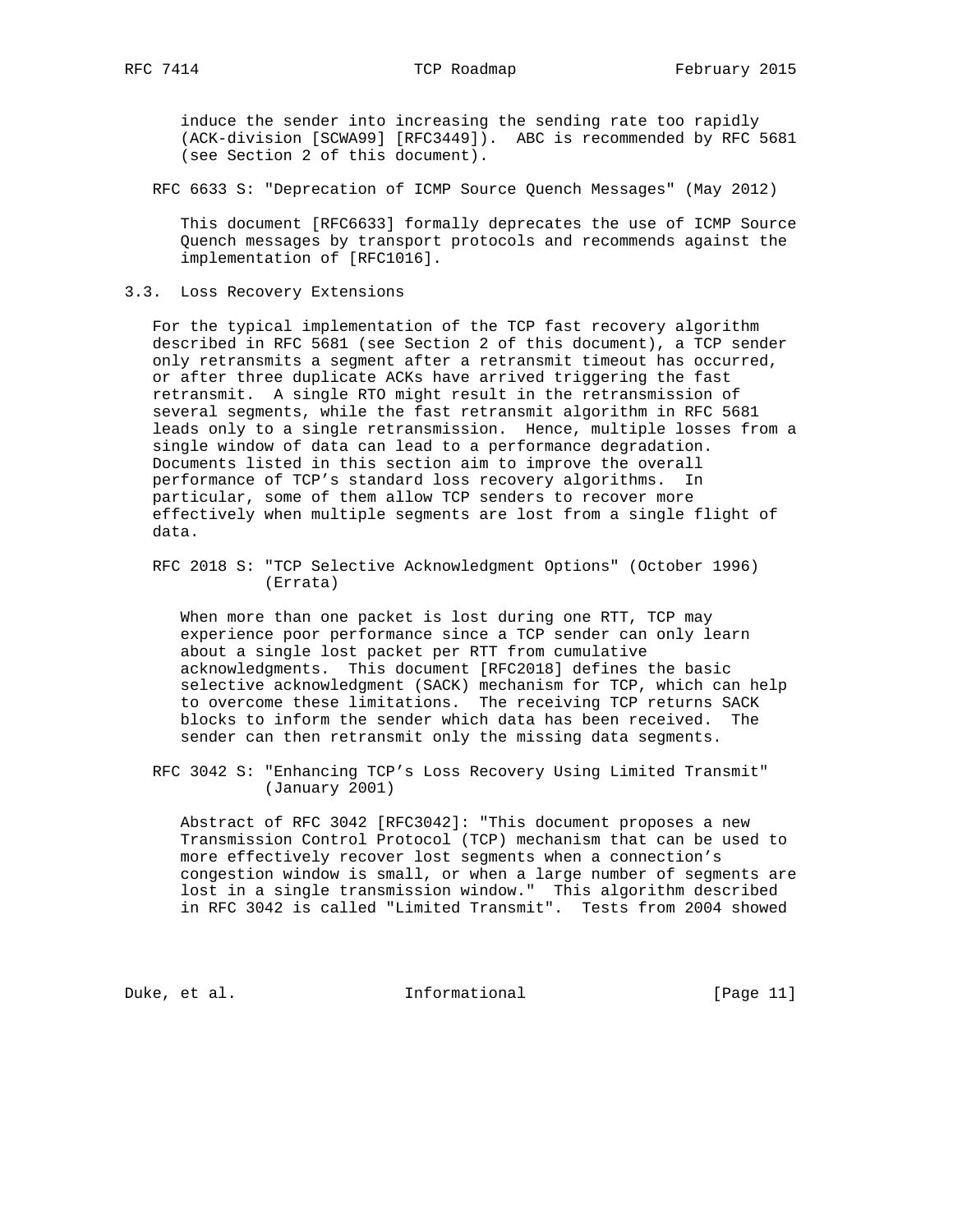induce the sender into increasing the sending rate too rapidly (ACK-division [SCWA99] [RFC3449]). ABC is recommended by RFC 5681 (see Section 2 of this document).

RFC 6633 S: "Deprecation of ICMP Source Quench Messages" (May 2012)

This document [RFC6633] formally deprecates the use of ICMP Source Quench messages by transport protocols and recommends against the implementation of [RFC1016].

### 3.3. Loss Recovery Extensions

For the typical implementation of the TCP fast recovery algorithm described in RFC 5681 (see Section 2 of this document), a TCP sender only retransmits a segment after a retransmit timeout has occurred, or after three duplicate ACKs have arrived triggering the fast retransmit. A single RTO might result in the retransmission of several segments, while the fast retransmit algorithm in RFC 5681 leads only to a single retransmission. Hence, multiple losses from a single window of data can lead to a performance degradation. Documents listed in this section aim to improve the overall performance of TCP's standard loss recovery algorithms. In particular, some of them allow TCP senders to recover more effectively when multiple segments are lost from a single flight of data.

RFC 2018 S: "TCP Selective Acknowledgment Options" (October 1996) (Errata)

When more than one packet is lost during one RTT, TCP may experience poor performance since a TCP sender can only learn about a single lost packet per RTT from cumulative acknowledgments. This document [RFC2018] defines the basic selective acknowledgment (SACK) mechanism for TCP, which can help to overcome these limitations. The receiving TCP returns SACK blocks to inform the sender which data has been received. The sender can then retransmit only the missing data segments.

RFC 3042 S: "Enhancing TCP's Loss Recovery Using Limited Transmit" (January 2001)

Abstract of RFC 3042 [RFC3042]: "This document proposes a new Transmission Control Protocol (TCP) mechanism that can be used to more effectively recover lost segments when a connection's congestion window is small, or when a large number of segments are lost in a single transmission window." This algorithm described in RFC 3042 is called "Limited Transmit". Tests from 2004 showed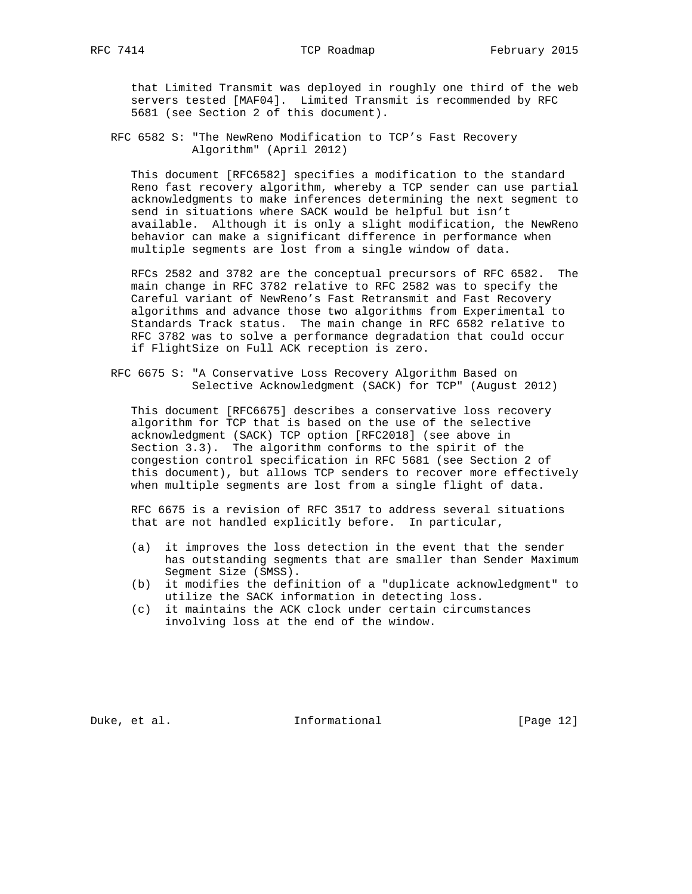that Limited Transmit was deployed in roughly one third of the web servers tested [MAF04]. Limited Transmit is recommended by RFC 5681 (see Section 2 of this document).

RFC 6582 S: "The NewReno Modification to TCP's Fast Recovery Algorithm" (April 2012)

This document [RFC6582] specifies a modification to the standard Reno fast recovery algorithm, whereby a TCP sender can use partial acknowledgments to make inferences determining the next segment to send in situations where SACK would be helpful but isn't available. Although it is only a slight modification, the NewReno behavior can make a significant difference in performance when multiple segments are lost from a single window of data.

RFCs 2582 and 3782 are the conceptual precursors of RFC 6582. The main change in RFC 3782 relative to RFC 2582 was to specify the Careful variant of NewReno's Fast Retransmit and Fast Recovery algorithms and advance those two algorithms from Experimental to Standards Track status. The main change in RFC 6582 relative to RFC 3782 was to solve a performance degradation that could occur if FlightSize on Full ACK reception is zero.

RFC 6675 S: "A Conservative Loss Recovery Algorithm Based on Selective Acknowledgment (SACK) for TCP" (August 2012)

This document [RFC6675] describes a conservative loss recovery algorithm for TCP that is based on the use of the selective acknowledgment (SACK) TCP option [RFC2018] (see above in Section 3.3). The algorithm conforms to the spirit of the congestion control specification in RFC 5681 (see Section 2 of this document), but allows TCP senders to recover more effectively when multiple segments are lost from a single flight of data.

RFC 6675 is a revision of RFC 3517 to address several situations that are not handled explicitly before. In particular,

(a) it improves the loss detection in the event that the sender has outstanding segments that are smaller than Sender Maximum Segment Size (SMSS).
(b) it modifies the definition of a "duplicate acknowledgment" to utilize the SACK information in detecting loss.
(c) it maintains the ACK clock under certain circumstances involving loss at the end of the window.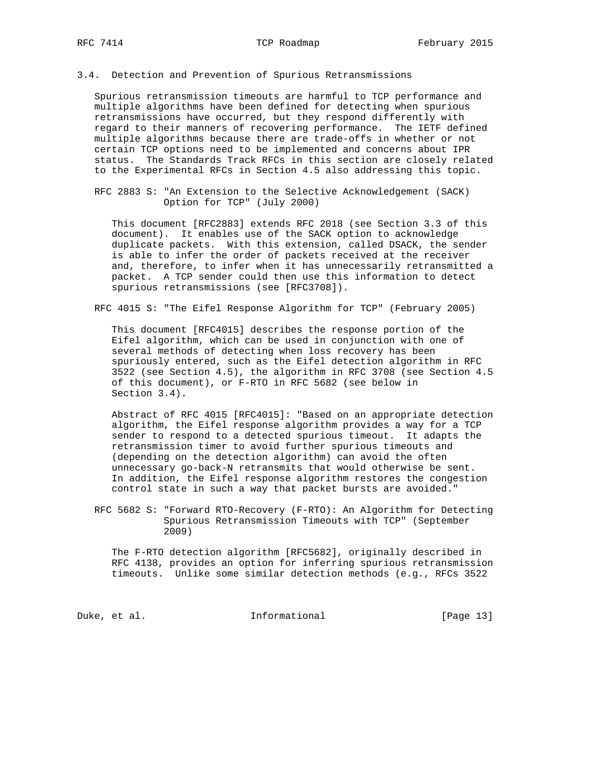### 3.4. Detection and Prevention of Spurious Retransmissions

Spurious retransmission timeouts are harmful to TCP performance and multiple algorithms have been defined for detecting when spurious retransmissions have occurred, but they respond differently with regard to their manners of recovering performance. The IETF defined multiple algorithms because there are trade-offs in whether or not certain TCP options need to be implemented and concerns about IPR status. The Standards Track RFCs in this section are closely related to the Experimental RFCs in Section 4.5 also addressing this topic.

RFC 2883 S: "An Extension to the Selective Acknowledgement (SACK) Option for TCP" (July 2000)

This document [RFC2883] extends RFC 2018 (see Section 3.3 of this document). It enables use of the SACK option to acknowledge duplicate packets. With this extension, called DSACK, the sender is able to infer the order of packets received at the receiver and, therefore, to infer when it has unnecessarily retransmitted a packet. A TCP sender could then use this information to detect spurious retransmissions (see [RFC3708]).

RFC 4015 S: "The Eifel Response Algorithm for TCP" (February 2005)

This document [RFC4015] describes the response portion of the Eifel algorithm, which can be used in conjunction with one of several methods of detecting when loss recovery has been spuriously entered, such as the Eifel detection algorithm in RFC 3522 (see Section 4.5), the algorithm in RFC 3708 (see Section 4.5 of this document), or F-RTO in RFC 5682 (see below in Section 3.4).

Abstract of RFC 4015 [RFC4015]: "Based on an appropriate detection algorithm, the Eifel response algorithm provides a way for a TCP sender to respond to a detected spurious timeout. It adapts the retransmission timer to avoid further spurious timeouts and (depending on the detection algorithm) can avoid the often unnecessary go-back-N retransmits that would otherwise be sent. In addition, the Eifel response algorithm restores the congestion control state in such a way that packet bursts are avoided."

RFC 5682 S: "Forward RTO-Recovery (F-RTO): An Algorithm for Detecting Spurious Retransmission Timeouts with TCP" (September 2009)

The F-RTO detection algorithm [RFC5682], originally described in RFC 4138, provides an option for inferring spurious retransmission timeouts. Unlike some similar detection methods (e.g., RFCs 3522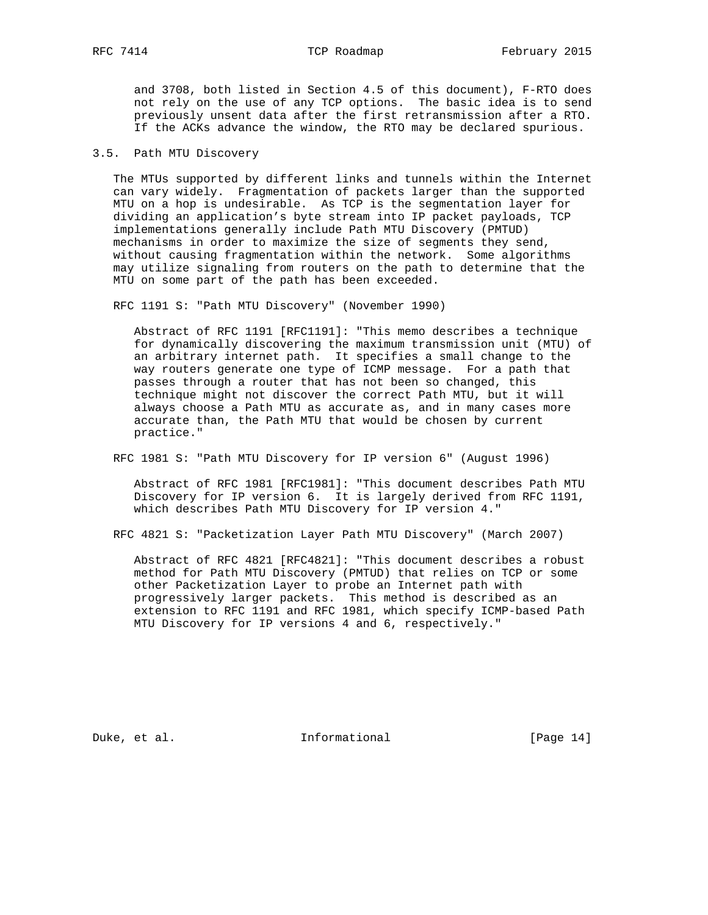and 3708, both listed in Section 4.5 of this document), F-RTO does not rely on the use of any TCP options. The basic idea is to send previously unsent data after the first retransmission after a RTO. If the ACKs advance the window, the RTO may be declared spurious.

### 3.5. Path MTU Discovery

The MTUs supported by different links and tunnels within the Internet can vary widely. Fragmentation of packets larger than the supported MTU on a hop is undesirable. As TCP is the segmentation layer for dividing an application's byte stream into IP packet payloads, TCP implementations generally include Path MTU Discovery (PMTUD) mechanisms in order to maximize the size of segments they send, without causing fragmentation within the network. Some algorithms may utilize signaling from routers on the path to determine that the MTU on some part of the path has been exceeded.

RFC 1191 S: "Path MTU Discovery" (November 1990)

Abstract of RFC 1191 [RFC1191]: "This memo describes a technique for dynamically discovering the maximum transmission unit (MTU) of an arbitrary internet path. It specifies a small change to the way routers generate one type of ICMP message. For a path that passes through a router that has not been so changed, this technique might not discover the correct Path MTU, but it will always choose a Path MTU as accurate as, and in many cases more accurate than, the Path MTU that would be chosen by current practice."

RFC 1981 S: "Path MTU Discovery for IP version 6" (August 1996)

Abstract of RFC 1981 [RFC1981]: "This document describes Path MTU Discovery for IP version 6. It is largely derived from RFC 1191, which describes Path MTU Discovery for IP version 4."

RFC 4821 S: "Packetization Layer Path MTU Discovery" (March 2007)

Abstract of RFC 4821 [RFC4821]: "This document describes a robust method for Path MTU Discovery (PMTUD) that relies on TCP or some other Packetization Layer to probe an Internet path with progressively larger packets. This method is described as an extension to RFC 1191 and RFC 1981, which specify ICMP-based Path MTU Discovery for IP versions 4 and 6, respectively."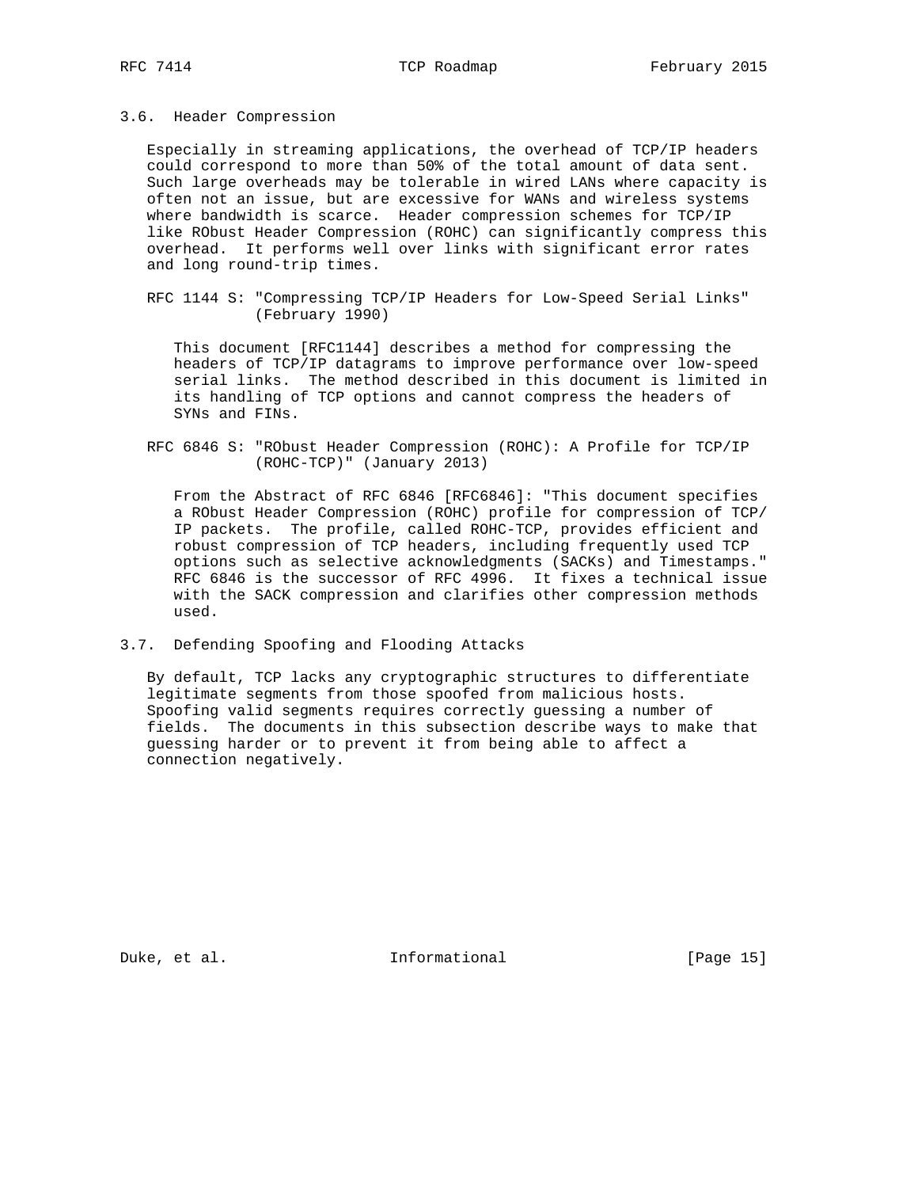### 3.6. Header Compression

Especially in streaming applications, the overhead of TCP/IP headers could correspond to more than 50% of the total amount of data sent. Such large overheads may be tolerable in wired LANs where capacity is often not an issue, but are excessive for WANs and wireless systems where bandwidth is scarce. Header compression schemes for TCP/IP like RObust Header Compression (ROHC) can significantly compress this overhead. It performs well over links with significant error rates and long round-trip times.

RFC 1144 S: "Compressing TCP/IP Headers for Low-Speed Serial Links" (February 1990)

This document [RFC1144] describes a method for compressing the headers of TCP/IP datagrams to improve performance over low-speed serial links. The method described in this document is limited in its handling of TCP options and cannot compress the headers of SYNs and FINs.

RFC 6846 S: "RObust Header Compression (ROHC): A Profile for TCP/IP (ROHC-TCP)" (January 2013)

From the Abstract of RFC 6846 [RFC6846]: "This document specifies a RObust Header Compression (ROHC) profile for compression of TCP/IP packets. The profile, called ROHC-TCP, provides efficient and robust compression of TCP headers, including frequently used TCP options such as selective acknowledgments (SACKs) and Timestamps." RFC 6846 is the successor of RFC 4996. It fixes a technical issue with the SACK compression and clarifies other compression methods used.

### 3.7. Defending Spoofing and Flooding Attacks

By default, TCP lacks any cryptographic structures to differentiate legitimate segments from those spoofed from malicious hosts. Spoofing valid segments requires correctly guessing a number of fields. The documents in this subsection describe ways to make that guessing harder or to prevent it from being able to affect a connection negatively.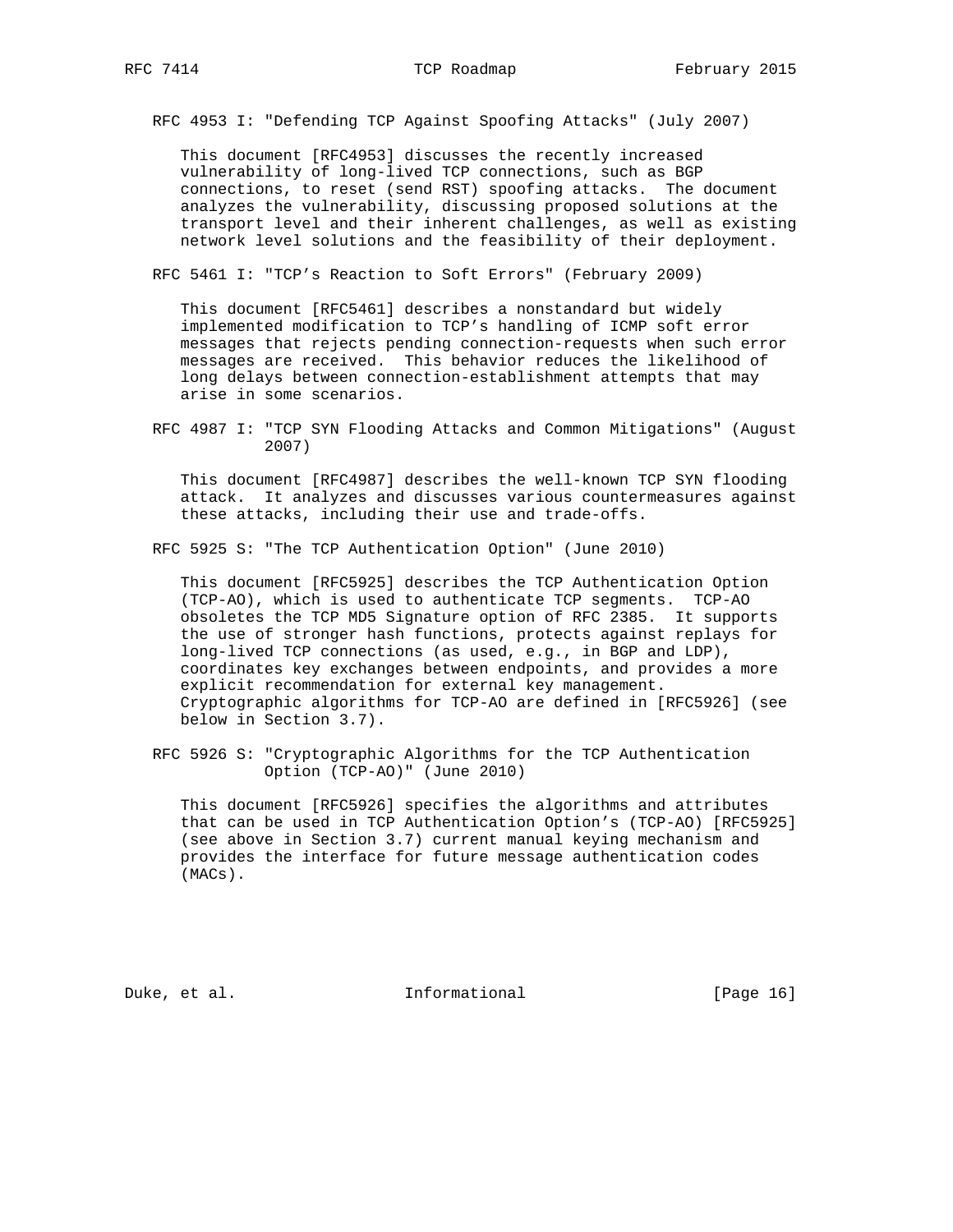RFC 4953 I: "Defending TCP Against Spoofing Attacks" (July 2007)

This document [RFC4953] discusses the recently increased vulnerability of long-lived TCP connections, such as BGP connections, to reset (send RST) spoofing attacks. The document analyzes the vulnerability, discussing proposed solutions at the transport level and their inherent challenges, as well as existing network level solutions and the feasibility of their deployment.

RFC 5461 I: "TCP's Reaction to Soft Errors" (February 2009)

This document [RFC5461] describes a nonstandard but widely implemented modification to TCP's handling of ICMP soft error messages that rejects pending connection-requests when such error messages are received. This behavior reduces the likelihood of long delays between connection-establishment attempts that may arise in some scenarios.

RFC 4987 I: "TCP SYN Flooding Attacks and Common Mitigations" (August 2007)

This document [RFC4987] describes the well-known TCP SYN flooding attack. It analyzes and discusses various countermeasures against these attacks, including their use and trade-offs.

RFC 5925 S: "The TCP Authentication Option" (June 2010)

This document [RFC5925] describes the TCP Authentication Option (TCP-AO), which is used to authenticate TCP segments. TCP-AO obsoletes the TCP MD5 Signature option of RFC 2385. It supports the use of stronger hash functions, protects against replays for long-lived TCP connections (as used, e.g., in BGP and LDP), coordinates key exchanges between endpoints, and provides a more explicit recommendation for external key management. Cryptographic algorithms for TCP-AO are defined in [RFC5926] (see below in Section 3.7).

RFC 5926 S: "Cryptographic Algorithms for the TCP Authentication Option (TCP-AO)" (June 2010)

This document [RFC5926] specifies the algorithms and attributes that can be used in TCP Authentication Option's (TCP-AO) [RFC5925] (see above in Section 3.7) current manual keying mechanism and provides the interface for future message authentication codes (MACs).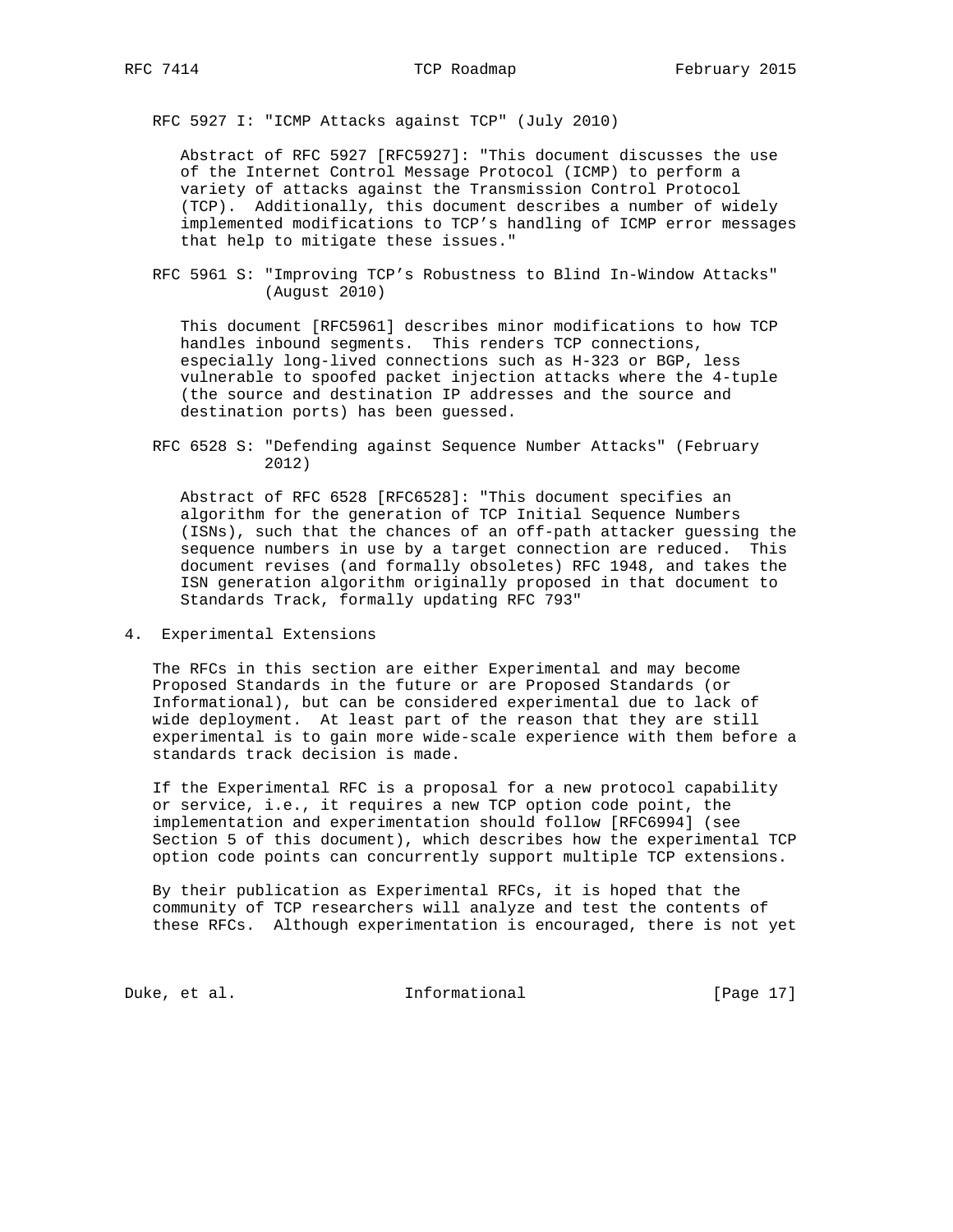RFC 5927 I: "ICMP Attacks against TCP" (July 2010)

Abstract of RFC 5927 [RFC5927]: "This document discusses the use of the Internet Control Message Protocol (ICMP) to perform a variety of attacks against the Transmission Control Protocol (TCP). Additionally, this document describes a number of widely implemented modifications to TCP's handling of ICMP error messages that help to mitigate these issues."

RFC 5961 S: "Improving TCP's Robustness to Blind In-Window Attacks" (August 2010)

This document [RFC5961] describes minor modifications to how TCP handles inbound segments. This renders TCP connections, especially long-lived connections such as H-323 or BGP, less vulnerable to spoofed packet injection attacks where the 4-tuple (the source and destination IP addresses and the source and destination ports) has been guessed.

RFC 6528 S: "Defending against Sequence Number Attacks" (February 2012)

Abstract of RFC 6528 [RFC6528]: "This document specifies an algorithm for the generation of TCP Initial Sequence Numbers (ISNs), such that the chances of an off-path attacker guessing the sequence numbers in use by a target connection are reduced. This document revises (and formally obsoletes) RFC 1948, and takes the ISN generation algorithm originally proposed in that document to Standards Track, formally updating RFC 793"

## 4. Experimental Extensions

The RFCs in this section are either Experimental and may become Proposed Standards in the future or are Proposed Standards (or Informational), but can be considered experimental due to lack of wide deployment. At least part of the reason that they are still experimental is to gain more wide-scale experience with them before a standards track decision is made.

If the Experimental RFC is a proposal for a new protocol capability or service, i.e., it requires a new TCP option code point, the implementation and experimentation should follow [RFC6994] (see Section 5 of this document), which describes how the experimental TCP option code points can concurrently support multiple TCP extensions.

By their publication as Experimental RFCs, it is hoped that the community of TCP researchers will analyze and test the contents of these RFCs. Although experimentation is encouraged, there is not yet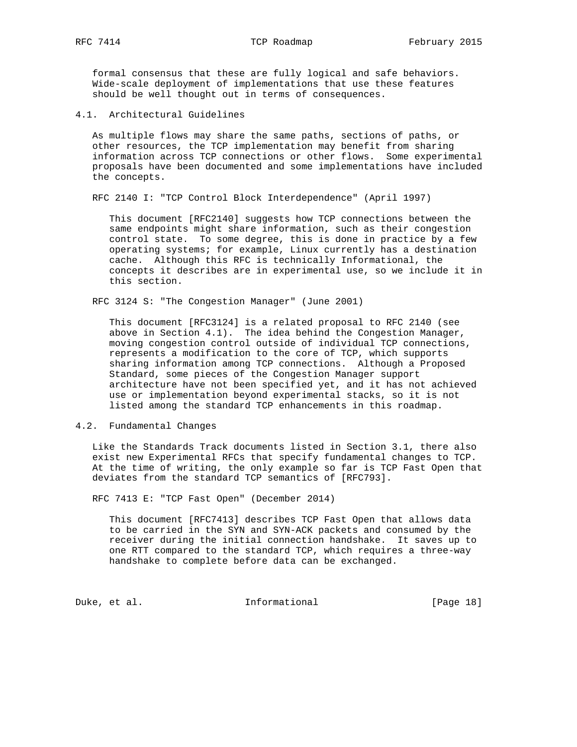formal consensus that these are fully logical and safe behaviors. Wide-scale deployment of implementations that use these features should be well thought out in terms of consequences.

## 4.1. Architectural Guidelines

As multiple flows may share the same paths, sections of paths, or other resources, the TCP implementation may benefit from sharing information across TCP connections or other flows. Some experimental proposals have been documented and some implementations have included the concepts.

RFC 2140 I: "TCP Control Block Interdependence" (April 1997)

This document [RFC2140] suggests how TCP connections between the same endpoints might share information, such as their congestion control state. To some degree, this is done in practice by a few operating systems; for example, Linux currently has a destination cache. Although this RFC is technically Informational, the concepts it describes are in experimental use, so we include it in this section.

RFC 3124 S: "The Congestion Manager" (June 2001)

This document [RFC3124] is a related proposal to RFC 2140 (see above in Section 4.1). The idea behind the Congestion Manager, moving congestion control outside of individual TCP connections, represents a modification to the core of TCP, which supports sharing information among TCP connections. Although a Proposed Standard, some pieces of the Congestion Manager support architecture have not been specified yet, and it has not achieved use or implementation beyond experimental stacks, so it is not listed among the standard TCP enhancements in this roadmap.

## 4.2. Fundamental Changes

Like the Standards Track documents listed in Section 3.1, there also exist new Experimental RFCs that specify fundamental changes to TCP. At the time of writing, the only example so far is TCP Fast Open that deviates from the standard TCP semantics of [RFC793].

RFC 7413 E: "TCP Fast Open" (December 2014)

This document [RFC7413] describes TCP Fast Open that allows data to be carried in the SYN and SYN-ACK packets and consumed by the receiver during the initial connection handshake. It saves up to one RTT compared to the standard TCP, which requires a three-way handshake to complete before data can be exchanged.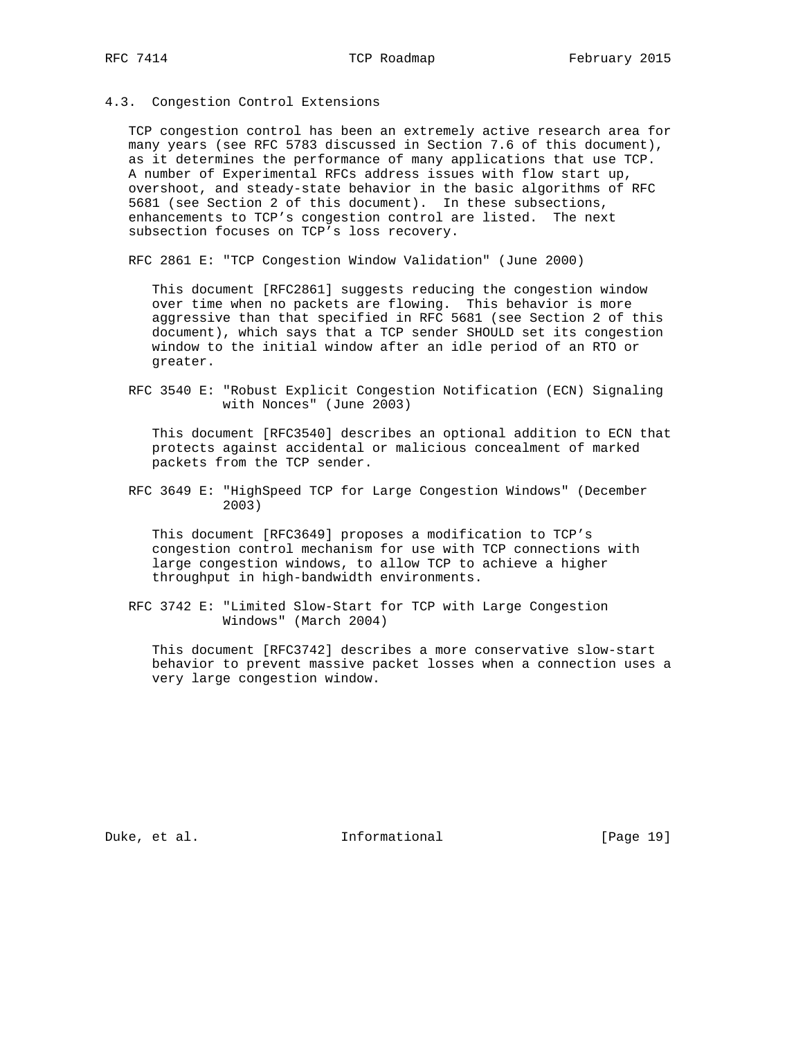### 4.3. Congestion Control Extensions

TCP congestion control has been an extremely active research area for many years (see RFC 5783 discussed in Section 7.6 of this document), as it determines the performance of many applications that use TCP. A number of Experimental RFCs address issues with flow start up, overshoot, and steady-state behavior in the basic algorithms of RFC 5681 (see Section 2 of this document). In these subsections, enhancements to TCP's congestion control are listed. The next subsection focuses on TCP's loss recovery.

RFC 2861 E: "TCP Congestion Window Validation" (June 2000)

This document [RFC2861] suggests reducing the congestion window over time when no packets are flowing. This behavior is more aggressive than that specified in RFC 5681 (see Section 2 of this document), which says that a TCP sender SHOULD set its congestion window to the initial window after an idle period of an RTO or greater.

RFC 3540 E: "Robust Explicit Congestion Notification (ECN) Signaling with Nonces" (June 2003)

This document [RFC3540] describes an optional addition to ECN that protects against accidental or malicious concealment of marked packets from the TCP sender.

RFC 3649 E: "HighSpeed TCP for Large Congestion Windows" (December 2003)

This document [RFC3649] proposes a modification to TCP's congestion control mechanism for use with TCP connections with large congestion windows, to allow TCP to achieve a higher throughput in high-bandwidth environments.

RFC 3742 E: "Limited Slow-Start for TCP with Large Congestion Windows" (March 2004)

This document [RFC3742] describes a more conservative slow-start behavior to prevent massive packet losses when a connection uses a very large congestion window.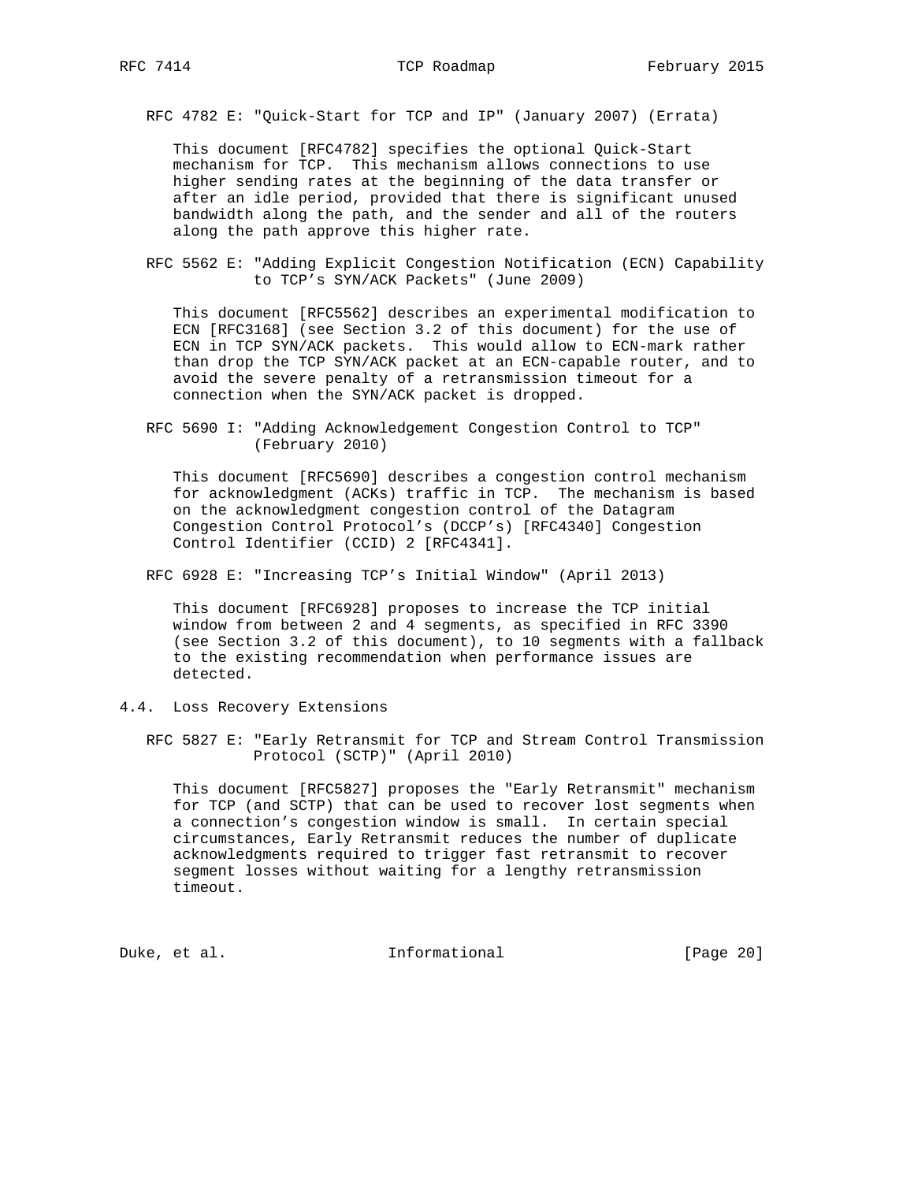RFC 4782 E: "Quick-Start for TCP and IP" (January 2007) (Errata)

This document [RFC4782] specifies the optional Quick-Start mechanism for TCP. This mechanism allows connections to use higher sending rates at the beginning of the data transfer or after an idle period, provided that there is significant unused bandwidth along the path, and the sender and all of the routers along the path approve this higher rate.

RFC 5562 E: "Adding Explicit Congestion Notification (ECN) Capability to TCP's SYN/ACK Packets" (June 2009)

This document [RFC5562] describes an experimental modification to ECN [RFC3168] (see Section 3.2 of this document) for the use of ECN in TCP SYN/ACK packets. This would allow to ECN-mark rather than drop the TCP SYN/ACK packet at an ECN-capable router, and to avoid the severe penalty of a retransmission timeout for a connection when the SYN/ACK packet is dropped.

RFC 5690 I: "Adding Acknowledgement Congestion Control to TCP" (February 2010)

This document [RFC5690] describes a congestion control mechanism for acknowledgment (ACKs) traffic in TCP. The mechanism is based on the acknowledgment congestion control of the Datagram Congestion Control Protocol's (DCCP's) [RFC4340] Congestion Control Identifier (CCID) 2 [RFC4341].

RFC 6928 E: "Increasing TCP's Initial Window" (April 2013)

This document [RFC6928] proposes to increase the TCP initial window from between 2 and 4 segments, as specified in RFC 3390 (see Section 3.2 of this document), to 10 segments with a fallback to the existing recommendation when performance issues are detected.

## 4.4. Loss Recovery Extensions

RFC 5827 E: "Early Retransmit for TCP and Stream Control Transmission Protocol (SCTP)" (April 2010)

This document [RFC5827] proposes the "Early Retransmit" mechanism for TCP (and SCTP) that can be used to recover lost segments when a connection's congestion window is small. In certain special circumstances, Early Retransmit reduces the number of duplicate acknowledgments required to trigger fast retransmit to recover segment losses without waiting for a lengthy retransmission timeout.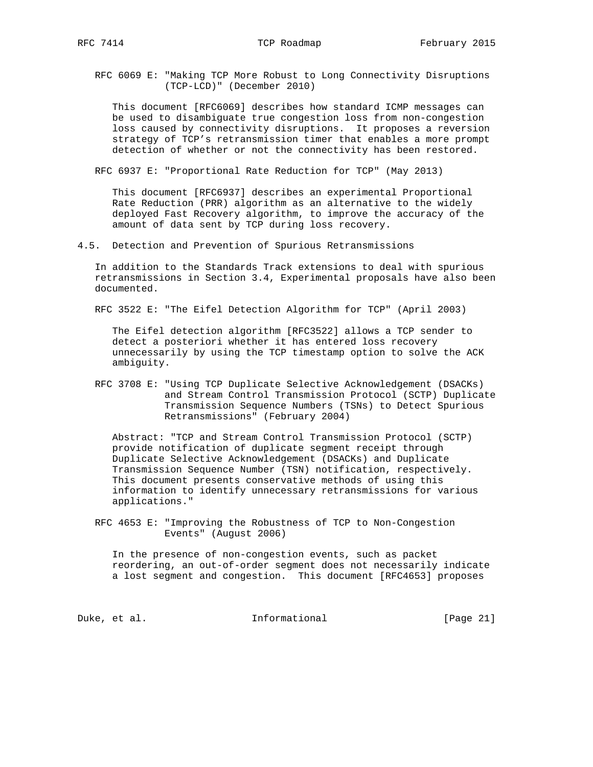RFC 6069 E: "Making TCP More Robust to Long Connectivity Disruptions (TCP-LCD)" (December 2010)

This document [RFC6069] describes how standard ICMP messages can be used to disambiguate true congestion loss from non-congestion loss caused by connectivity disruptions. It proposes a reversion strategy of TCP's retransmission timer that enables a more prompt detection of whether or not the connectivity has been restored.

RFC 6937 E: "Proportional Rate Reduction for TCP" (May 2013)

This document [RFC6937] describes an experimental Proportional Rate Reduction (PRR) algorithm as an alternative to the widely deployed Fast Recovery algorithm, to improve the accuracy of the amount of data sent by TCP during loss recovery.

## 4.5. Detection and Prevention of Spurious Retransmissions

In addition to the Standards Track extensions to deal with spurious retransmissions in Section 3.4, Experimental proposals have also been documented.

RFC 3522 E: "The Eifel Detection Algorithm for TCP" (April 2003)

The Eifel detection algorithm [RFC3522] allows a TCP sender to detect a posteriori whether it has entered loss recovery unnecessarily by using the TCP timestamp option to solve the ACK ambiguity.

RFC 3708 E: "Using TCP Duplicate Selective Acknowledgement (DSACKs) and Stream Control Transmission Protocol (SCTP) Duplicate Transmission Sequence Numbers (TSNs) to Detect Spurious Retransmissions" (February 2004)

Abstract: "TCP and Stream Control Transmission Protocol (SCTP) provide notification of duplicate segment receipt through Duplicate Selective Acknowledgement (DSACKs) and Duplicate Transmission Sequence Number (TSN) notification, respectively. This document presents conservative methods of using this information to identify unnecessary retransmissions for various applications."

RFC 4653 E: "Improving the Robustness of TCP to Non-Congestion Events" (August 2006)

In the presence of non-congestion events, such as packet reordering, an out-of-order segment does not necessarily indicate a lost segment and congestion. This document [RFC4653] proposes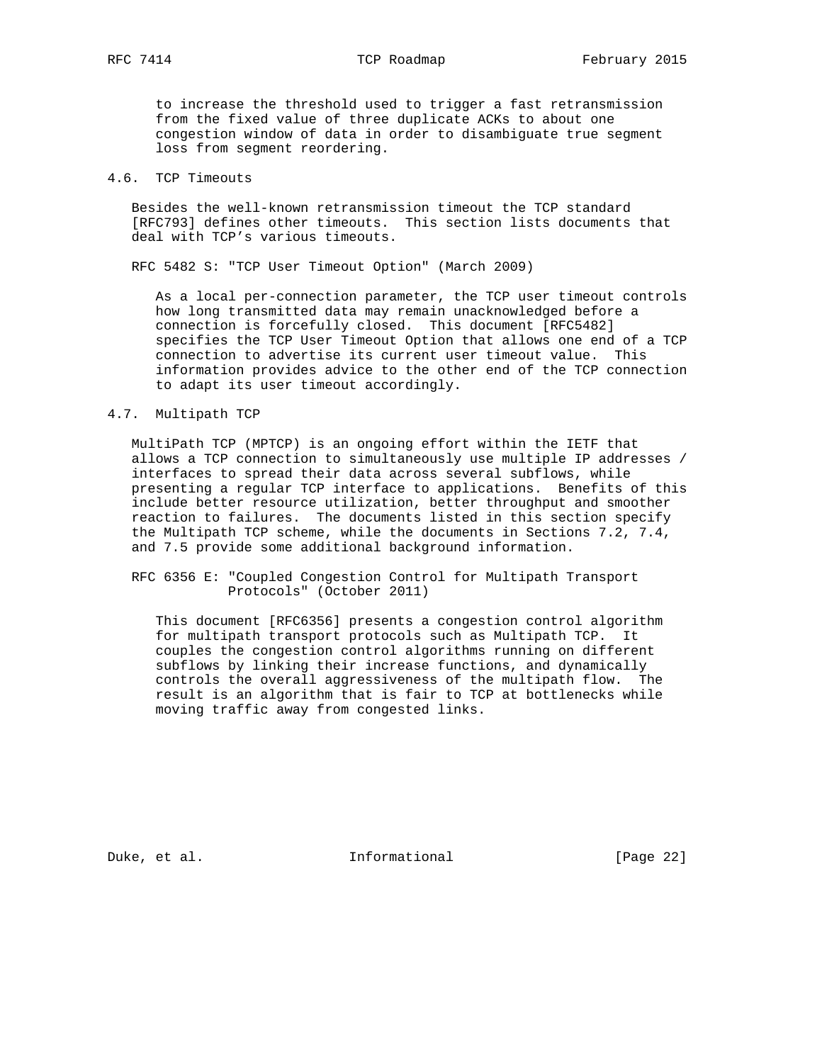to increase the threshold used to trigger a fast retransmission from the fixed value of three duplicate ACKs to about one congestion window of data in order to disambiguate true segment loss from segment reordering.

## 4.6. TCP Timeouts

Besides the well-known retransmission timeout the TCP standard [RFC793] defines other timeouts. This section lists documents that deal with TCP's various timeouts.

RFC 5482 S: "TCP User Timeout Option" (March 2009)

As a local per-connection parameter, the TCP user timeout controls how long transmitted data may remain unacknowledged before a connection is forcefully closed. This document [RFC5482] specifies the TCP User Timeout Option that allows one end of a TCP connection to advertise its current user timeout value. This information provides advice to the other end of the TCP connection to adapt its user timeout accordingly.

## 4.7. Multipath TCP

MultiPath TCP (MPTCP) is an ongoing effort within the IETF that allows a TCP connection to simultaneously use multiple IP addresses / interfaces to spread their data across several subflows, while presenting a regular TCP interface to applications. Benefits of this include better resource utilization, better throughput and smoother reaction to failures. The documents listed in this section specify the Multipath TCP scheme, while the documents in Sections 7.2, 7.4, and 7.5 provide some additional background information.

RFC 6356 E: "Coupled Congestion Control for Multipath Transport Protocols" (October 2011)

This document [RFC6356] presents a congestion control algorithm for multipath transport protocols such as Multipath TCP. It couples the congestion control algorithms running on different subflows by linking their increase functions, and dynamically controls the overall aggressiveness of the multipath flow. The result is an algorithm that is fair to TCP at bottlenecks while moving traffic away from congested links.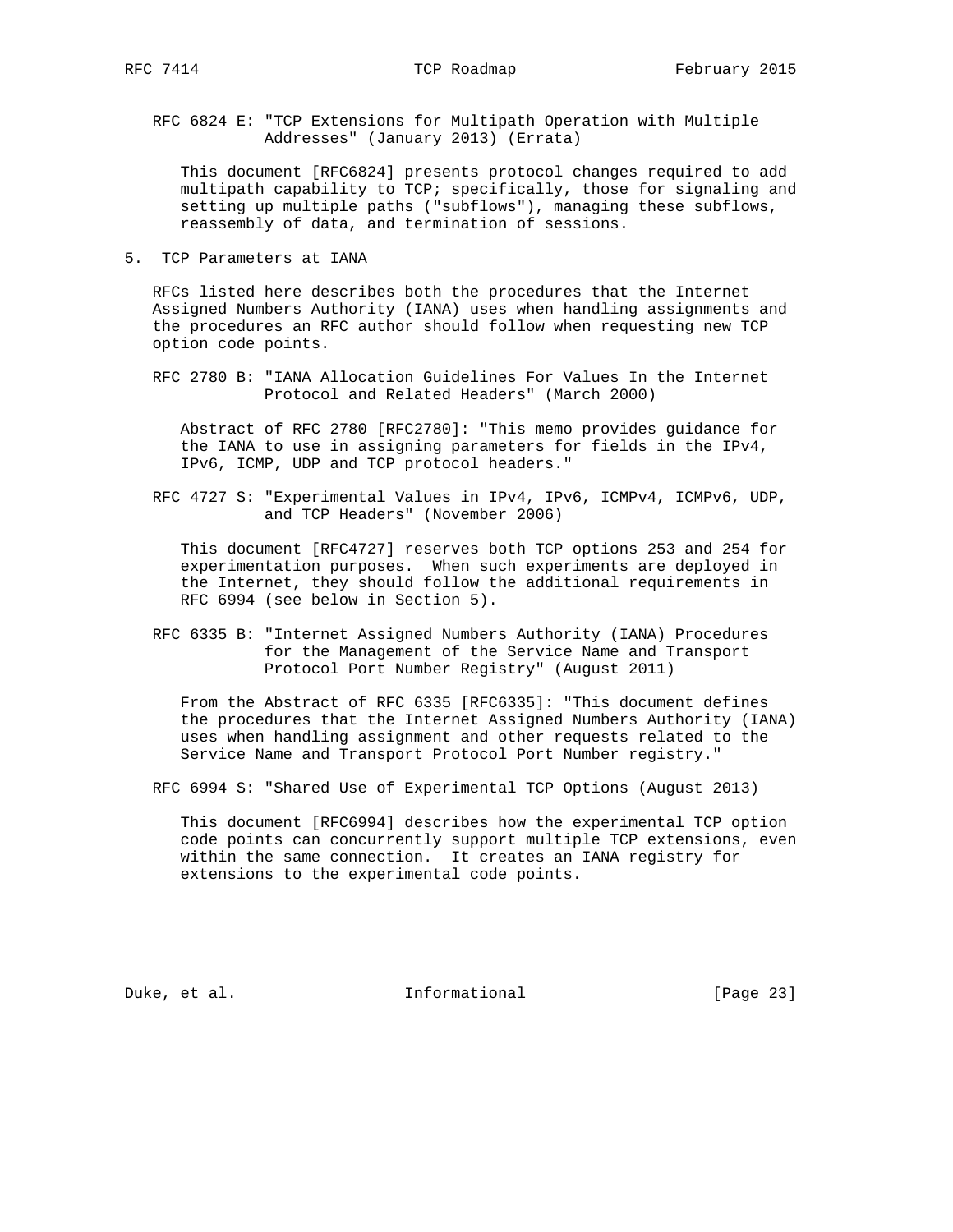RFC 6824 E: "TCP Extensions for Multipath Operation with Multiple Addresses" (January 2013) (Errata)

This document [RFC6824] presents protocol changes required to add multipath capability to TCP; specifically, those for signaling and setting up multiple paths ("subflows"), managing these subflows, reassembly of data, and termination of sessions.

## 5. TCP Parameters at IANA

RFCs listed here describes both the procedures that the Internet Assigned Numbers Authority (IANA) uses when handling assignments and the procedures an RFC author should follow when requesting new TCP option code points.

RFC 2780 B: "IANA Allocation Guidelines For Values In the Internet Protocol and Related Headers" (March 2000)

Abstract of RFC 2780 [RFC2780]: "This memo provides guidance for the IANA to use in assigning parameters for fields in the IPv4, IPv6, ICMP, UDP and TCP protocol headers."

RFC 4727 S: "Experimental Values in IPv4, IPv6, ICMPv4, ICMPv6, UDP, and TCP Headers" (November 2006)

This document [RFC4727] reserves both TCP options 253 and 254 for experimentation purposes. When such experiments are deployed in the Internet, they should follow the additional requirements in RFC 6994 (see below in Section 5).

RFC 6335 B: "Internet Assigned Numbers Authority (IANA) Procedures for the Management of the Service Name and Transport Protocol Port Number Registry" (August 2011)

From the Abstract of RFC 6335 [RFC6335]: "This document defines the procedures that the Internet Assigned Numbers Authority (IANA) uses when handling assignment and other requests related to the Service Name and Transport Protocol Port Number registry."

RFC 6994 S: "Shared Use of Experimental TCP Options (August 2013)

This document [RFC6994] describes how the experimental TCP option code points can concurrently support multiple TCP extensions, even within the same connection. It creates an IANA registry for extensions to the experimental code points.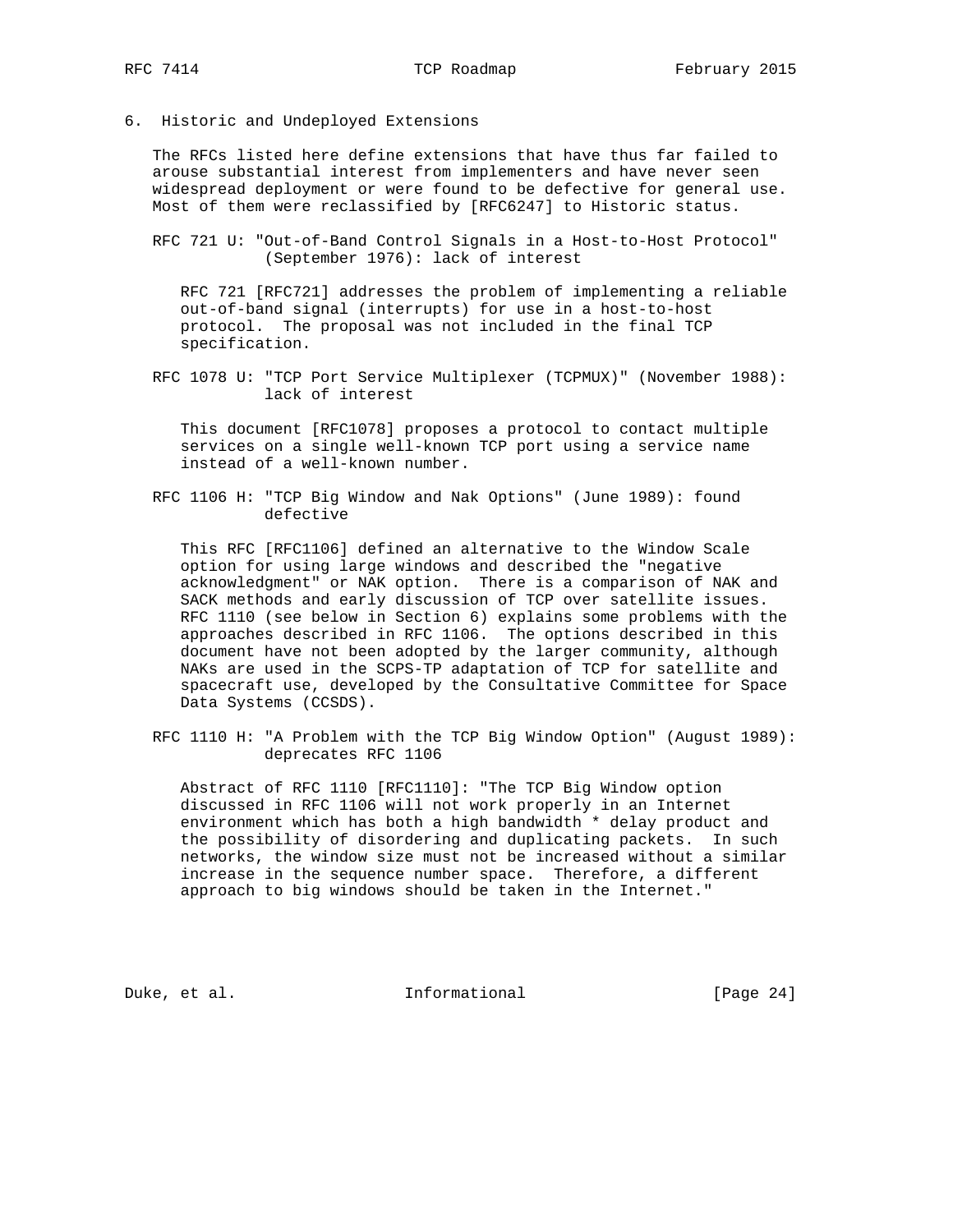## 6. Historic and Undeployed Extensions

The RFCs listed here define extensions that have thus far failed to arouse substantial interest from implementers and have never seen widespread deployment or were found to be defective for general use. Most of them were reclassified by [RFC6247] to Historic status.

RFC 721 U: "Out-of-Band Control Signals in a Host-to-Host Protocol" (September 1976): lack of interest

RFC 721 [RFC721] addresses the problem of implementing a reliable out-of-band signal (interrupts) for use in a host-to-host protocol. The proposal was not included in the final TCP specification.

RFC 1078 U: "TCP Port Service Multiplexer (TCPMUX)" (November 1988): lack of interest

This document [RFC1078] proposes a protocol to contact multiple services on a single well-known TCP port using a service name instead of a well-known number.

RFC 1106 H: "TCP Big Window and Nak Options" (June 1989): found defective

This RFC [RFC1106] defined an alternative to the Window Scale option for using large windows and described the "negative acknowledgment" or NAK option. There is a comparison of NAK and SACK methods and early discussion of TCP over satellite issues. RFC 1110 (see below in Section 6) explains some problems with the approaches described in RFC 1106. The options described in this document have not been adopted by the larger community, although NAKs are used in the SCPS-TP adaptation of TCP for satellite and spacecraft use, developed by the Consultative Committee for Space Data Systems (CCSDS).

RFC 1110 H: "A Problem with the TCP Big Window Option" (August 1989): deprecates RFC 1106

Abstract of RFC 1110 [RFC1110]: "The TCP Big Window option discussed in RFC 1106 will not work properly in an Internet environment which has both a high bandwidth * delay product and the possibility of disordering and duplicating packets. In such networks, the window size must not be increased without a similar increase in the sequence number space. Therefore, a different approach to big windows should be taken in the Internet."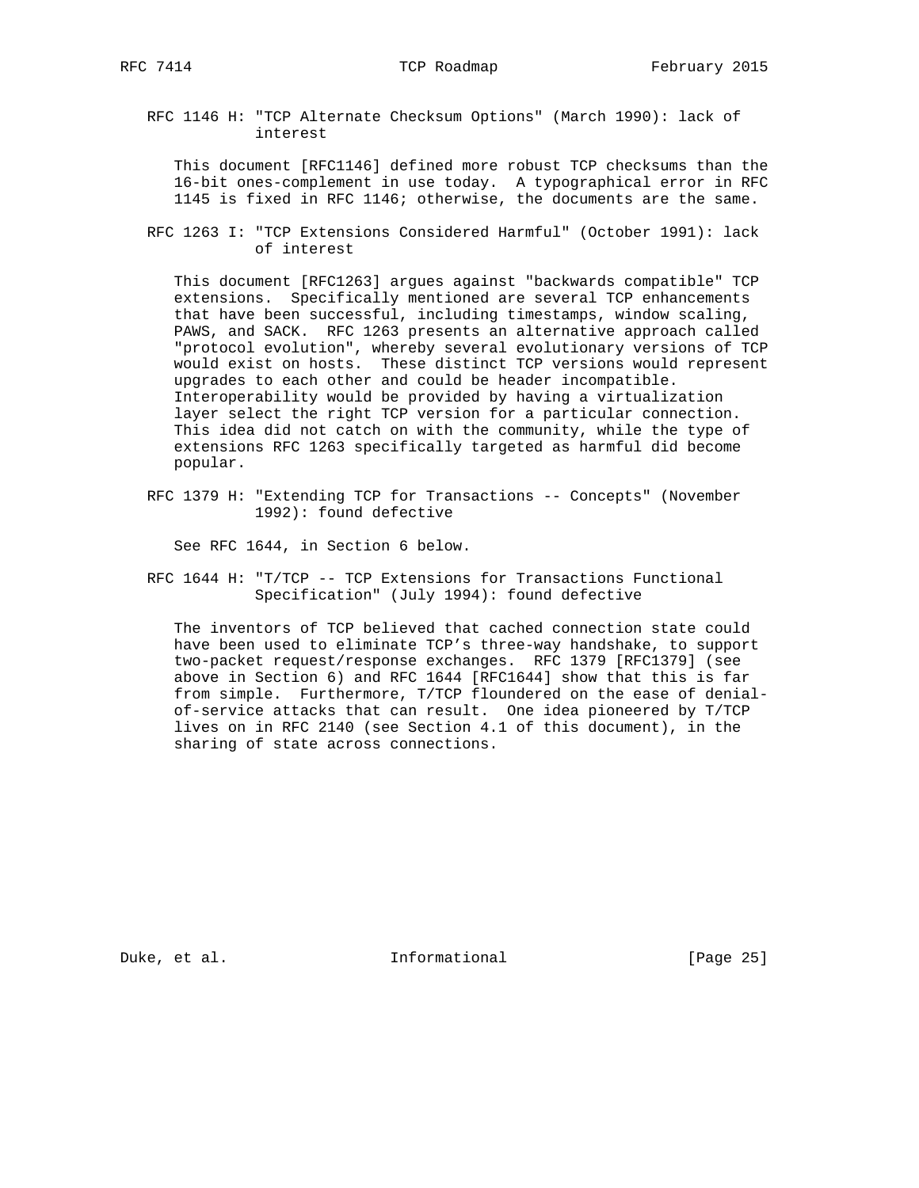RFC 1146 H: "TCP Alternate Checksum Options" (March 1990): lack of interest

This document [RFC1146] defined more robust TCP checksums than the 16-bit ones-complement in use today. A typographical error in RFC 1145 is fixed in RFC 1146; otherwise, the documents are the same.

RFC 1263 I: "TCP Extensions Considered Harmful" (October 1991): lack of interest

This document [RFC1263] argues against "backwards compatible" TCP extensions. Specifically mentioned are several TCP enhancements that have been successful, including timestamps, window scaling, PAWS, and SACK. RFC 1263 presents an alternative approach called "protocol evolution", whereby several evolutionary versions of TCP would exist on hosts. These distinct TCP versions would represent upgrades to each other and could be header incompatible. Interoperability would be provided by having a virtualization layer select the right TCP version for a particular connection. This idea did not catch on with the community, while the type of extensions RFC 1263 specifically targeted as harmful did become popular.

RFC 1379 H: "Extending TCP for Transactions -- Concepts" (November 1992): found defective

See RFC 1644, in Section 6 below.

RFC 1644 H: "T/TCP -- TCP Extensions for Transactions Functional Specification" (July 1994): found defective

The inventors of TCP believed that cached connection state could have been used to eliminate TCP's three-way handshake, to support two-packet request/response exchanges. RFC 1379 [RFC1379] (see above in Section 6) and RFC 1644 [RFC1644] show that this is far from simple. Furthermore, T/TCP floundered on the ease of denial-of-service attacks that can result. One idea pioneered by T/TCP lives on in RFC 2140 (see Section 4.1 of this document), in the sharing of state across connections.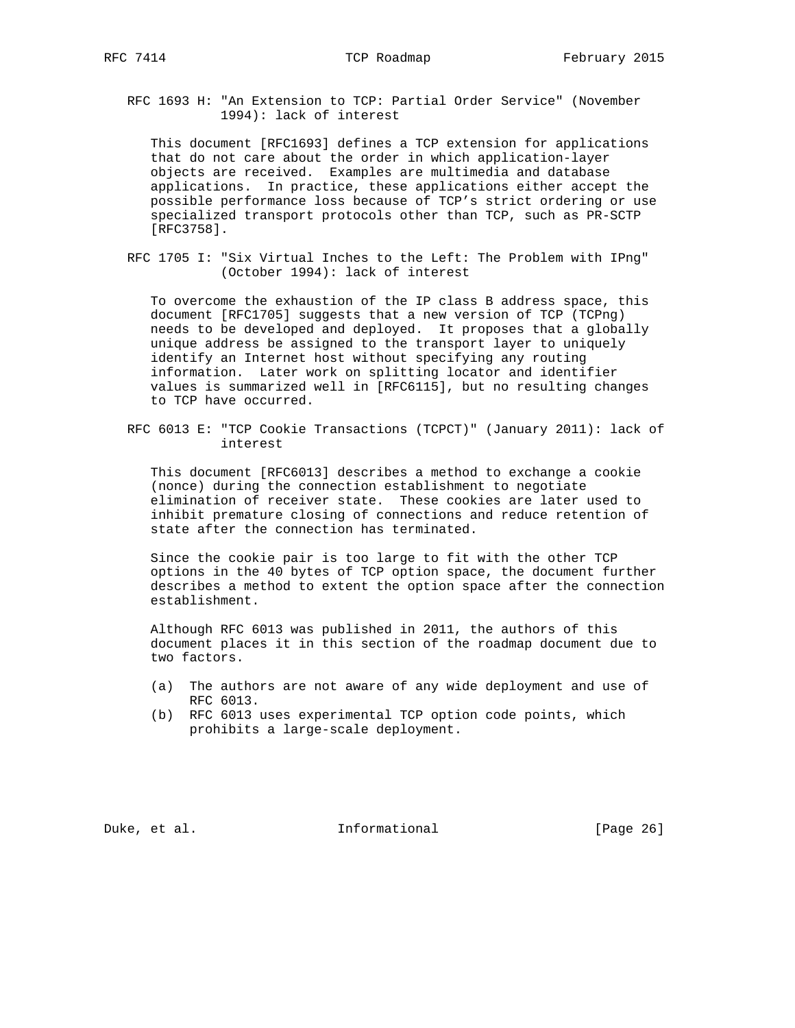RFC 1693 H: "An Extension to TCP: Partial Order Service" (November 1994): lack of interest

This document [RFC1693] defines a TCP extension for applications that do not care about the order in which application-layer objects are received. Examples are multimedia and database applications. In practice, these applications either accept the possible performance loss because of TCP's strict ordering or use specialized transport protocols other than TCP, such as PR-SCTP [RFC3758].

RFC 1705 I: "Six Virtual Inches to the Left: The Problem with IPng" (October 1994): lack of interest

To overcome the exhaustion of the IP class B address space, this document [RFC1705] suggests that a new version of TCP (TCPng) needs to be developed and deployed. It proposes that a globally unique address be assigned to the transport layer to uniquely identify an Internet host without specifying any routing information. Later work on splitting locator and identifier values is summarized well in [RFC6115], but no resulting changes to TCP have occurred.

RFC 6013 E: "TCP Cookie Transactions (TCPCT)" (January 2011): lack of interest

This document [RFC6013] describes a method to exchange a cookie (nonce) during the connection establishment to negotiate elimination of receiver state. These cookies are later used to inhibit premature closing of connections and reduce retention of state after the connection has terminated.

Since the cookie pair is too large to fit with the other TCP options in the 40 bytes of TCP option space, the document further describes a method to extent the option space after the connection establishment.

Although RFC 6013 was published in 2011, the authors of this document places it in this section of the roadmap document due to two factors.

(a) The authors are not aware of any wide deployment and use of RFC 6013.
(b) RFC 6013 uses experimental TCP option code points, which prohibits a large-scale deployment.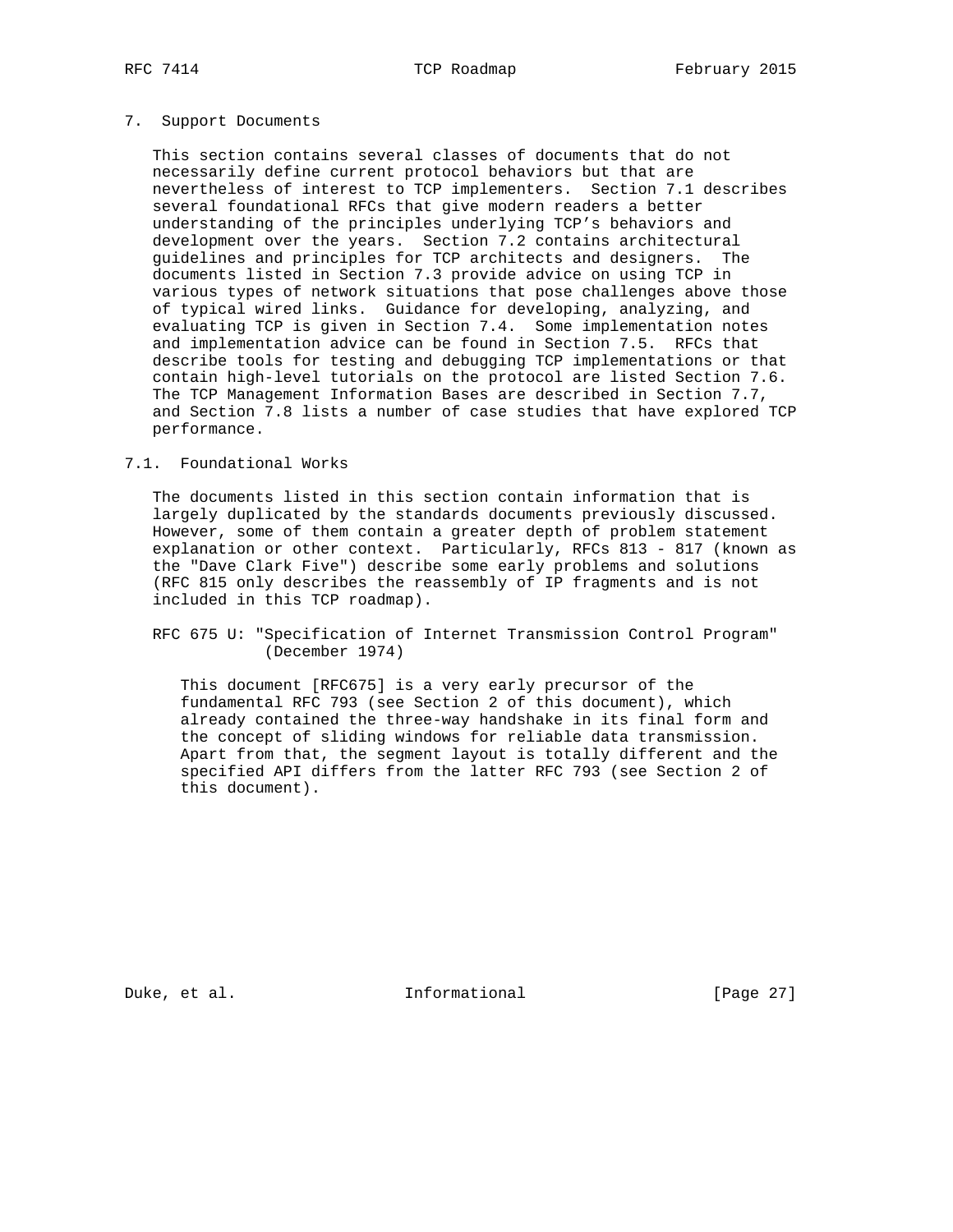## 7. Support Documents

This section contains several classes of documents that do not necessarily define current protocol behaviors but that are nevertheless of interest to TCP implementers. Section 7.1 describes several foundational RFCs that give modern readers a better understanding of the principles underlying TCP's behaviors and development over the years. Section 7.2 contains architectural guidelines and principles for TCP architects and designers. The documents listed in Section 7.3 provide advice on using TCP in various types of network situations that pose challenges above those of typical wired links. Guidance for developing, analyzing, and evaluating TCP is given in Section 7.4. Some implementation notes and implementation advice can be found in Section 7.5. RFCs that describe tools for testing and debugging TCP implementations or that contain high-level tutorials on the protocol are listed Section 7.6. The TCP Management Information Bases are described in Section 7.7, and Section 7.8 lists a number of case studies that have explored TCP performance.

### 7.1. Foundational Works

The documents listed in this section contain information that is largely duplicated by the standards documents previously discussed. However, some of them contain a greater depth of problem statement explanation or other context. Particularly, RFCs 813 - 817 (known as the "Dave Clark Five") describe some early problems and solutions (RFC 815 only describes the reassembly of IP fragments and is not included in this TCP roadmap).

RFC 675 U: "Specification of Internet Transmission Control Program" (December 1974)

This document [RFC675] is a very early precursor of the fundamental RFC 793 (see Section 2 of this document), which already contained the three-way handshake in its final form and the concept of sliding windows for reliable data transmission. Apart from that, the segment layout is totally different and the specified API differs from the latter RFC 793 (see Section 2 of this document).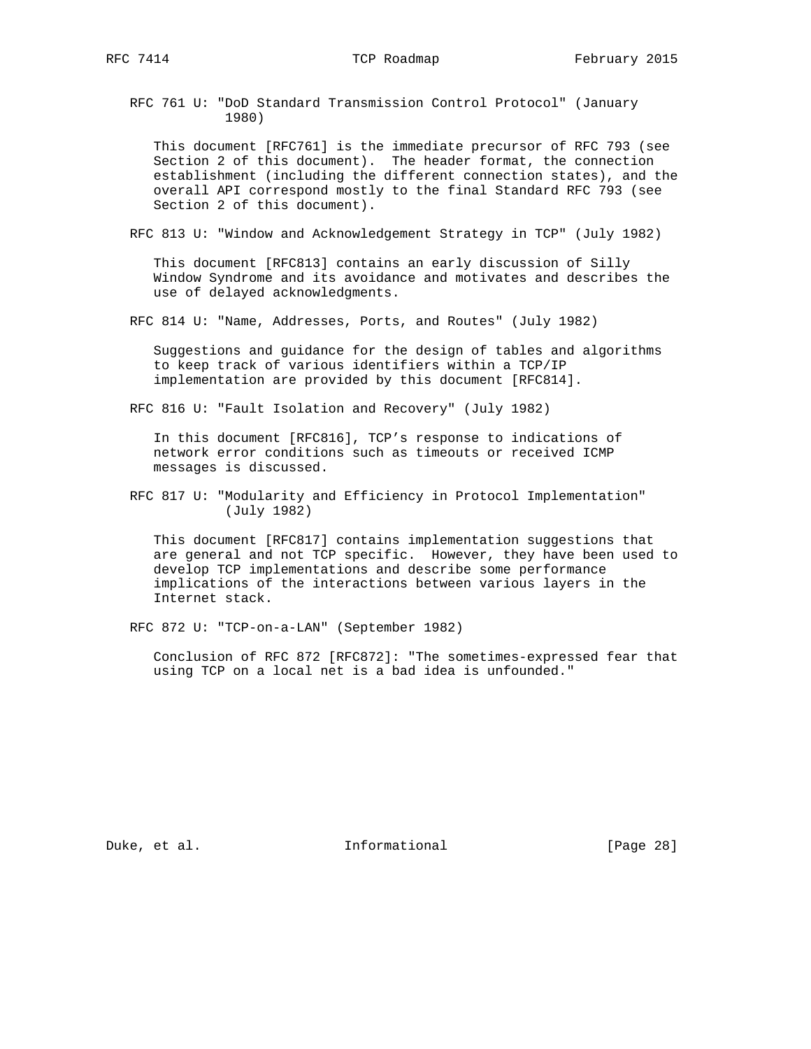RFC 761 U: "DoD Standard Transmission Control Protocol" (January 1980)

This document [RFC761] is the immediate precursor of RFC 793 (see Section 2 of this document). The header format, the connection establishment (including the different connection states), and the overall API correspond mostly to the final Standard RFC 793 (see Section 2 of this document).

RFC 813 U: "Window and Acknowledgement Strategy in TCP" (July 1982)

This document [RFC813] contains an early discussion of Silly Window Syndrome and its avoidance and motivates and describes the use of delayed acknowledgments.

RFC 814 U: "Name, Addresses, Ports, and Routes" (July 1982)

Suggestions and guidance for the design of tables and algorithms to keep track of various identifiers within a TCP/IP implementation are provided by this document [RFC814].

RFC 816 U: "Fault Isolation and Recovery" (July 1982)

In this document [RFC816], TCP's response to indications of network error conditions such as timeouts or received ICMP messages is discussed.

RFC 817 U: "Modularity and Efficiency in Protocol Implementation" (July 1982)

This document [RFC817] contains implementation suggestions that are general and not TCP specific. However, they have been used to develop TCP implementations and describe some performance implications of the interactions between various layers in the Internet stack.

RFC 872 U: "TCP-on-a-LAN" (September 1982)

Conclusion of RFC 872 [RFC872]: "The sometimes-expressed fear that using TCP on a local net is a bad idea is unfounded."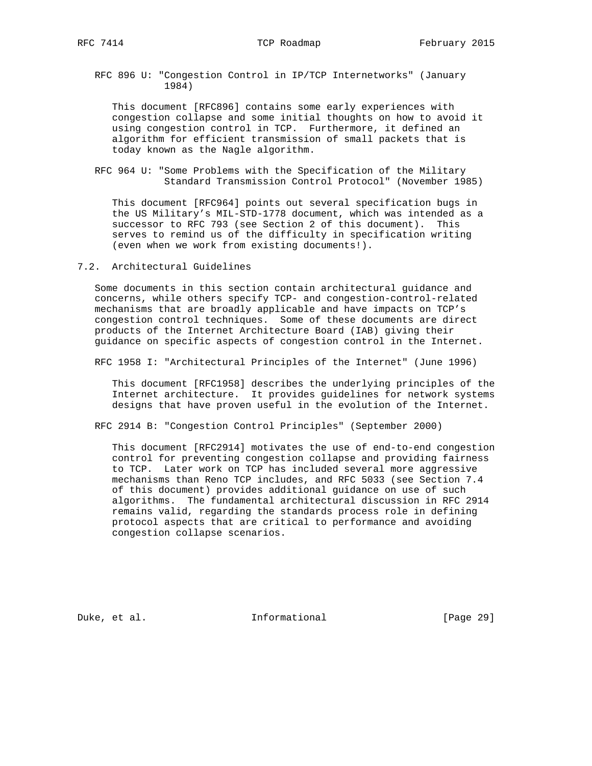RFC 896 U: "Congestion Control in IP/TCP Internetworks" (January 1984)

This document [RFC896] contains some early experiences with congestion collapse and some initial thoughts on how to avoid it using congestion control in TCP. Furthermore, it defined an algorithm for efficient transmission of small packets that is today known as the Nagle algorithm.

RFC 964 U: "Some Problems with the Specification of the Military Standard Transmission Control Protocol" (November 1985)

This document [RFC964] points out several specification bugs in the US Military's MIL-STD-1778 document, which was intended as a successor to RFC 793 (see Section 2 of this document). This serves to remind us of the difficulty in specification writing (even when we work from existing documents!).

### 7.2. Architectural Guidelines

Some documents in this section contain architectural guidance and concerns, while others specify TCP- and congestion-control-related mechanisms that are broadly applicable and have impacts on TCP's congestion control techniques. Some of these documents are direct products of the Internet Architecture Board (IAB) giving their guidance on specific aspects of congestion control in the Internet.

RFC 1958 I: "Architectural Principles of the Internet" (June 1996)

This document [RFC1958] describes the underlying principles of the Internet architecture. It provides guidelines for network systems designs that have proven useful in the evolution of the Internet.

RFC 2914 B: "Congestion Control Principles" (September 2000)

This document [RFC2914] motivates the use of end-to-end congestion control for preventing congestion collapse and providing fairness to TCP. Later work on TCP has included several more aggressive mechanisms than Reno TCP includes, and RFC 5033 (see Section 7.4 of this document) provides additional guidance on use of such algorithms. The fundamental architectural discussion in RFC 2914 remains valid, regarding the standards process role in defining protocol aspects that are critical to performance and avoiding congestion collapse scenarios.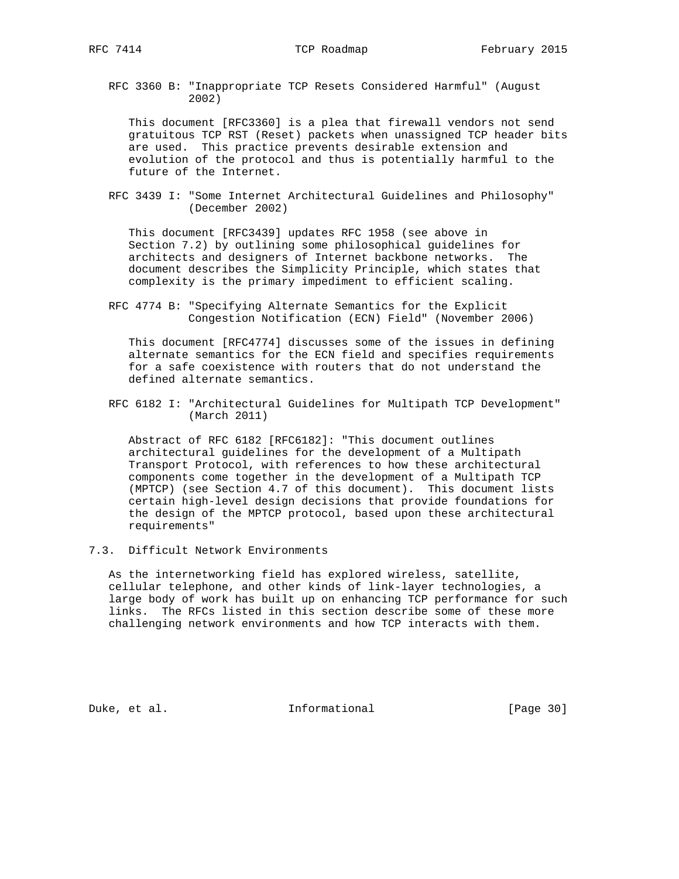RFC 3360 B: "Inappropriate TCP Resets Considered Harmful" (August 2002)

This document [RFC3360] is a plea that firewall vendors not send gratuitous TCP RST (Reset) packets when unassigned TCP header bits are used. This practice prevents desirable extension and evolution of the protocol and thus is potentially harmful to the future of the Internet.

RFC 3439 I: "Some Internet Architectural Guidelines and Philosophy" (December 2002)

This document [RFC3439] updates RFC 1958 (see above in Section 7.2) by outlining some philosophical guidelines for architects and designers of Internet backbone networks. The document describes the Simplicity Principle, which states that complexity is the primary impediment to efficient scaling.

RFC 4774 B: "Specifying Alternate Semantics for the Explicit Congestion Notification (ECN) Field" (November 2006)

This document [RFC4774] discusses some of the issues in defining alternate semantics for the ECN field and specifies requirements for a safe coexistence with routers that do not understand the defined alternate semantics.

RFC 6182 I: "Architectural Guidelines for Multipath TCP Development" (March 2011)

Abstract of RFC 6182 [RFC6182]: "This document outlines architectural guidelines for the development of a Multipath Transport Protocol, with references to how these architectural components come together in the development of a Multipath TCP (MPTCP) (see Section 4.7 of this document). This document lists certain high-level design decisions that provide foundations for the design of the MPTCP protocol, based upon these architectural requirements"

## 7.3. Difficult Network Environments

As the internetworking field has explored wireless, satellite, cellular telephone, and other kinds of link-layer technologies, a large body of work has built up on enhancing TCP performance for such links. The RFCs listed in this section describe some of these more challenging network environments and how TCP interacts with them.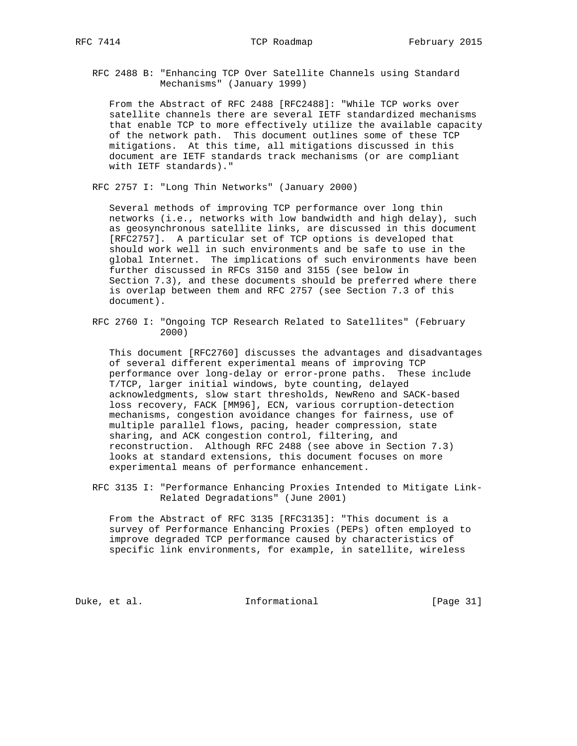RFC 2488 B: "Enhancing TCP Over Satellite Channels using Standard Mechanisms" (January 1999)

From the Abstract of RFC 2488 [RFC2488]: "While TCP works over satellite channels there are several IETF standardized mechanisms that enable TCP to more effectively utilize the available capacity of the network path. This document outlines some of these TCP mitigations. At this time, all mitigations discussed in this document are IETF standards track mechanisms (or are compliant with IETF standards)."

RFC 2757 I: "Long Thin Networks" (January 2000)

Several methods of improving TCP performance over long thin networks (i.e., networks with low bandwidth and high delay), such as geosynchronous satellite links, are discussed in this document [RFC2757]. A particular set of TCP options is developed that should work well in such environments and be safe to use in the global Internet. The implications of such environments have been further discussed in RFCs 3150 and 3155 (see below in Section 7.3), and these documents should be preferred where there is overlap between them and RFC 2757 (see Section 7.3 of this document).

RFC 2760 I: "Ongoing TCP Research Related to Satellites" (February 2000)

This document [RFC2760] discusses the advantages and disadvantages of several different experimental means of improving TCP performance over long-delay or error-prone paths. These include T/TCP, larger initial windows, byte counting, delayed acknowledgments, slow start thresholds, NewReno and SACK-based loss recovery, FACK [MM96], ECN, various corruption-detection mechanisms, congestion avoidance changes for fairness, use of multiple parallel flows, pacing, header compression, state sharing, and ACK congestion control, filtering, and reconstruction. Although RFC 2488 (see above in Section 7.3) looks at standard extensions, this document focuses on more experimental means of performance enhancement.

RFC 3135 I: "Performance Enhancing Proxies Intended to Mitigate Link-Related Degradations" (June 2001)

From the Abstract of RFC 3135 [RFC3135]: "This document is a survey of Performance Enhancing Proxies (PEPs) often employed to improve degraded TCP performance caused by characteristics of specific link environments, for example, in satellite, wireless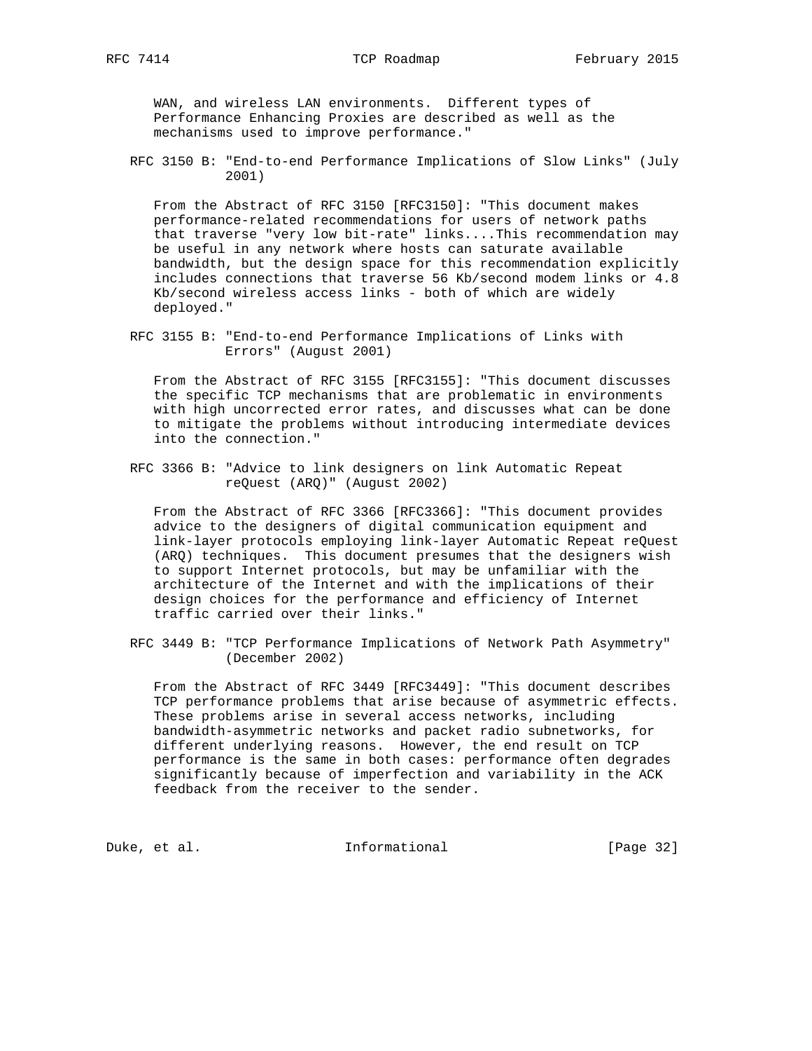WAN, and wireless LAN environments. Different types of Performance Enhancing Proxies are described as well as the mechanisms used to improve performance."

RFC 3150 B: "End-to-end Performance Implications of Slow Links" (July 2001)

From the Abstract of RFC 3150 [RFC3150]: "This document makes performance-related recommendations for users of network paths that traverse "very low bit-rate" links....This recommendation may be useful in any network where hosts can saturate available bandwidth, but the design space for this recommendation explicitly includes connections that traverse 56 Kb/second modem links or 4.8 Kb/second wireless access links - both of which are widely deployed."

RFC 3155 B: "End-to-end Performance Implications of Links with Errors" (August 2001)

From the Abstract of RFC 3155 [RFC3155]: "This document discusses the specific TCP mechanisms that are problematic in environments with high uncorrected error rates, and discusses what can be done to mitigate the problems without introducing intermediate devices into the connection."

RFC 3366 B: "Advice to link designers on link Automatic Repeat reQuest (ARQ)" (August 2002)

From the Abstract of RFC 3366 [RFC3366]: "This document provides advice to the designers of digital communication equipment and link-layer protocols employing link-layer Automatic Repeat reQuest (ARQ) techniques. This document presumes that the designers wish to support Internet protocols, but may be unfamiliar with the architecture of the Internet and with the implications of their design choices for the performance and efficiency of Internet traffic carried over their links."

RFC 3449 B: "TCP Performance Implications of Network Path Asymmetry" (December 2002)

From the Abstract of RFC 3449 [RFC3449]: "This document describes TCP performance problems that arise because of asymmetric effects. These problems arise in several access networks, including bandwidth-asymmetric networks and packet radio subnetworks, for different underlying reasons. However, the end result on TCP performance is the same in both cases: performance often degrades significantly because of imperfection and variability in the ACK feedback from the receiver to the sender.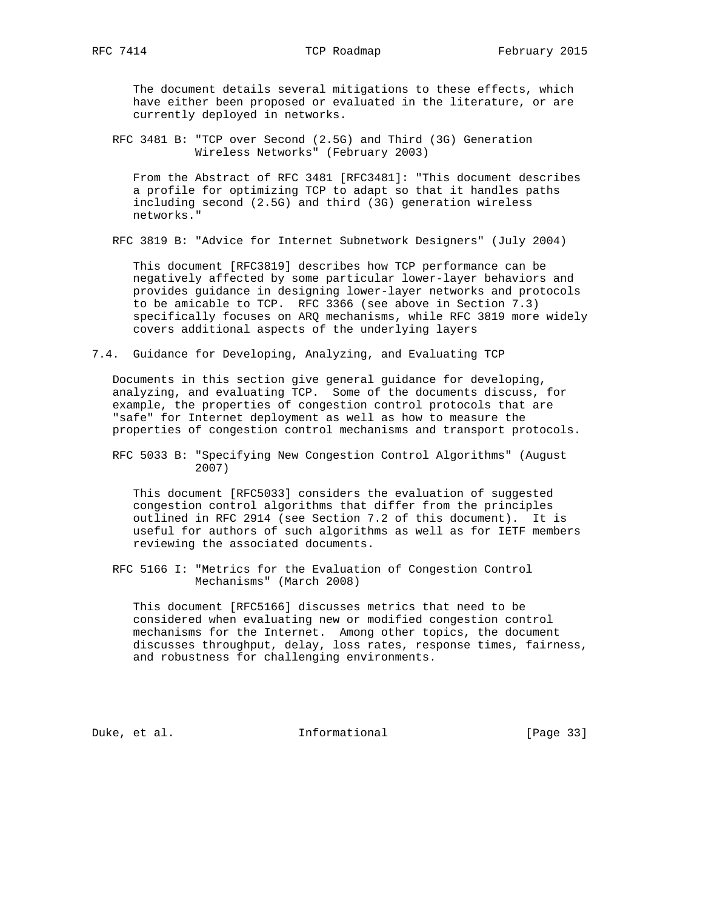The document details several mitigations to these effects, which have either been proposed or evaluated in the literature, or are currently deployed in networks.

RFC 3481 B: "TCP over Second (2.5G) and Third (3G) Generation Wireless Networks" (February 2003)

From the Abstract of RFC 3481 [RFC3481]: "This document describes a profile for optimizing TCP to adapt so that it handles paths including second (2.5G) and third (3G) generation wireless networks."

RFC 3819 B: "Advice for Internet Subnetwork Designers" (July 2004)

This document [RFC3819] describes how TCP performance can be negatively affected by some particular lower-layer behaviors and provides guidance in designing lower-layer networks and protocols to be amicable to TCP. RFC 3366 (see above in Section 7.3) specifically focuses on ARQ mechanisms, while RFC 3819 more widely covers additional aspects of the underlying layers

## 7.4. Guidance for Developing, Analyzing, and Evaluating TCP

Documents in this section give general guidance for developing, analyzing, and evaluating TCP. Some of the documents discuss, for example, the properties of congestion control protocols that are "safe" for Internet deployment as well as how to measure the properties of congestion control mechanisms and transport protocols.

RFC 5033 B: "Specifying New Congestion Control Algorithms" (August 2007)

This document [RFC5033] considers the evaluation of suggested congestion control algorithms that differ from the principles outlined in RFC 2914 (see Section 7.2 of this document). It is useful for authors of such algorithms as well as for IETF members reviewing the associated documents.

RFC 5166 I: "Metrics for the Evaluation of Congestion Control Mechanisms" (March 2008)

This document [RFC5166] discusses metrics that need to be considered when evaluating new or modified congestion control mechanisms for the Internet. Among other topics, the document discusses throughput, delay, loss rates, response times, fairness, and robustness for challenging environments.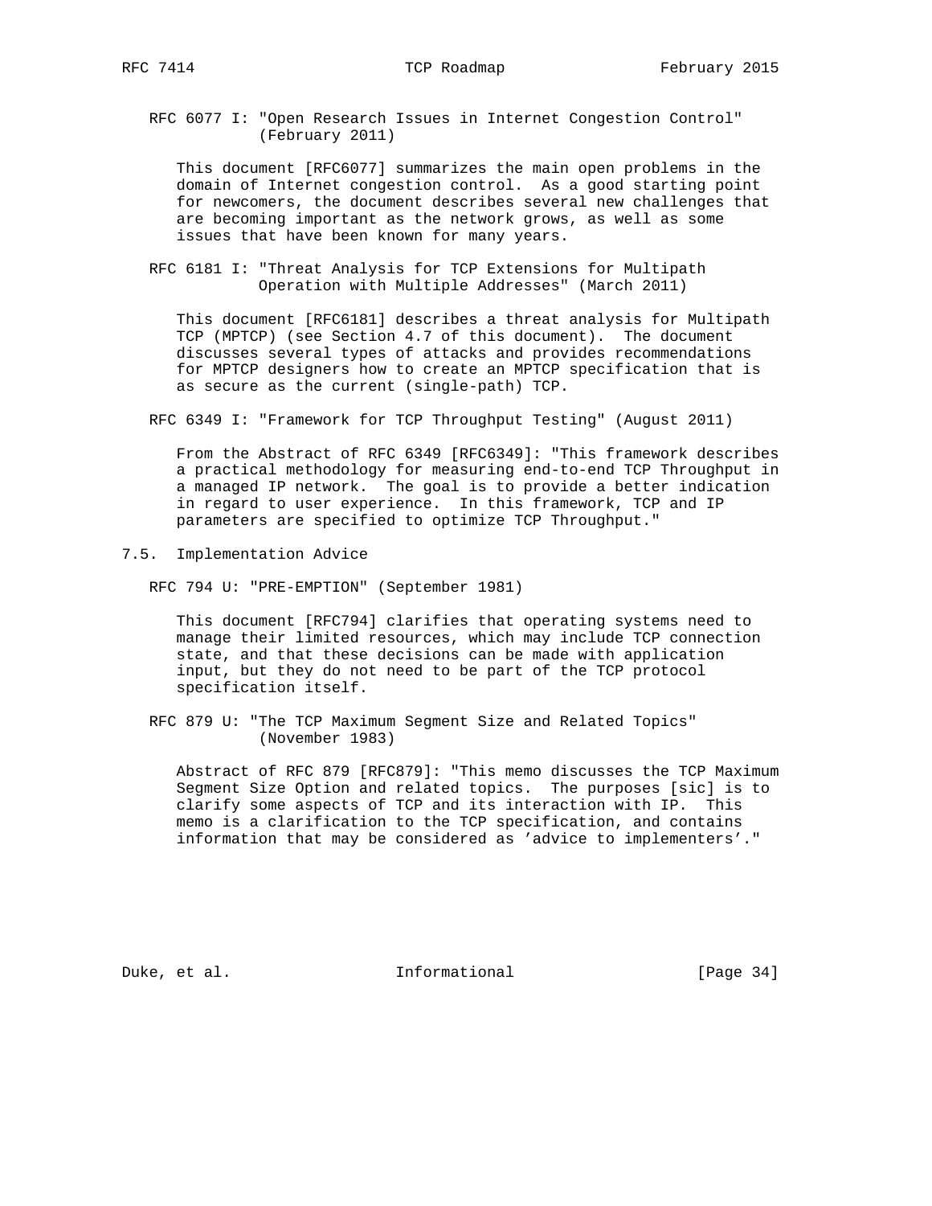RFC 6077 I: "Open Research Issues in Internet Congestion Control" (February 2011)

This document [RFC6077] summarizes the main open problems in the domain of Internet congestion control. As a good starting point for newcomers, the document describes several new challenges that are becoming important as the network grows, as well as some issues that have been known for many years.

RFC 6181 I: "Threat Analysis for TCP Extensions for Multipath Operation with Multiple Addresses" (March 2011)

This document [RFC6181] describes a threat analysis for Multipath TCP (MPTCP) (see Section 4.7 of this document). The document discusses several types of attacks and provides recommendations for MPTCP designers how to create an MPTCP specification that is as secure as the current (single-path) TCP.

RFC 6349 I: "Framework for TCP Throughput Testing" (August 2011)

From the Abstract of RFC 6349 [RFC6349]: "This framework describes a practical methodology for measuring end-to-end TCP Throughput in a managed IP network. The goal is to provide a better indication in regard to user experience. In this framework, TCP and IP parameters are specified to optimize TCP Throughput."

## 7.5. Implementation Advice

RFC 794 U: "PRE-EMPTION" (September 1981)

This document [RFC794] clarifies that operating systems need to manage their limited resources, which may include TCP connection state, and that these decisions can be made with application input, but they do not need to be part of the TCP protocol specification itself.

RFC 879 U: "The TCP Maximum Segment Size and Related Topics" (November 1983)

Abstract of RFC 879 [RFC879]: "This memo discusses the TCP Maximum Segment Size Option and related topics. The purposes [sic] is to clarify some aspects of TCP and its interaction with IP. This memo is a clarification to the TCP specification, and contains information that may be considered as 'advice to implementers'."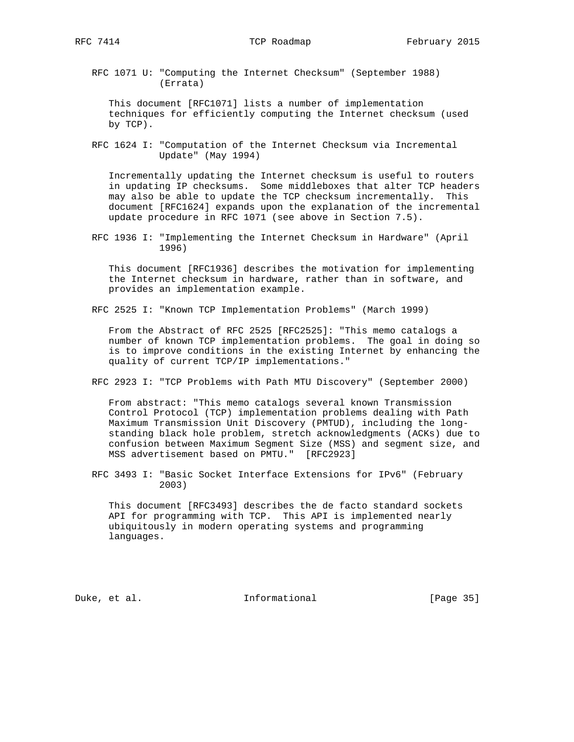RFC 1071 U: "Computing the Internet Checksum" (September 1988) (Errata)

This document [RFC1071] lists a number of implementation techniques for efficiently computing the Internet checksum (used by TCP).

RFC 1624 I: "Computation of the Internet Checksum via Incremental Update" (May 1994)

Incrementally updating the Internet checksum is useful to routers in updating IP checksums. Some middleboxes that alter TCP headers may also be able to update the TCP checksum incrementally. This document [RFC1624] expands upon the explanation of the incremental update procedure in RFC 1071 (see above in Section 7.5).

RFC 1936 I: "Implementing the Internet Checksum in Hardware" (April 1996)

This document [RFC1936] describes the motivation for implementing the Internet checksum in hardware, rather than in software, and provides an implementation example.

RFC 2525 I: "Known TCP Implementation Problems" (March 1999)

From the Abstract of RFC 2525 [RFC2525]: "This memo catalogs a number of known TCP implementation problems. The goal in doing so is to improve conditions in the existing Internet by enhancing the quality of current TCP/IP implementations."

RFC 2923 I: "TCP Problems with Path MTU Discovery" (September 2000)

From abstract: "This memo catalogs several known Transmission Control Protocol (TCP) implementation problems dealing with Path Maximum Transmission Unit Discovery (PMTUD), including the long-standing black hole problem, stretch acknowledgments (ACKs) due to confusion between Maximum Segment Size (MSS) and segment size, and MSS advertisement based on PMTU." [RFC2923]

RFC 3493 I: "Basic Socket Interface Extensions for IPv6" (February 2003)

This document [RFC3493] describes the de facto standard sockets API for programming with TCP. This API is implemented nearly ubiquitously in modern operating systems and programming languages.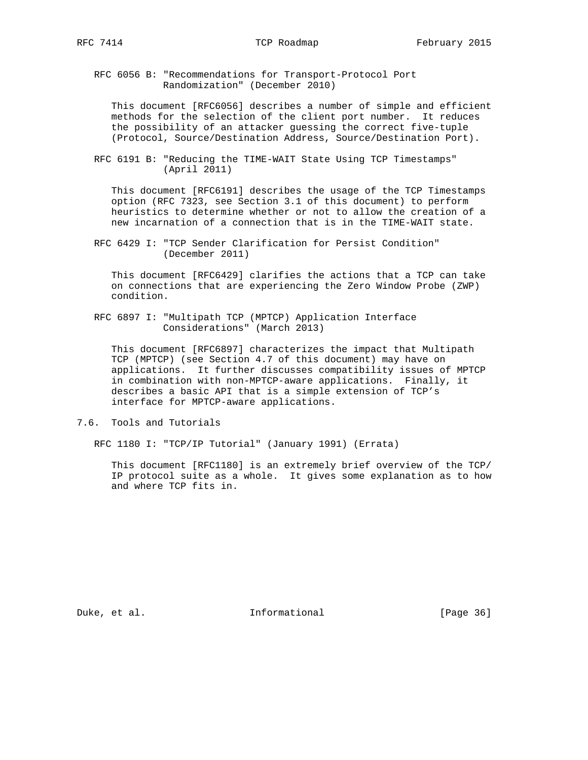RFC 6056 B: "Recommendations for Transport-Protocol Port Randomization" (December 2010)

This document [RFC6056] describes a number of simple and efficient methods for the selection of the client port number. It reduces the possibility of an attacker guessing the correct five-tuple (Protocol, Source/Destination Address, Source/Destination Port).

RFC 6191 B: "Reducing the TIME-WAIT State Using TCP Timestamps" (April 2011)

This document [RFC6191] describes the usage of the TCP Timestamps option (RFC 7323, see Section 3.1 of this document) to perform heuristics to determine whether or not to allow the creation of a new incarnation of a connection that is in the TIME-WAIT state.

RFC 6429 I: "TCP Sender Clarification for Persist Condition" (December 2011)

This document [RFC6429] clarifies the actions that a TCP can take on connections that are experiencing the Zero Window Probe (ZWP) condition.

RFC 6897 I: "Multipath TCP (MPTCP) Application Interface Considerations" (March 2013)

This document [RFC6897] characterizes the impact that Multipath TCP (MPTCP) (see Section 4.7 of this document) may have on applications. It further discusses compatibility issues of MPTCP in combination with non-MPTCP-aware applications. Finally, it describes a basic API that is a simple extension of TCP's interface for MPTCP-aware applications.

## 7.6. Tools and Tutorials

RFC 1180 I: "TCP/IP Tutorial" (January 1991) (Errata)

This document [RFC1180] is an extremely brief overview of the TCP/IP protocol suite as a whole. It gives some explanation as to how and where TCP fits in.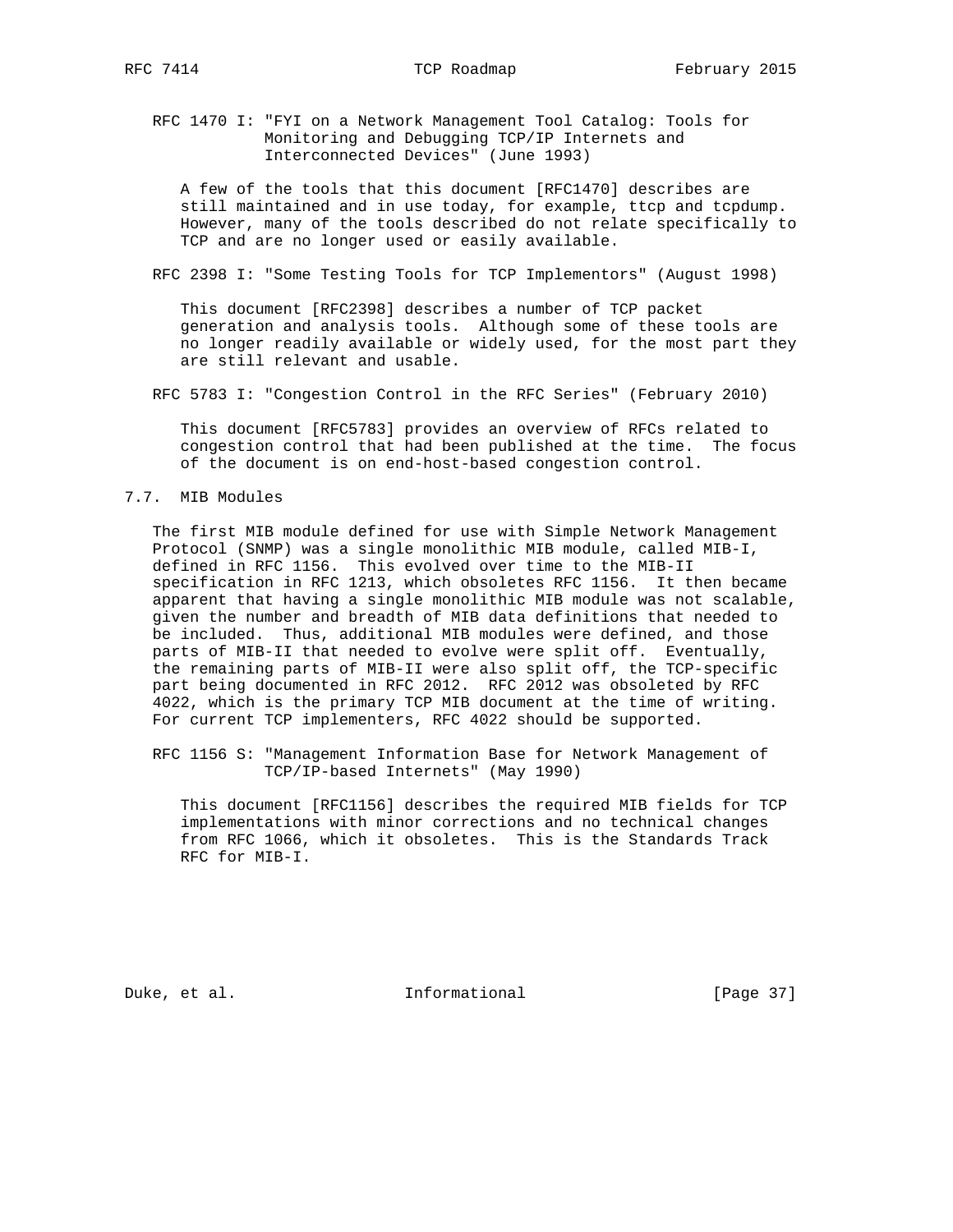RFC 1470 I: "FYI on a Network Management Tool Catalog: Tools for Monitoring and Debugging TCP/IP Internets and Interconnected Devices" (June 1993)

A few of the tools that this document [RFC1470] describes are still maintained and in use today, for example, ttcp and tcpdump. However, many of the tools described do not relate specifically to TCP and are no longer used or easily available.

RFC 2398 I: "Some Testing Tools for TCP Implementors" (August 1998)

This document [RFC2398] describes a number of TCP packet generation and analysis tools. Although some of these tools are no longer readily available or widely used, for the most part they are still relevant and usable.

RFC 5783 I: "Congestion Control in the RFC Series" (February 2010)

This document [RFC5783] provides an overview of RFCs related to congestion control that had been published at the time. The focus of the document is on end-host-based congestion control.

### 7.7. MIB Modules

The first MIB module defined for use with Simple Network Management Protocol (SNMP) was a single monolithic MIB module, called MIB-I, defined in RFC 1156. This evolved over time to the MIB-II specification in RFC 1213, which obsoletes RFC 1156. It then became apparent that having a single monolithic MIB module was not scalable, given the number and breadth of MIB data definitions that needed to be included. Thus, additional MIB modules were defined, and those parts of MIB-II that needed to evolve were split off. Eventually, the remaining parts of MIB-II were also split off, the TCP-specific part being documented in RFC 2012. RFC 2012 was obsoleted by RFC 4022, which is the primary TCP MIB document at the time of writing. For current TCP implementers, RFC 4022 should be supported.

RFC 1156 S: "Management Information Base for Network Management of TCP/IP-based Internets" (May 1990)

This document [RFC1156] describes the required MIB fields for TCP implementations with minor corrections and no technical changes from RFC 1066, which it obsoletes. This is the Standards Track RFC for MIB-I.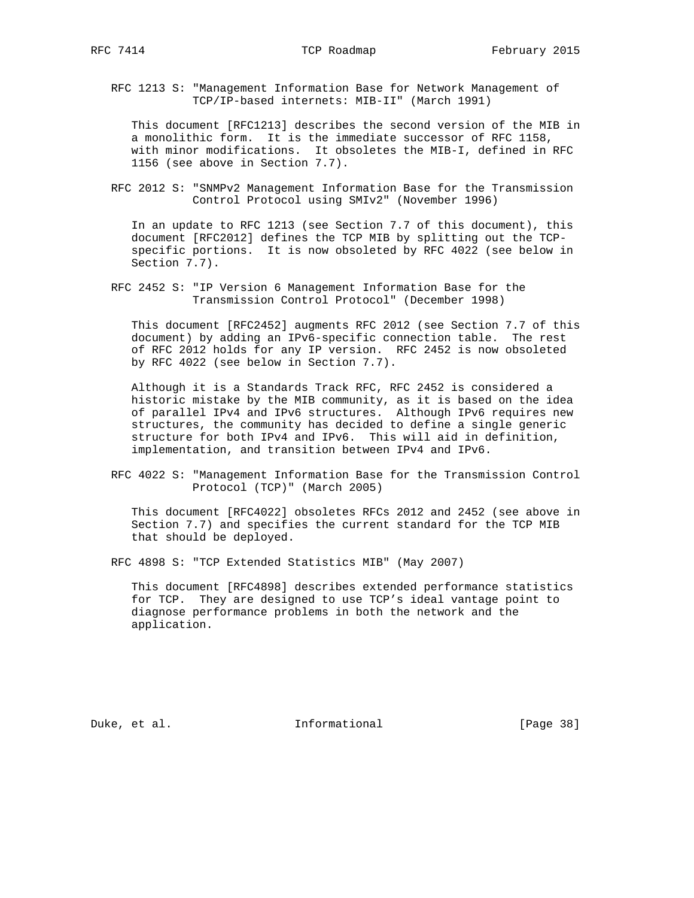RFC 1213 S: "Management Information Base for Network Management of TCP/IP-based internets: MIB-II" (March 1991)

This document [RFC1213] describes the second version of the MIB in a monolithic form. It is the immediate successor of RFC 1158, with minor modifications. It obsoletes the MIB-I, defined in RFC 1156 (see above in Section 7.7).

RFC 2012 S: "SNMPv2 Management Information Base for the Transmission Control Protocol using SMIv2" (November 1996)

In an update to RFC 1213 (see Section 7.7 of this document), this document [RFC2012] defines the TCP MIB by splitting out the TCP-specific portions. It is now obsoleted by RFC 4022 (see below in Section 7.7).

RFC 2452 S: "IP Version 6 Management Information Base for the Transmission Control Protocol" (December 1998)

This document [RFC2452] augments RFC 2012 (see Section 7.7 of this document) by adding an IPv6-specific connection table. The rest of RFC 2012 holds for any IP version. RFC 2452 is now obsoleted by RFC 4022 (see below in Section 7.7).

Although it is a Standards Track RFC, RFC 2452 is considered a historic mistake by the MIB community, as it is based on the idea of parallel IPv4 and IPv6 structures. Although IPv6 requires new structures, the community has decided to define a single generic structure for both IPv4 and IPv6. This will aid in definition, implementation, and transition between IPv4 and IPv6.

RFC 4022 S: "Management Information Base for the Transmission Control Protocol (TCP)" (March 2005)

This document [RFC4022] obsoletes RFCs 2012 and 2452 (see above in Section 7.7) and specifies the current standard for the TCP MIB that should be deployed.

RFC 4898 S: "TCP Extended Statistics MIB" (May 2007)

This document [RFC4898] describes extended performance statistics for TCP. They are designed to use TCP's ideal vantage point to diagnose performance problems in both the network and the application.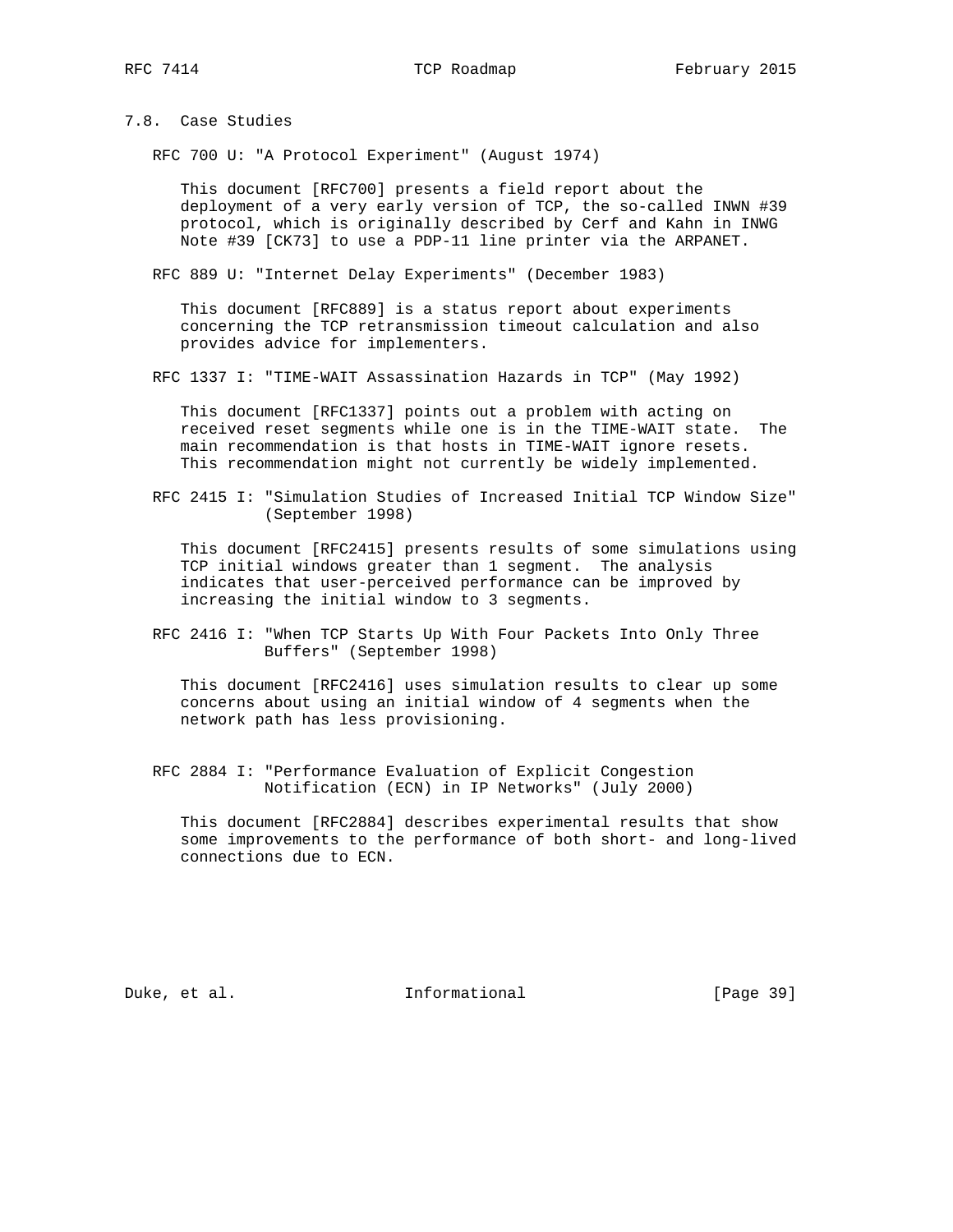## 7.8. Case Studies

RFC 700 U: "A Protocol Experiment" (August 1974)

This document [RFC700] presents a field report about the deployment of a very early version of TCP, the so-called INWN #39 protocol, which is originally described by Cerf and Kahn in INWG Note #39 [CK73] to use a PDP-11 line printer via the ARPANET.

RFC 889 U: "Internet Delay Experiments" (December 1983)

This document [RFC889] is a status report about experiments concerning the TCP retransmission timeout calculation and also provides advice for implementers.

RFC 1337 I: "TIME-WAIT Assassination Hazards in TCP" (May 1992)

This document [RFC1337] points out a problem with acting on received reset segments while one is in the TIME-WAIT state. The main recommendation is that hosts in TIME-WAIT ignore resets. This recommendation might not currently be widely implemented.

RFC 2415 I: "Simulation Studies of Increased Initial TCP Window Size" (September 1998)

This document [RFC2415] presents results of some simulations using TCP initial windows greater than 1 segment. The analysis indicates that user-perceived performance can be improved by increasing the initial window to 3 segments.

RFC 2416 I: "When TCP Starts Up With Four Packets Into Only Three Buffers" (September 1998)

This document [RFC2416] uses simulation results to clear up some concerns about using an initial window of 4 segments when the network path has less provisioning.

RFC 2884 I: "Performance Evaluation of Explicit Congestion Notification (ECN) in IP Networks" (July 2000)

This document [RFC2884] describes experimental results that show some improvements to the performance of both short- and long-lived connections due to ECN.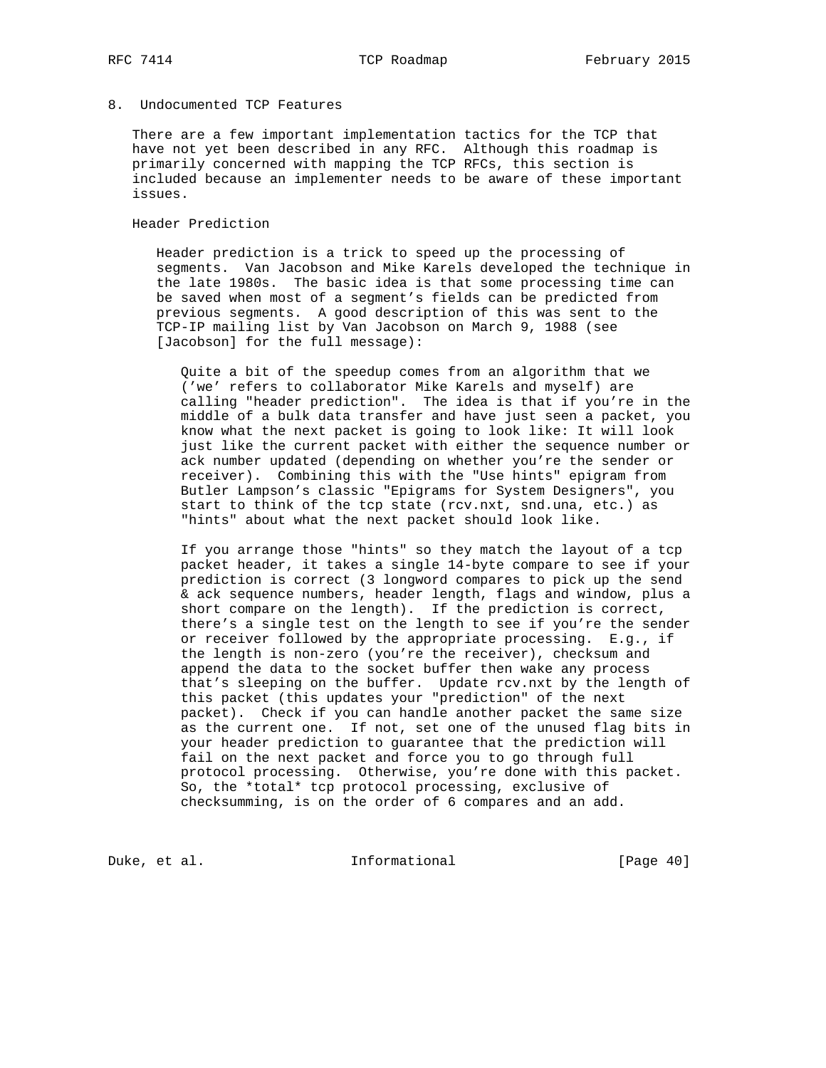## 8. Undocumented TCP Features

There are a few important implementation tactics for the TCP that have not yet been described in any RFC. Although this roadmap is primarily concerned with mapping the TCP RFCs, this section is included because an implementer needs to be aware of these important issues.

### Header Prediction

Header prediction is a trick to speed up the processing of segments. Van Jacobson and Mike Karels developed the technique in the late 1980s. The basic idea is that some processing time can be saved when most of a segment's fields can be predicted from previous segments. A good description of this was sent to the TCP-IP mailing list by Van Jacobson on March 9, 1988 (see [Jacobson] for the full message):

> Quite a bit of the speedup comes from an algorithm that we ('we' refers to collaborator Mike Karels and myself) are calling "header prediction". The idea is that if you're in the middle of a bulk data transfer and have just seen a packet, you know what the next packet is going to look like: It will look just like the current packet with either the sequence number or ack number updated (depending on whether you're the sender or receiver). Combining this with the "Use hints" epigram from Butler Lampson's classic "Epigrams for System Designers", you start to think of the tcp state (rcv.nxt, snd.una, etc.) as "hints" about what the next packet should look like.
>
> If you arrange those "hints" so they match the layout of a tcp packet header, it takes a single 14-byte compare to see if your prediction is correct (3 longword compares to pick up the send & ack sequence numbers, header length, flags and window, plus a short compare on the length). If the prediction is correct, there's a single test on the length to see if you're the sender or receiver followed by the appropriate processing. E.g., if the length is non-zero (you're the receiver), checksum and append the data to the socket buffer then wake any process that's sleeping on the buffer. Update rcv.nxt by the length of this packet (this updates your "prediction" of the next packet). Check if you can handle another packet the same size as the current one. If not, set one of the unused flag bits in your header prediction to guarantee that the prediction will fail on the next packet and force you to go through full protocol processing. Otherwise, you're done with this packet. So, the *total* tcp protocol processing, exclusive of checksumming, is on the order of 6 compares and an add.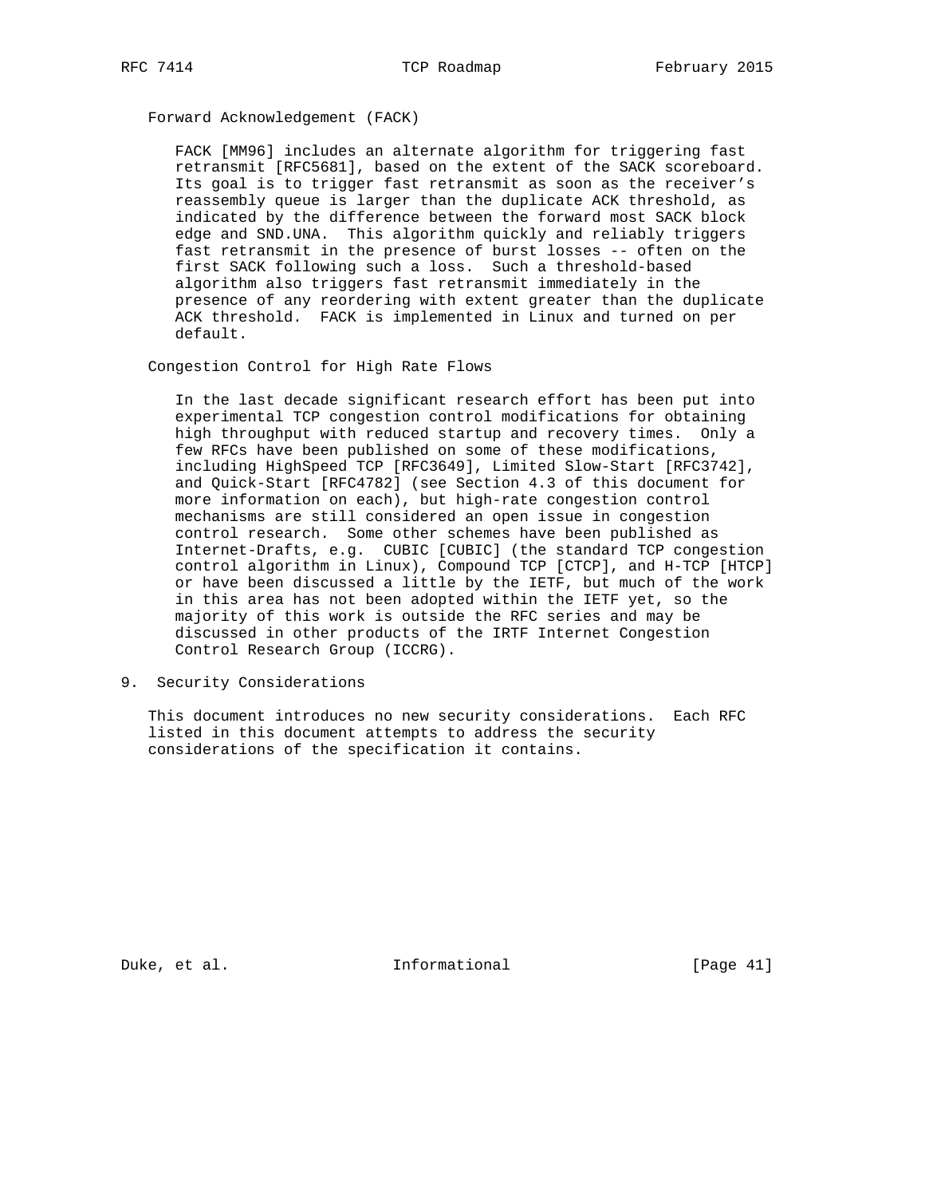Forward Acknowledgement (FACK)

FACK [MM96] includes an alternate algorithm for triggering fast retransmit [RFC5681], based on the extent of the SACK scoreboard. Its goal is to trigger fast retransmit as soon as the receiver's reassembly queue is larger than the duplicate ACK threshold, as indicated by the difference between the forward most SACK block edge and SND.UNA. This algorithm quickly and reliably triggers fast retransmit in the presence of burst losses -- often on the first SACK following such a loss. Such a threshold-based algorithm also triggers fast retransmit immediately in the presence of any reordering with extent greater than the duplicate ACK threshold. FACK is implemented in Linux and turned on per default.

Congestion Control for High Rate Flows

In the last decade significant research effort has been put into experimental TCP congestion control modifications for obtaining high throughput with reduced startup and recovery times. Only a few RFCs have been published on some of these modifications, including HighSpeed TCP [RFC3649], Limited Slow-Start [RFC3742], and Quick-Start [RFC4782] (see Section 4.3 of this document for more information on each), but high-rate congestion control mechanisms are still considered an open issue in congestion control research. Some other schemes have been published as Internet-Drafts, e.g. CUBIC [CUBIC] (the standard TCP congestion control algorithm in Linux), Compound TCP [CTCP], and H-TCP [HTCP] or have been discussed a little by the IETF, but much of the work in this area has not been adopted within the IETF yet, so the majority of this work is outside the RFC series and may be discussed in other products of the IRTF Internet Congestion Control Research Group (ICCRG).

## 9. Security Considerations

This document introduces no new security considerations. Each RFC listed in this document attempts to address the security considerations of the specification it contains.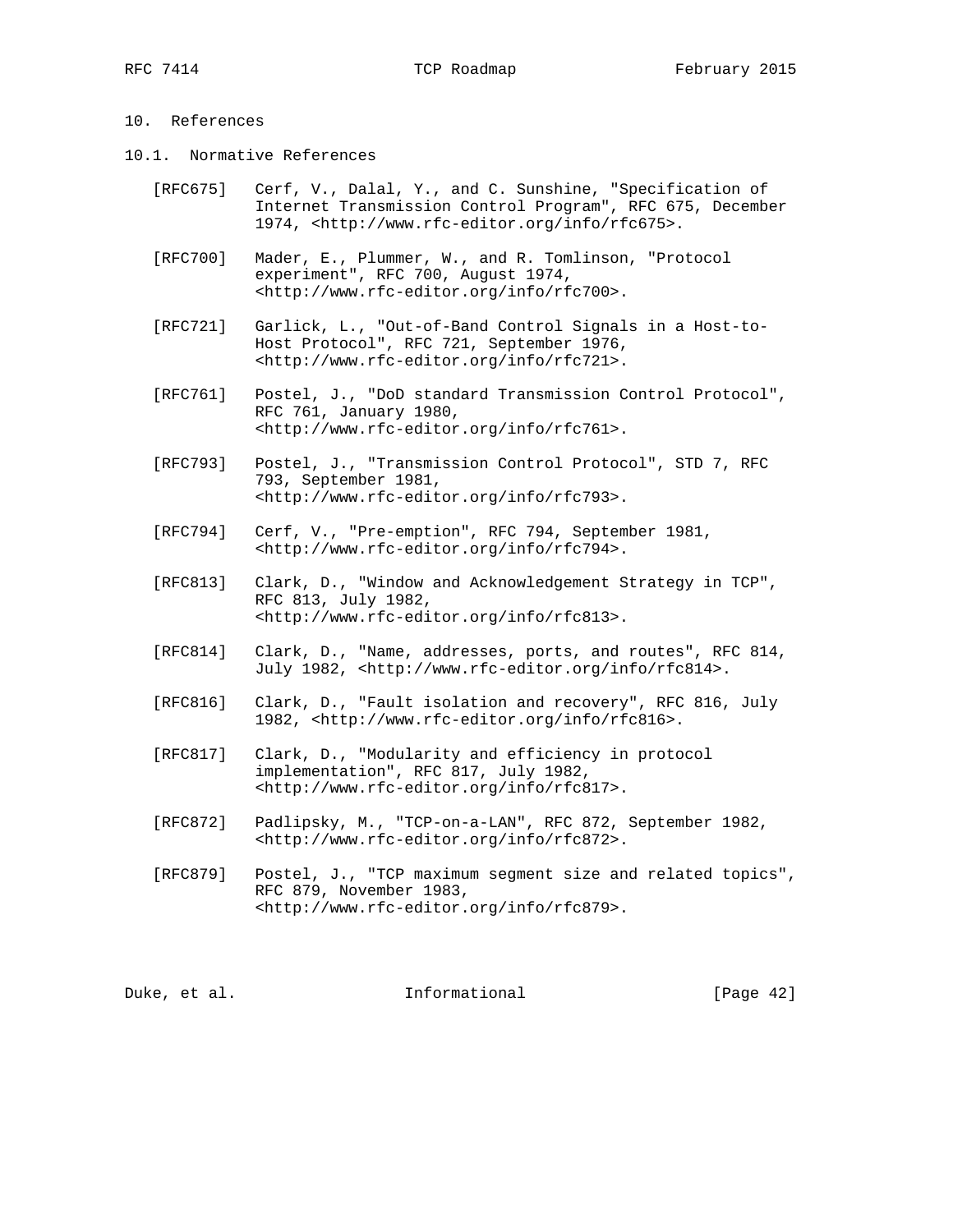# 10. References

## 10.1. Normative References

[RFC675] Cerf, V., Dalal, Y., and C. Sunshine, "Specification of Internet Transmission Control Program", RFC 675, December 1974, <http://www.rfc-editor.org/info/rfc675>.

[RFC700] Mader, E., Plummer, W., and R. Tomlinson, "Protocol experiment", RFC 700, August 1974, <http://www.rfc-editor.org/info/rfc700>.

[RFC721] Garlick, L., "Out-of-Band Control Signals in a Host-to-Host Protocol", RFC 721, September 1976, <http://www.rfc-editor.org/info/rfc721>.

[RFC761] Postel, J., "DoD standard Transmission Control Protocol", RFC 761, January 1980, <http://www.rfc-editor.org/info/rfc761>.

[RFC793] Postel, J., "Transmission Control Protocol", STD 7, RFC 793, September 1981, <http://www.rfc-editor.org/info/rfc793>.

[RFC794] Cerf, V., "Pre-emption", RFC 794, September 1981, <http://www.rfc-editor.org/info/rfc794>.

[RFC813] Clark, D., "Window and Acknowledgement Strategy in TCP", RFC 813, July 1982, <http://www.rfc-editor.org/info/rfc813>.

[RFC814] Clark, D., "Name, addresses, ports, and routes", RFC 814, July 1982, <http://www.rfc-editor.org/info/rfc814>.

[RFC816] Clark, D., "Fault isolation and recovery", RFC 816, July 1982, <http://www.rfc-editor.org/info/rfc816>.

[RFC817] Clark, D., "Modularity and efficiency in protocol implementation", RFC 817, July 1982, <http://www.rfc-editor.org/info/rfc817>.

[RFC872] Padlipsky, M., "TCP-on-a-LAN", RFC 872, September 1982, <http://www.rfc-editor.org/info/rfc872>.

[RFC879] Postel, J., "TCP maximum segment size and related topics", RFC 879, November 1983, <http://www.rfc-editor.org/info/rfc879>.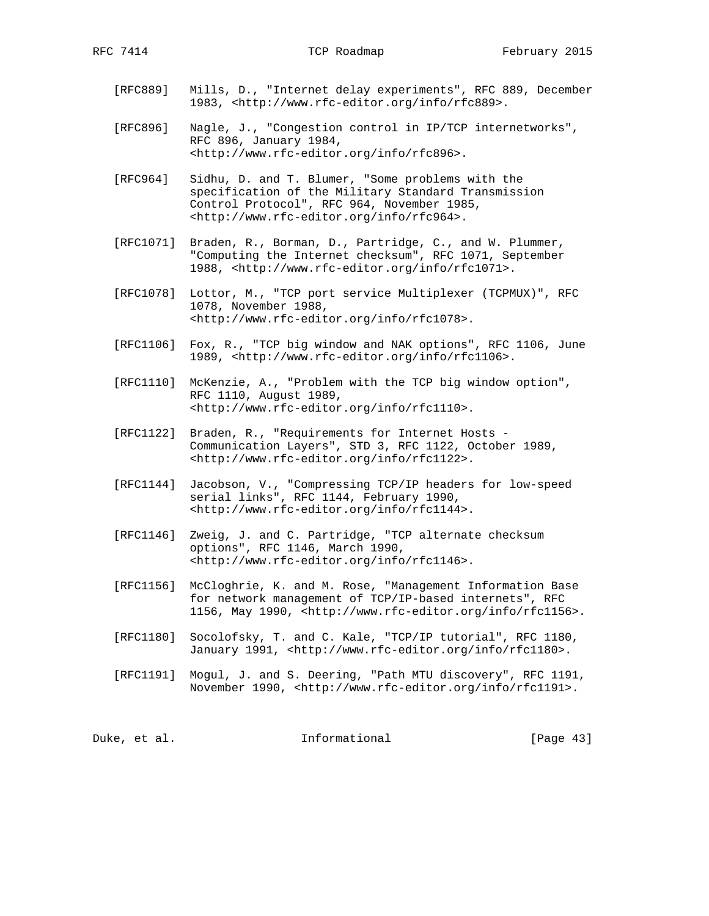[RFC889] Mills, D., "Internet delay experiments", RFC 889, December 1983, <http://www.rfc-editor.org/info/rfc889>.

[RFC896] Nagle, J., "Congestion control in IP/TCP internetworks", RFC 896, January 1984, <http://www.rfc-editor.org/info/rfc896>.

[RFC964] Sidhu, D. and T. Blumer, "Some problems with the specification of the Military Standard Transmission Control Protocol", RFC 964, November 1985, <http://www.rfc-editor.org/info/rfc964>.

[RFC1071] Braden, R., Borman, D., Partridge, C., and W. Plummer, "Computing the Internet checksum", RFC 1071, September 1988, <http://www.rfc-editor.org/info/rfc1071>.

[RFC1078] Lottor, M., "TCP port service Multiplexer (TCPMUX)", RFC 1078, November 1988, <http://www.rfc-editor.org/info/rfc1078>.

[RFC1106] Fox, R., "TCP big window and NAK options", RFC 1106, June 1989, <http://www.rfc-editor.org/info/rfc1106>.

[RFC1110] McKenzie, A., "Problem with the TCP big window option", RFC 1110, August 1989, <http://www.rfc-editor.org/info/rfc1110>.

[RFC1122] Braden, R., "Requirements for Internet Hosts - Communication Layers", STD 3, RFC 1122, October 1989, <http://www.rfc-editor.org/info/rfc1122>.

[RFC1144] Jacobson, V., "Compressing TCP/IP headers for low-speed serial links", RFC 1144, February 1990, <http://www.rfc-editor.org/info/rfc1144>.

[RFC1146] Zweig, J. and C. Partridge, "TCP alternate checksum options", RFC 1146, March 1990, <http://www.rfc-editor.org/info/rfc1146>.

[RFC1156] McCloghrie, K. and M. Rose, "Management Information Base for network management of TCP/IP-based internets", RFC 1156, May 1990, <http://www.rfc-editor.org/info/rfc1156>.

[RFC1180] Socolofsky, T. and C. Kale, "TCP/IP tutorial", RFC 1180, January 1991, <http://www.rfc-editor.org/info/rfc1180>.

[RFC1191] Mogul, J. and S. Deering, "Path MTU discovery", RFC 1191, November 1990, <http://www.rfc-editor.org/info/rfc1191>.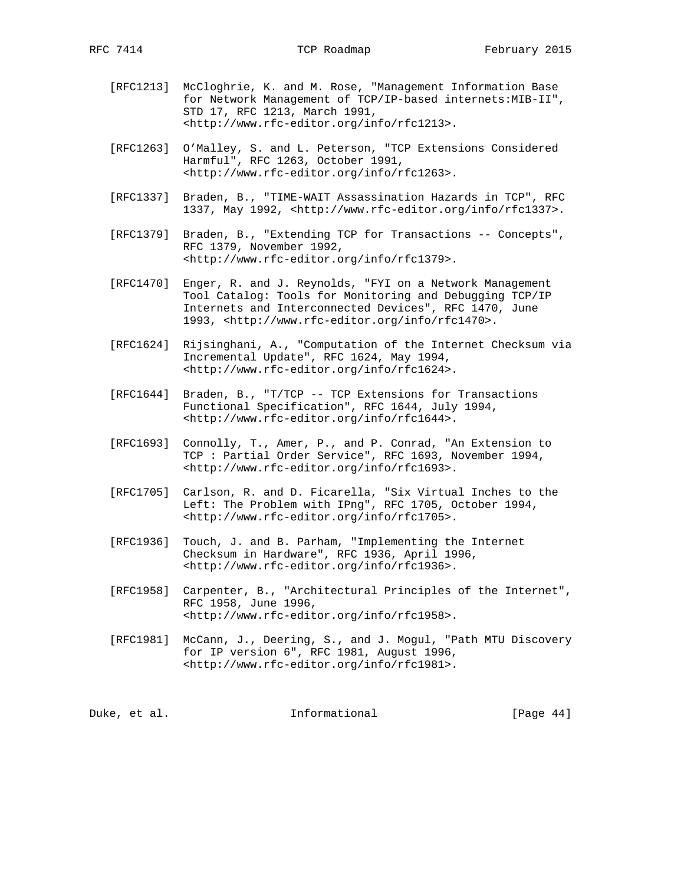[RFC1213] McCloghrie, K. and M. Rose, "Management Information Base for Network Management of TCP/IP-based internets:MIB-II", STD 17, RFC 1213, March 1991, <http://www.rfc-editor.org/info/rfc1213>.

[RFC1263] O'Malley, S. and L. Peterson, "TCP Extensions Considered Harmful", RFC 1263, October 1991, <http://www.rfc-editor.org/info/rfc1263>.

[RFC1337] Braden, B., "TIME-WAIT Assassination Hazards in TCP", RFC 1337, May 1992, <http://www.rfc-editor.org/info/rfc1337>.

[RFC1379] Braden, B., "Extending TCP for Transactions -- Concepts", RFC 1379, November 1992, <http://www.rfc-editor.org/info/rfc1379>.

[RFC1470] Enger, R. and J. Reynolds, "FYI on a Network Management Tool Catalog: Tools for Monitoring and Debugging TCP/IP Internets and Interconnected Devices", RFC 1470, June 1993, <http://www.rfc-editor.org/info/rfc1470>.

[RFC1624] Rijsinghani, A., "Computation of the Internet Checksum via Incremental Update", RFC 1624, May 1994, <http://www.rfc-editor.org/info/rfc1624>.

[RFC1644] Braden, B., "T/TCP -- TCP Extensions for Transactions Functional Specification", RFC 1644, July 1994, <http://www.rfc-editor.org/info/rfc1644>.

[RFC1693] Connolly, T., Amer, P., and P. Conrad, "An Extension to TCP : Partial Order Service", RFC 1693, November 1994, <http://www.rfc-editor.org/info/rfc1693>.

[RFC1705] Carlson, R. and D. Ficarella, "Six Virtual Inches to the Left: The Problem with IPng", RFC 1705, October 1994, <http://www.rfc-editor.org/info/rfc1705>.

[RFC1936] Touch, J. and B. Parham, "Implementing the Internet Checksum in Hardware", RFC 1936, April 1996, <http://www.rfc-editor.org/info/rfc1936>.

[RFC1958] Carpenter, B., "Architectural Principles of the Internet", RFC 1958, June 1996, <http://www.rfc-editor.org/info/rfc1958>.

[RFC1981] McCann, J., Deering, S., and J. Mogul, "Path MTU Discovery for IP version 6", RFC 1981, August 1996, <http://www.rfc-editor.org/info/rfc1981>.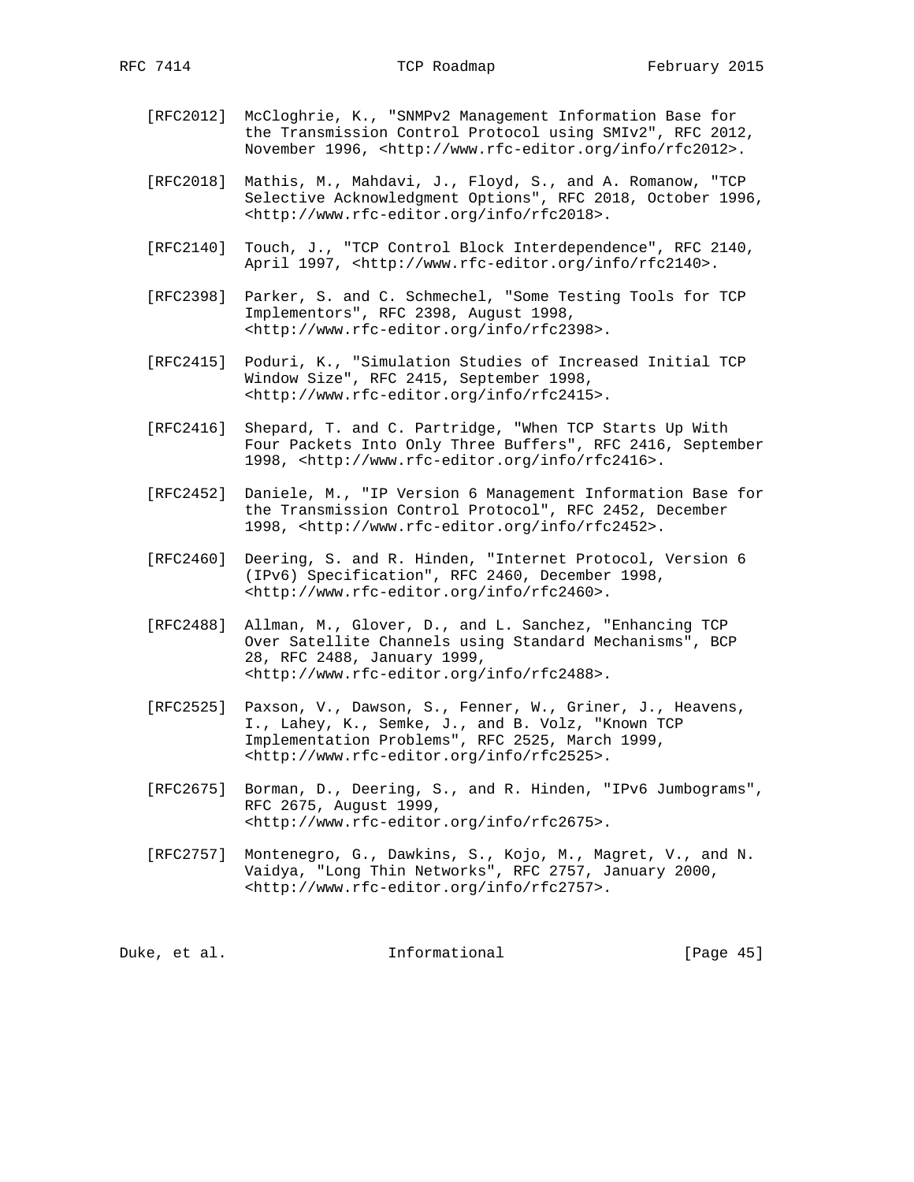[RFC2012] McCloghrie, K., "SNMPv2 Management Information Base for the Transmission Control Protocol using SMIv2", RFC 2012, November 1996, <http://www.rfc-editor.org/info/rfc2012>.

[RFC2018] Mathis, M., Mahdavi, J., Floyd, S., and A. Romanow, "TCP Selective Acknowledgment Options", RFC 2018, October 1996, <http://www.rfc-editor.org/info/rfc2018>.

[RFC2140] Touch, J., "TCP Control Block Interdependence", RFC 2140, April 1997, <http://www.rfc-editor.org/info/rfc2140>.

[RFC2398] Parker, S. and C. Schmechel, "Some Testing Tools for TCP Implementors", RFC 2398, August 1998, <http://www.rfc-editor.org/info/rfc2398>.

[RFC2415] Poduri, K., "Simulation Studies of Increased Initial TCP Window Size", RFC 2415, September 1998, <http://www.rfc-editor.org/info/rfc2415>.

[RFC2416] Shepard, T. and C. Partridge, "When TCP Starts Up With Four Packets Into Only Three Buffers", RFC 2416, September 1998, <http://www.rfc-editor.org/info/rfc2416>.

[RFC2452] Daniele, M., "IP Version 6 Management Information Base for the Transmission Control Protocol", RFC 2452, December 1998, <http://www.rfc-editor.org/info/rfc2452>.

[RFC2460] Deering, S. and R. Hinden, "Internet Protocol, Version 6 (IPv6) Specification", RFC 2460, December 1998, <http://www.rfc-editor.org/info/rfc2460>.

[RFC2488] Allman, M., Glover, D., and L. Sanchez, "Enhancing TCP Over Satellite Channels using Standard Mechanisms", BCP 28, RFC 2488, January 1999, <http://www.rfc-editor.org/info/rfc2488>.

[RFC2525] Paxson, V., Dawson, S., Fenner, W., Griner, J., Heavens, I., Lahey, K., Semke, J., and B. Volz, "Known TCP Implementation Problems", RFC 2525, March 1999, <http://www.rfc-editor.org/info/rfc2525>.

[RFC2675] Borman, D., Deering, S., and R. Hinden, "IPv6 Jumbograms", RFC 2675, August 1999, <http://www.rfc-editor.org/info/rfc2675>.

[RFC2757] Montenegro, G., Dawkins, S., Kojo, M., Magret, V., and N. Vaidya, "Long Thin Networks", RFC 2757, January 2000, <http://www.rfc-editor.org/info/rfc2757>.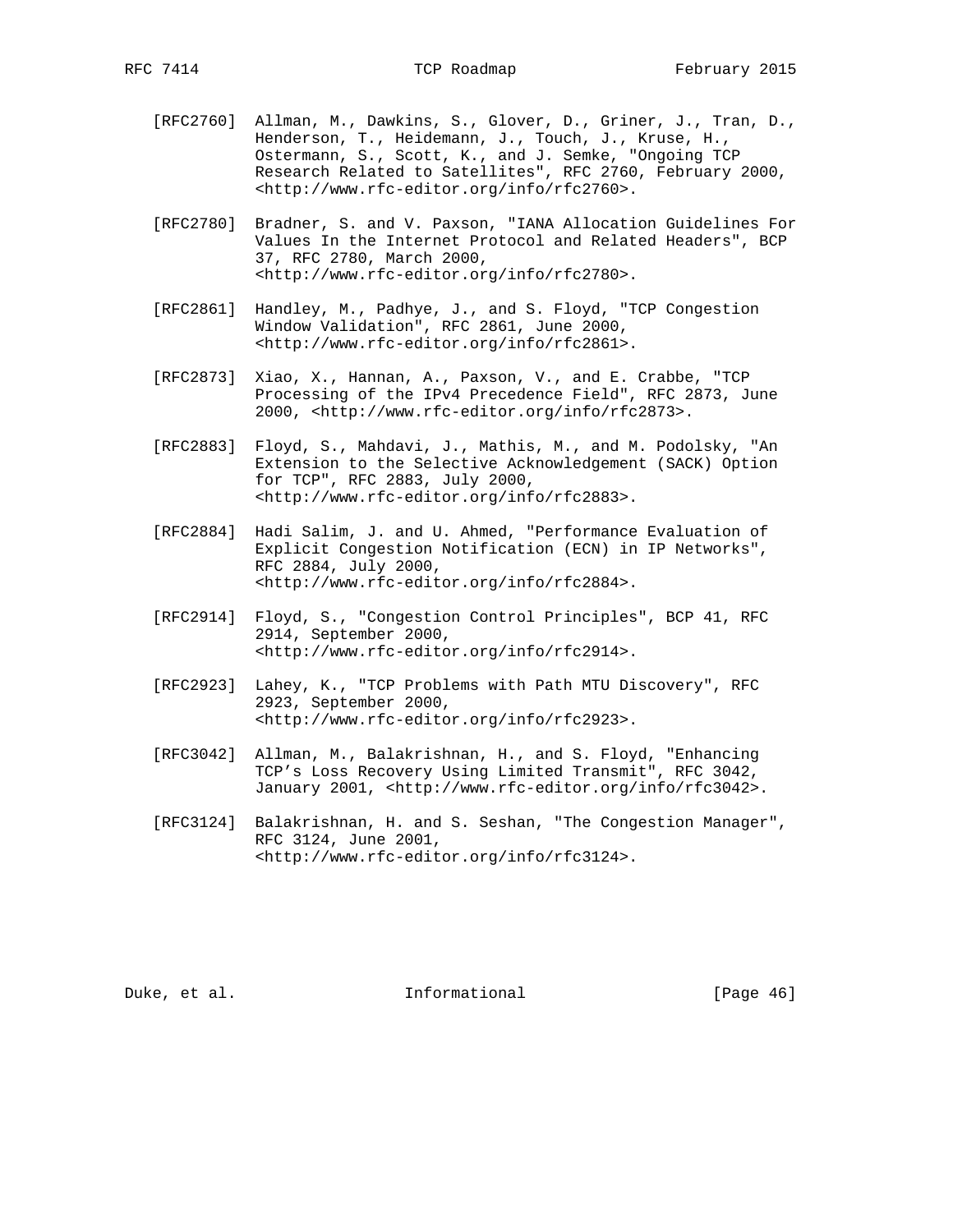[RFC2760] Allman, M., Dawkins, S., Glover, D., Griner, J., Tran, D., Henderson, T., Heidemann, J., Touch, J., Kruse, H., Ostermann, S., Scott, K., and J. Semke, "Ongoing TCP Research Related to Satellites", RFC 2760, February 2000, <http://www.rfc-editor.org/info/rfc2760>.

[RFC2780] Bradner, S. and V. Paxson, "IANA Allocation Guidelines For Values In the Internet Protocol and Related Headers", BCP 37, RFC 2780, March 2000, <http://www.rfc-editor.org/info/rfc2780>.

[RFC2861] Handley, M., Padhye, J., and S. Floyd, "TCP Congestion Window Validation", RFC 2861, June 2000, <http://www.rfc-editor.org/info/rfc2861>.

[RFC2873] Xiao, X., Hannan, A., Paxson, V., and E. Crabbe, "TCP Processing of the IPv4 Precedence Field", RFC 2873, June 2000, <http://www.rfc-editor.org/info/rfc2873>.

[RFC2883] Floyd, S., Mahdavi, J., Mathis, M., and M. Podolsky, "An Extension to the Selective Acknowledgement (SACK) Option for TCP", RFC 2883, July 2000, <http://www.rfc-editor.org/info/rfc2883>.

[RFC2884] Hadi Salim, J. and U. Ahmed, "Performance Evaluation of Explicit Congestion Notification (ECN) in IP Networks", RFC 2884, July 2000, <http://www.rfc-editor.org/info/rfc2884>.

[RFC2914] Floyd, S., "Congestion Control Principles", BCP 41, RFC 2914, September 2000, <http://www.rfc-editor.org/info/rfc2914>.

[RFC2923] Lahey, K., "TCP Problems with Path MTU Discovery", RFC 2923, September 2000, <http://www.rfc-editor.org/info/rfc2923>.

[RFC3042] Allman, M., Balakrishnan, H., and S. Floyd, "Enhancing TCP's Loss Recovery Using Limited Transmit", RFC 3042, January 2001, <http://www.rfc-editor.org/info/rfc3042>.

[RFC3124] Balakrishnan, H. and S. Seshan, "The Congestion Manager", RFC 3124, June 2001, <http://www.rfc-editor.org/info/rfc3124>.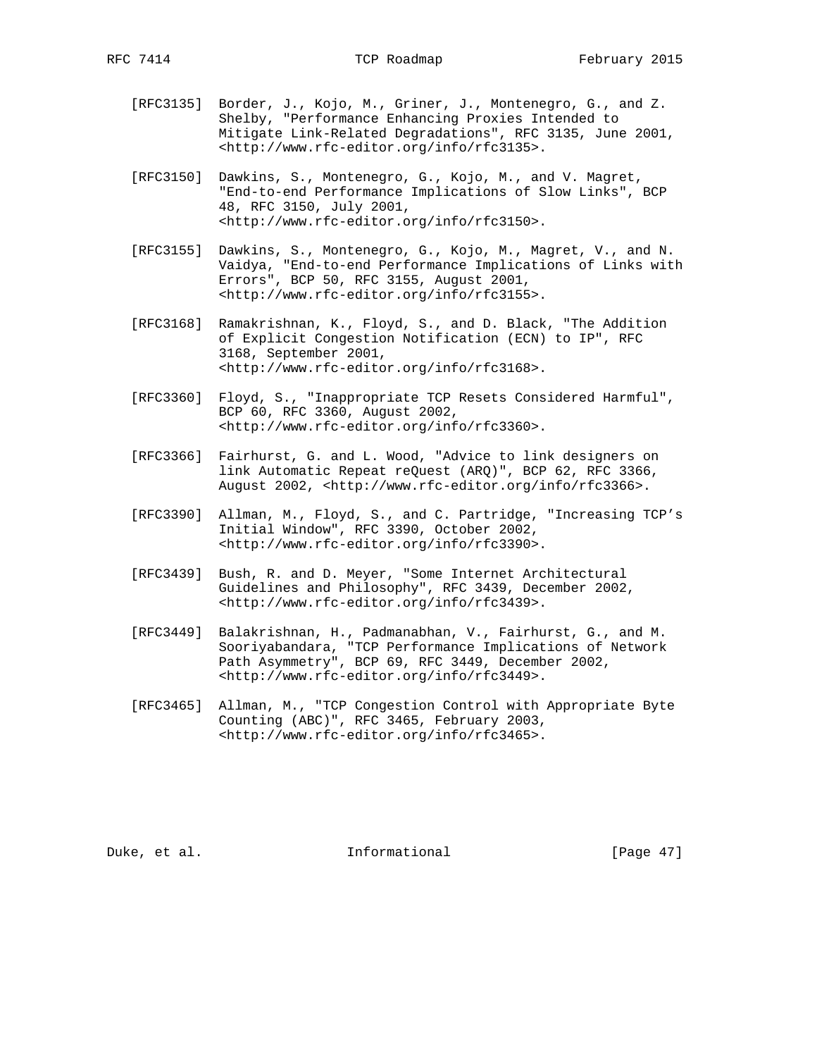[RFC3135] Border, J., Kojo, M., Griner, J., Montenegro, G., and Z. Shelby, "Performance Enhancing Proxies Intended to Mitigate Link-Related Degradations", RFC 3135, June 2001, <http://www.rfc-editor.org/info/rfc3135>.

[RFC3150] Dawkins, S., Montenegro, G., Kojo, M., and V. Magret, "End-to-end Performance Implications of Slow Links", BCP 48, RFC 3150, July 2001, <http://www.rfc-editor.org/info/rfc3150>.

[RFC3155] Dawkins, S., Montenegro, G., Kojo, M., Magret, V., and N. Vaidya, "End-to-end Performance Implications of Links with Errors", BCP 50, RFC 3155, August 2001, <http://www.rfc-editor.org/info/rfc3155>.

[RFC3168] Ramakrishnan, K., Floyd, S., and D. Black, "The Addition of Explicit Congestion Notification (ECN) to IP", RFC 3168, September 2001, <http://www.rfc-editor.org/info/rfc3168>.

[RFC3360] Floyd, S., "Inappropriate TCP Resets Considered Harmful", BCP 60, RFC 3360, August 2002, <http://www.rfc-editor.org/info/rfc3360>.

[RFC3366] Fairhurst, G. and L. Wood, "Advice to link designers on link Automatic Repeat reQuest (ARQ)", BCP 62, RFC 3366, August 2002, <http://www.rfc-editor.org/info/rfc3366>.

[RFC3390] Allman, M., Floyd, S., and C. Partridge, "Increasing TCP's Initial Window", RFC 3390, October 2002, <http://www.rfc-editor.org/info/rfc3390>.

[RFC3439] Bush, R. and D. Meyer, "Some Internet Architectural Guidelines and Philosophy", RFC 3439, December 2002, <http://www.rfc-editor.org/info/rfc3439>.

[RFC3449] Balakrishnan, H., Padmanabhan, V., Fairhurst, G., and M. Sooriyabandara, "TCP Performance Implications of Network Path Asymmetry", BCP 69, RFC 3449, December 2002, <http://www.rfc-editor.org/info/rfc3449>.

[RFC3465] Allman, M., "TCP Congestion Control with Appropriate Byte Counting (ABC)", RFC 3465, February 2003, <http://www.rfc-editor.org/info/rfc3465>.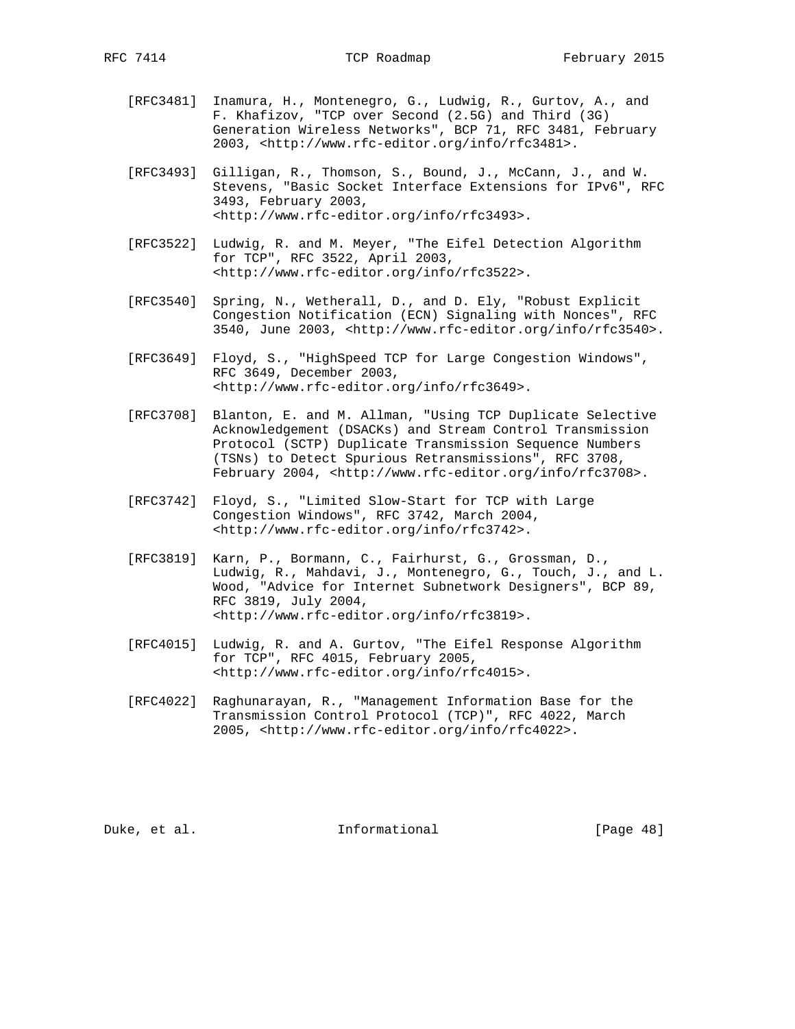[RFC3481] Inamura, H., Montenegro, G., Ludwig, R., Gurtov, A., and F. Khafizov, "TCP over Second (2.5G) and Third (3G) Generation Wireless Networks", BCP 71, RFC 3481, February 2003, <http://www.rfc-editor.org/info/rfc3481>.

[RFC3493] Gilligan, R., Thomson, S., Bound, J., McCann, J., and W. Stevens, "Basic Socket Interface Extensions for IPv6", RFC 3493, February 2003, <http://www.rfc-editor.org/info/rfc3493>.

[RFC3522] Ludwig, R. and M. Meyer, "The Eifel Detection Algorithm for TCP", RFC 3522, April 2003, <http://www.rfc-editor.org/info/rfc3522>.

[RFC3540] Spring, N., Wetherall, D., and D. Ely, "Robust Explicit Congestion Notification (ECN) Signaling with Nonces", RFC 3540, June 2003, <http://www.rfc-editor.org/info/rfc3540>.

[RFC3649] Floyd, S., "HighSpeed TCP for Large Congestion Windows", RFC 3649, December 2003, <http://www.rfc-editor.org/info/rfc3649>.

[RFC3708] Blanton, E. and M. Allman, "Using TCP Duplicate Selective Acknowledgement (DSACKs) and Stream Control Transmission Protocol (SCTP) Duplicate Transmission Sequence Numbers (TSNs) to Detect Spurious Retransmissions", RFC 3708, February 2004, <http://www.rfc-editor.org/info/rfc3708>.

[RFC3742] Floyd, S., "Limited Slow-Start for TCP with Large Congestion Windows", RFC 3742, March 2004, <http://www.rfc-editor.org/info/rfc3742>.

[RFC3819] Karn, P., Bormann, C., Fairhurst, G., Grossman, D., Ludwig, R., Mahdavi, J., Montenegro, G., Touch, J., and L. Wood, "Advice for Internet Subnetwork Designers", BCP 89, RFC 3819, July 2004, <http://www.rfc-editor.org/info/rfc3819>.

[RFC4015] Ludwig, R. and A. Gurtov, "The Eifel Response Algorithm for TCP", RFC 4015, February 2005, <http://www.rfc-editor.org/info/rfc4015>.

[RFC4022] Raghunarayan, R., "Management Information Base for the Transmission Control Protocol (TCP)", RFC 4022, March 2005, <http://www.rfc-editor.org/info/rfc4022>.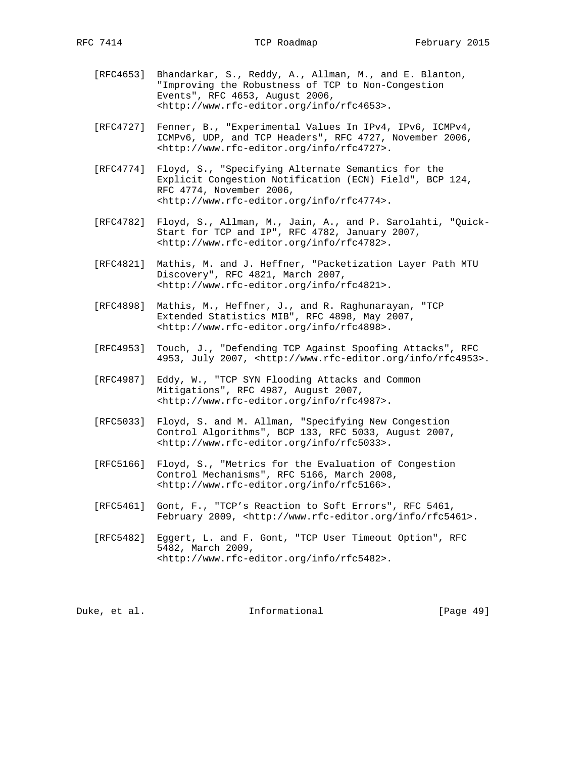[RFC4653] Bhandarkar, S., Reddy, A., Allman, M., and E. Blanton, "Improving the Robustness of TCP to Non-Congestion Events", RFC 4653, August 2006, <http://www.rfc-editor.org/info/rfc4653>.

[RFC4727] Fenner, B., "Experimental Values In IPv4, IPv6, ICMPv4, ICMPv6, UDP, and TCP Headers", RFC 4727, November 2006, <http://www.rfc-editor.org/info/rfc4727>.

[RFC4774] Floyd, S., "Specifying Alternate Semantics for the Explicit Congestion Notification (ECN) Field", BCP 124, RFC 4774, November 2006, <http://www.rfc-editor.org/info/rfc4774>.

[RFC4782] Floyd, S., Allman, M., Jain, A., and P. Sarolahti, "Quick-Start for TCP and IP", RFC 4782, January 2007, <http://www.rfc-editor.org/info/rfc4782>.

[RFC4821] Mathis, M. and J. Heffner, "Packetization Layer Path MTU Discovery", RFC 4821, March 2007, <http://www.rfc-editor.org/info/rfc4821>.

[RFC4898] Mathis, M., Heffner, J., and R. Raghunarayan, "TCP Extended Statistics MIB", RFC 4898, May 2007, <http://www.rfc-editor.org/info/rfc4898>.

[RFC4953] Touch, J., "Defending TCP Against Spoofing Attacks", RFC 4953, July 2007, <http://www.rfc-editor.org/info/rfc4953>.

[RFC4987] Eddy, W., "TCP SYN Flooding Attacks and Common Mitigations", RFC 4987, August 2007, <http://www.rfc-editor.org/info/rfc4987>.

[RFC5033] Floyd, S. and M. Allman, "Specifying New Congestion Control Algorithms", BCP 133, RFC 5033, August 2007, <http://www.rfc-editor.org/info/rfc5033>.

[RFC5166] Floyd, S., "Metrics for the Evaluation of Congestion Control Mechanisms", RFC 5166, March 2008, <http://www.rfc-editor.org/info/rfc5166>.

[RFC5461] Gont, F., "TCP's Reaction to Soft Errors", RFC 5461, February 2009, <http://www.rfc-editor.org/info/rfc5461>.

[RFC5482] Eggert, L. and F. Gont, "TCP User Timeout Option", RFC 5482, March 2009, <http://www.rfc-editor.org/info/rfc5482>.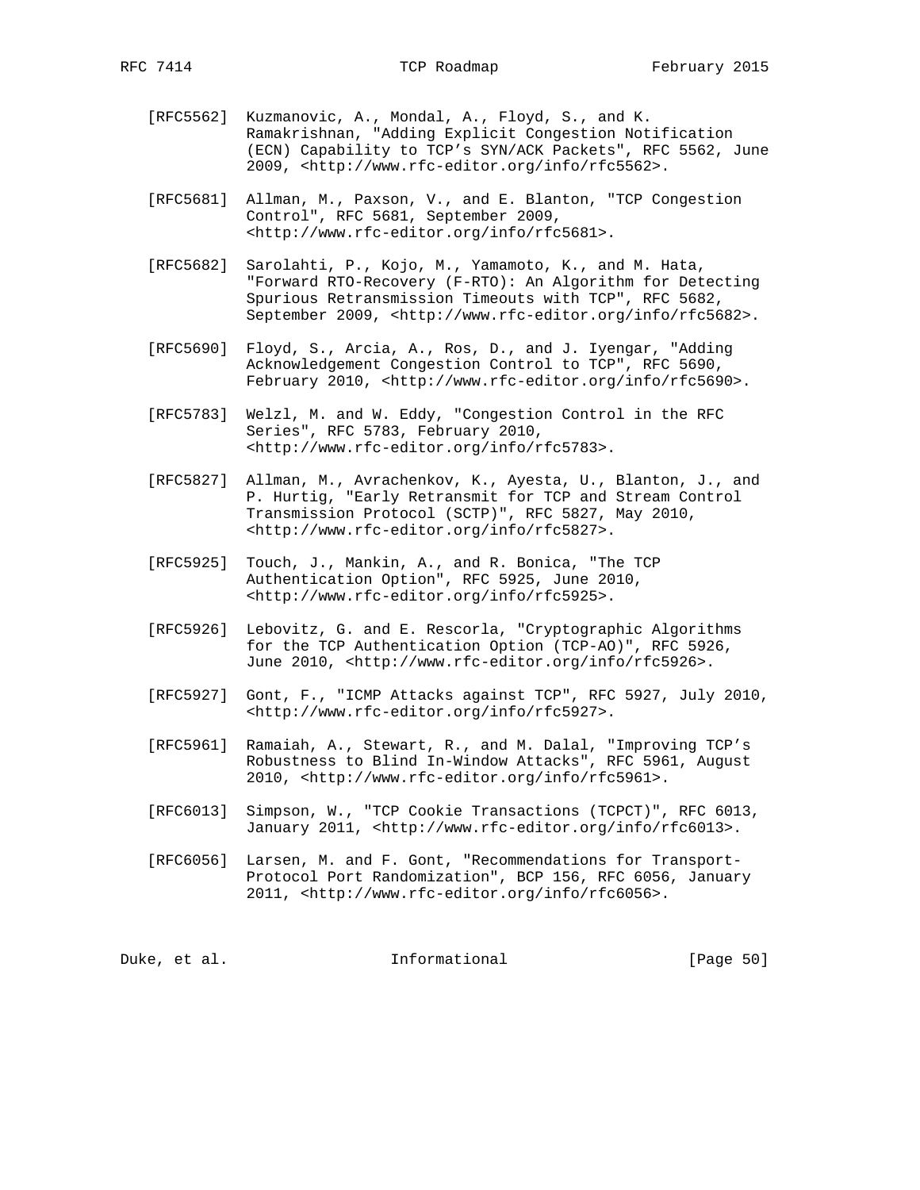[RFC5562] Kuzmanovic, A., Mondal, A., Floyd, S., and K. Ramakrishnan, "Adding Explicit Congestion Notification (ECN) Capability to TCP's SYN/ACK Packets", RFC 5562, June 2009, <http://www.rfc-editor.org/info/rfc5562>.

[RFC5681] Allman, M., Paxson, V., and E. Blanton, "TCP Congestion Control", RFC 5681, September 2009, <http://www.rfc-editor.org/info/rfc5681>.

[RFC5682] Sarolahti, P., Kojo, M., Yamamoto, K., and M. Hata, "Forward RTO-Recovery (F-RTO): An Algorithm for Detecting Spurious Retransmission Timeouts with TCP", RFC 5682, September 2009, <http://www.rfc-editor.org/info/rfc5682>.

[RFC5690] Floyd, S., Arcia, A., Ros, D., and J. Iyengar, "Adding Acknowledgement Congestion Control to TCP", RFC 5690, February 2010, <http://www.rfc-editor.org/info/rfc5690>.

[RFC5783] Welzl, M. and W. Eddy, "Congestion Control in the RFC Series", RFC 5783, February 2010, <http://www.rfc-editor.org/info/rfc5783>.

[RFC5827] Allman, M., Avrachenkov, K., Ayesta, U., Blanton, J., and P. Hurtig, "Early Retransmit for TCP and Stream Control Transmission Protocol (SCTP)", RFC 5827, May 2010, <http://www.rfc-editor.org/info/rfc5827>.

[RFC5925] Touch, J., Mankin, A., and R. Bonica, "The TCP Authentication Option", RFC 5925, June 2010, <http://www.rfc-editor.org/info/rfc5925>.

[RFC5926] Lebovitz, G. and E. Rescorla, "Cryptographic Algorithms for the TCP Authentication Option (TCP-AO)", RFC 5926, June 2010, <http://www.rfc-editor.org/info/rfc5926>.

[RFC5927] Gont, F., "ICMP Attacks against TCP", RFC 5927, July 2010, <http://www.rfc-editor.org/info/rfc5927>.

[RFC5961] Ramaiah, A., Stewart, R., and M. Dalal, "Improving TCP's Robustness to Blind In-Window Attacks", RFC 5961, August 2010, <http://www.rfc-editor.org/info/rfc5961>.

[RFC6013] Simpson, W., "TCP Cookie Transactions (TCPCT)", RFC 6013, January 2011, <http://www.rfc-editor.org/info/rfc6013>.

[RFC6056] Larsen, M. and F. Gont, "Recommendations for Transport-Protocol Port Randomization", BCP 156, RFC 6056, January 2011, <http://www.rfc-editor.org/info/rfc6056>.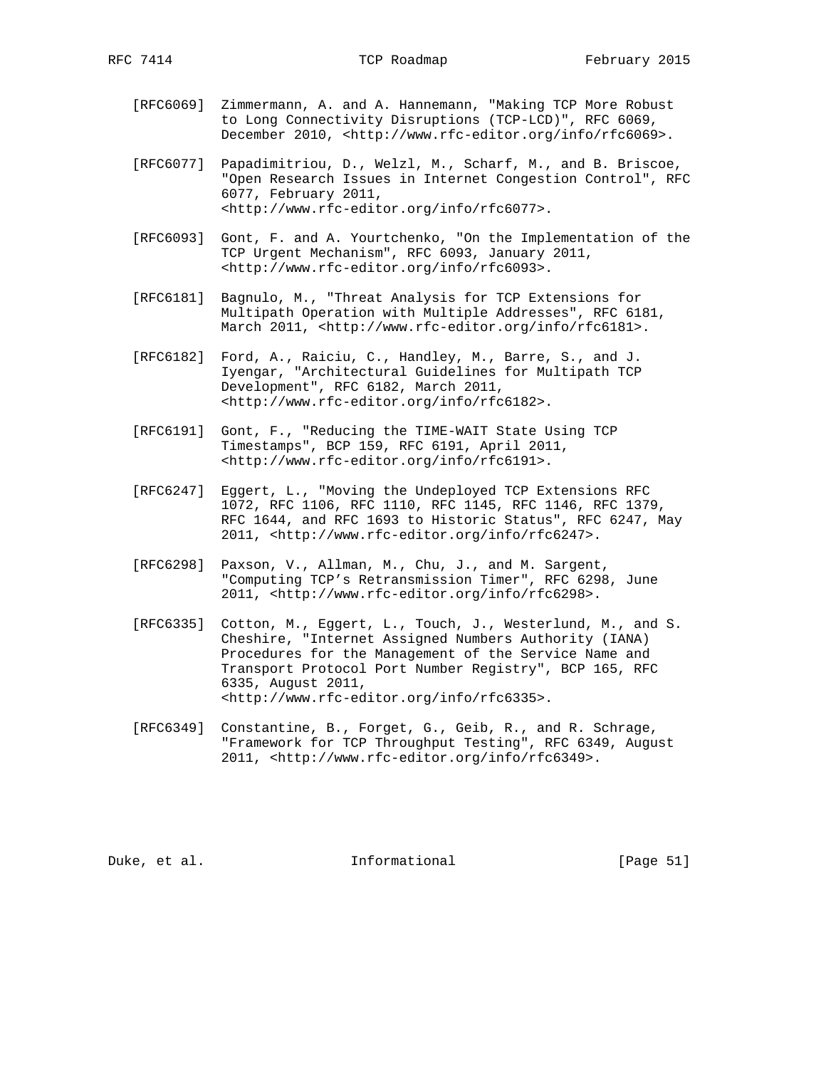[RFC6069] Zimmermann, A. and A. Hannemann, "Making TCP More Robust to Long Connectivity Disruptions (TCP-LCD)", RFC 6069, December 2010, <http://www.rfc-editor.org/info/rfc6069>.

[RFC6077] Papadimitriou, D., Welzl, M., Scharf, M., and B. Briscoe, "Open Research Issues in Internet Congestion Control", RFC 6077, February 2011, <http://www.rfc-editor.org/info/rfc6077>.

[RFC6093] Gont, F. and A. Yourtchenko, "On the Implementation of the TCP Urgent Mechanism", RFC 6093, January 2011, <http://www.rfc-editor.org/info/rfc6093>.

[RFC6181] Bagnulo, M., "Threat Analysis for TCP Extensions for Multipath Operation with Multiple Addresses", RFC 6181, March 2011, <http://www.rfc-editor.org/info/rfc6181>.

[RFC6182] Ford, A., Raiciu, C., Handley, M., Barre, S., and J. Iyengar, "Architectural Guidelines for Multipath TCP Development", RFC 6182, March 2011, <http://www.rfc-editor.org/info/rfc6182>.

[RFC6191] Gont, F., "Reducing the TIME-WAIT State Using TCP Timestamps", BCP 159, RFC 6191, April 2011, <http://www.rfc-editor.org/info/rfc6191>.

[RFC6247] Eggert, L., "Moving the Undeployed TCP Extensions RFC 1072, RFC 1106, RFC 1110, RFC 1145, RFC 1146, RFC 1379, RFC 1644, and RFC 1693 to Historic Status", RFC 6247, May 2011, <http://www.rfc-editor.org/info/rfc6247>.

[RFC6298] Paxson, V., Allman, M., Chu, J., and M. Sargent, "Computing TCP's Retransmission Timer", RFC 6298, June 2011, <http://www.rfc-editor.org/info/rfc6298>.

[RFC6335] Cotton, M., Eggert, L., Touch, J., Westerlund, M., and S. Cheshire, "Internet Assigned Numbers Authority (IANA) Procedures for the Management of the Service Name and Transport Protocol Port Number Registry", BCP 165, RFC 6335, August 2011, <http://www.rfc-editor.org/info/rfc6335>.

[RFC6349] Constantine, B., Forget, G., Geib, R., and R. Schrage, "Framework for TCP Throughput Testing", RFC 6349, August 2011, <http://www.rfc-editor.org/info/rfc6349>.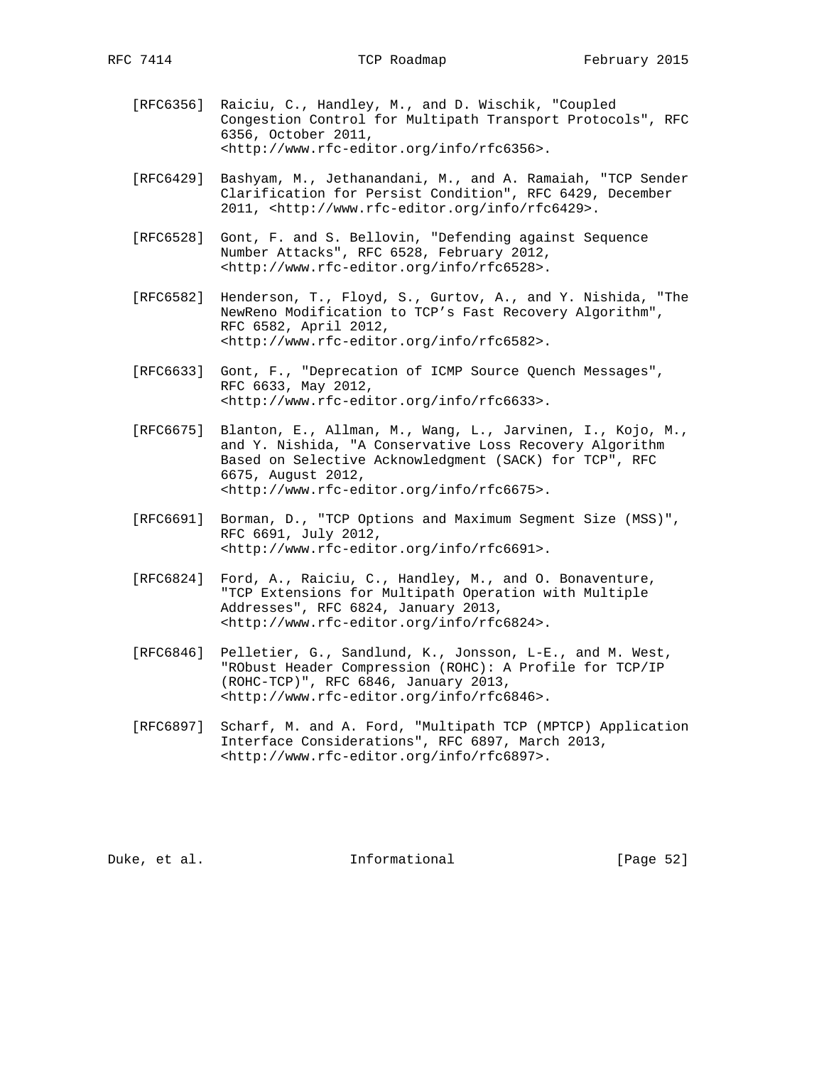[RFC6356] Raiciu, C., Handley, M., and D. Wischik, "Coupled Congestion Control for Multipath Transport Protocols", RFC 6356, October 2011, <http://www.rfc-editor.org/info/rfc6356>.

[RFC6429] Bashyam, M., Jethanandani, M., and A. Ramaiah, "TCP Sender Clarification for Persist Condition", RFC 6429, December 2011, <http://www.rfc-editor.org/info/rfc6429>.

[RFC6528] Gont, F. and S. Bellovin, "Defending against Sequence Number Attacks", RFC 6528, February 2012, <http://www.rfc-editor.org/info/rfc6528>.

[RFC6582] Henderson, T., Floyd, S., Gurtov, A., and Y. Nishida, "The NewReno Modification to TCP's Fast Recovery Algorithm", RFC 6582, April 2012, <http://www.rfc-editor.org/info/rfc6582>.

[RFC6633] Gont, F., "Deprecation of ICMP Source Quench Messages", RFC 6633, May 2012, <http://www.rfc-editor.org/info/rfc6633>.

[RFC6675] Blanton, E., Allman, M., Wang, L., Jarvinen, I., Kojo, M., and Y. Nishida, "A Conservative Loss Recovery Algorithm Based on Selective Acknowledgment (SACK) for TCP", RFC 6675, August 2012, <http://www.rfc-editor.org/info/rfc6675>.

[RFC6691] Borman, D., "TCP Options and Maximum Segment Size (MSS)", RFC 6691, July 2012, <http://www.rfc-editor.org/info/rfc6691>.

[RFC6824] Ford, A., Raiciu, C., Handley, M., and O. Bonaventure, "TCP Extensions for Multipath Operation with Multiple Addresses", RFC 6824, January 2013, <http://www.rfc-editor.org/info/rfc6824>.

[RFC6846] Pelletier, G., Sandlund, K., Jonsson, L-E., and M. West, "RObust Header Compression (ROHC): A Profile for TCP/IP (ROHC-TCP)", RFC 6846, January 2013, <http://www.rfc-editor.org/info/rfc6846>.

[RFC6897] Scharf, M. and A. Ford, "Multipath TCP (MPTCP) Application Interface Considerations", RFC 6897, March 2013, <http://www.rfc-editor.org/info/rfc6897>.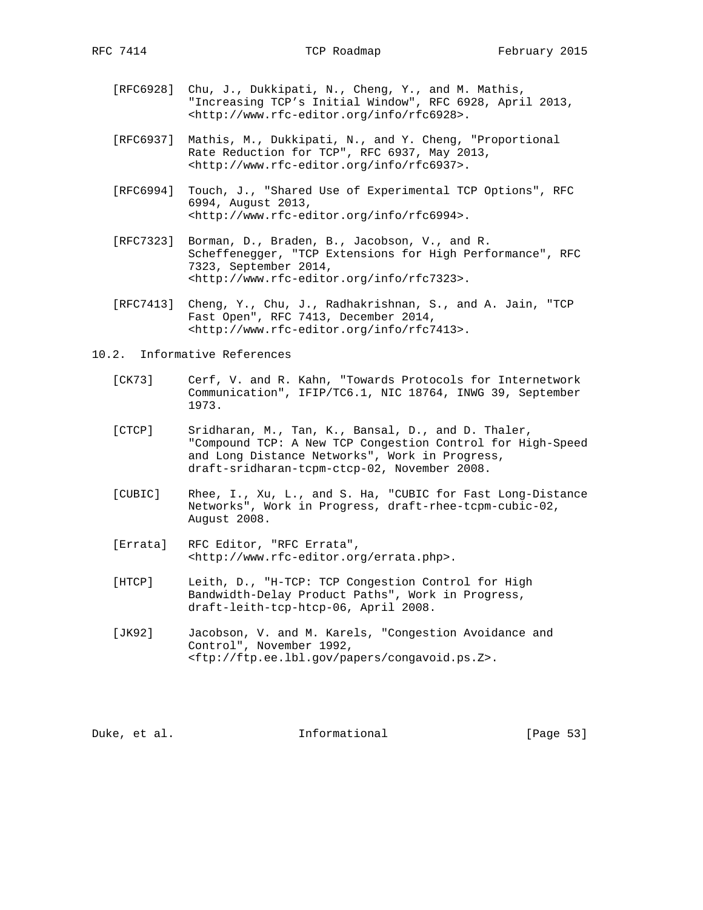[RFC6928] Chu, J., Dukkipati, N., Cheng, Y., and M. Mathis, "Increasing TCP's Initial Window", RFC 6928, April 2013, <http://www.rfc-editor.org/info/rfc6928>.

[RFC6937] Mathis, M., Dukkipati, N., and Y. Cheng, "Proportional Rate Reduction for TCP", RFC 6937, May 2013, <http://www.rfc-editor.org/info/rfc6937>.

[RFC6994] Touch, J., "Shared Use of Experimental TCP Options", RFC 6994, August 2013, <http://www.rfc-editor.org/info/rfc6994>.

[RFC7323] Borman, D., Braden, B., Jacobson, V., and R. Scheffenegger, "TCP Extensions for High Performance", RFC 7323, September 2014, <http://www.rfc-editor.org/info/rfc7323>.

[RFC7413] Cheng, Y., Chu, J., Radhakrishnan, S., and A. Jain, "TCP Fast Open", RFC 7413, December 2014, <http://www.rfc-editor.org/info/rfc7413>.

## 10.2. Informative References

[CK73] Cerf, V. and R. Kahn, "Towards Protocols for Internetwork Communication", IFIP/TC6.1, NIC 18764, INWG 39, September 1973.

[CTCP] Sridharan, M., Tan, K., Bansal, D., and D. Thaler, "Compound TCP: A New TCP Congestion Control for High-Speed and Long Distance Networks", Work in Progress, draft-sridharan-tcpm-ctcp-02, November 2008.

[CUBIC] Rhee, I., Xu, L., and S. Ha, "CUBIC for Fast Long-Distance Networks", Work in Progress, draft-rhee-tcpm-cubic-02, August 2008.

[Errata] RFC Editor, "RFC Errata", <http://www.rfc-editor.org/errata.php>.

[HTCP] Leith, D., "H-TCP: TCP Congestion Control for High Bandwidth-Delay Product Paths", Work in Progress, draft-leith-tcp-htcp-06, April 2008.

[JK92] Jacobson, V. and M. Karels, "Congestion Avoidance and Control", November 1992, <ftp://ftp.ee.lbl.gov/papers/congavoid.ps.Z>.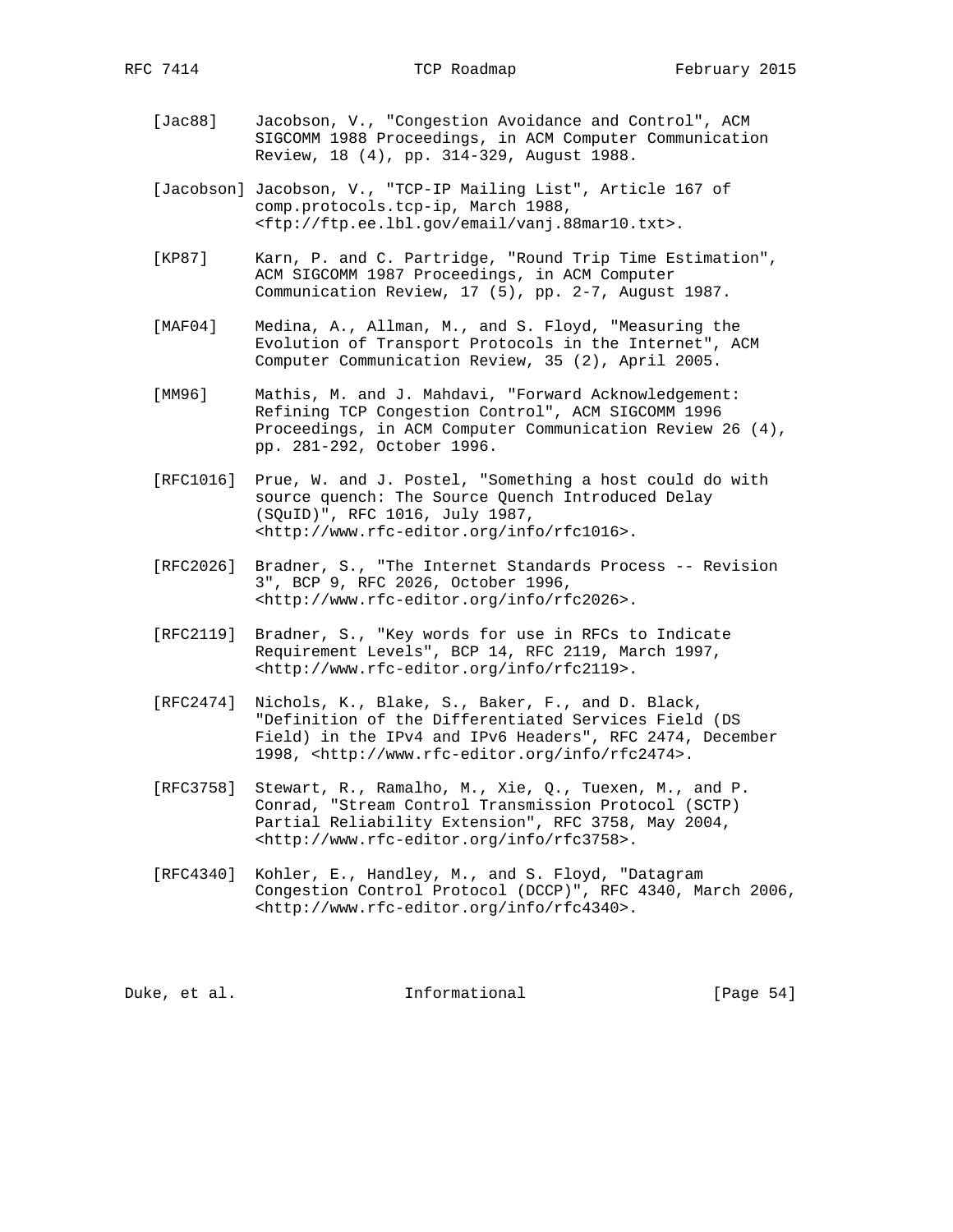[Jac88] Jacobson, V., "Congestion Avoidance and Control", ACM SIGCOMM 1988 Proceedings, in ACM Computer Communication Review, 18 (4), pp. 314-329, August 1988.

[Jacobson] Jacobson, V., "TCP-IP Mailing List", Article 167 of comp.protocols.tcp-ip, March 1988, <ftp://ftp.ee.lbl.gov/email/vanj.88mar10.txt>.

[KP87] Karn, P. and C. Partridge, "Round Trip Time Estimation", ACM SIGCOMM 1987 Proceedings, in ACM Computer Communication Review, 17 (5), pp. 2-7, August 1987.

[MAF04] Medina, A., Allman, M., and S. Floyd, "Measuring the Evolution of Transport Protocols in the Internet", ACM Computer Communication Review, 35 (2), April 2005.

[MM96] Mathis, M. and J. Mahdavi, "Forward Acknowledgement: Refining TCP Congestion Control", ACM SIGCOMM 1996 Proceedings, in ACM Computer Communication Review 26 (4), pp. 281-292, October 1996.

[RFC1016] Prue, W. and J. Postel, "Something a host could do with source quench: The Source Quench Introduced Delay (SQuID)", RFC 1016, July 1987, <http://www.rfc-editor.org/info/rfc1016>.

[RFC2026] Bradner, S., "The Internet Standards Process -- Revision 3", BCP 9, RFC 2026, October 1996, <http://www.rfc-editor.org/info/rfc2026>.

[RFC2119] Bradner, S., "Key words for use in RFCs to Indicate Requirement Levels", BCP 14, RFC 2119, March 1997, <http://www.rfc-editor.org/info/rfc2119>.

[RFC2474] Nichols, K., Blake, S., Baker, F., and D. Black, "Definition of the Differentiated Services Field (DS Field) in the IPv4 and IPv6 Headers", RFC 2474, December 1998, <http://www.rfc-editor.org/info/rfc2474>.

[RFC3758] Stewart, R., Ramalho, M., Xie, Q., Tuexen, M., and P. Conrad, "Stream Control Transmission Protocol (SCTP) Partial Reliability Extension", RFC 3758, May 2004, <http://www.rfc-editor.org/info/rfc3758>.

[RFC4340] Kohler, E., Handley, M., and S. Floyd, "Datagram Congestion Control Protocol (DCCP)", RFC 4340, March 2006, <http://www.rfc-editor.org/info/rfc4340>.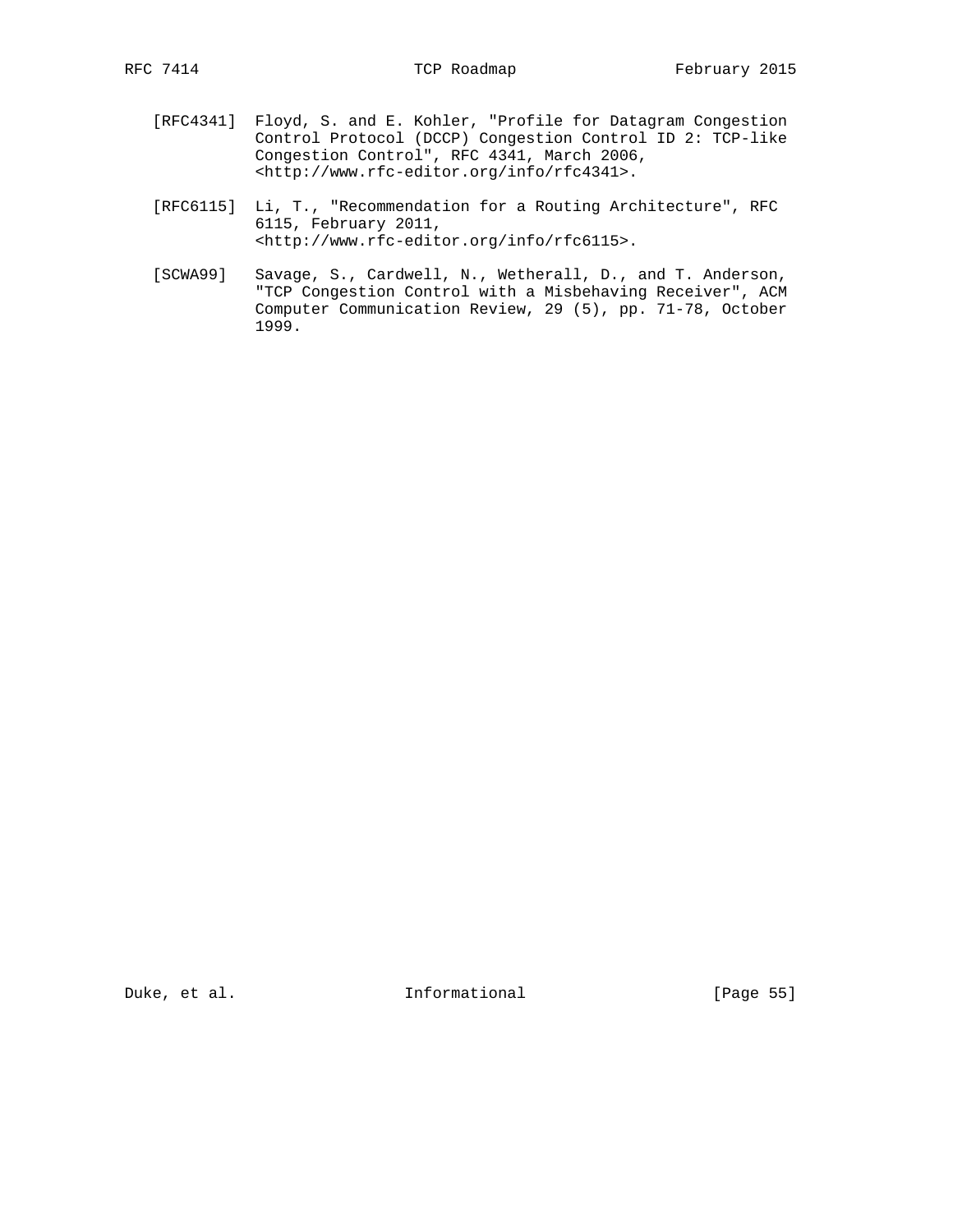[RFC4341] Floyd, S. and E. Kohler, "Profile for Datagram Congestion Control Protocol (DCCP) Congestion Control ID 2: TCP-like Congestion Control", RFC 4341, March 2006, <http://www.rfc-editor.org/info/rfc4341>.

[RFC6115] Li, T., "Recommendation for a Routing Architecture", RFC 6115, February 2011, <http://www.rfc-editor.org/info/rfc6115>.

[SCWA99] Savage, S., Cardwell, N., Wetherall, D., and T. Anderson, "TCP Congestion Control with a Misbehaving Receiver", ACM Computer Communication Review, 29 (5), pp. 71-78, October 1999.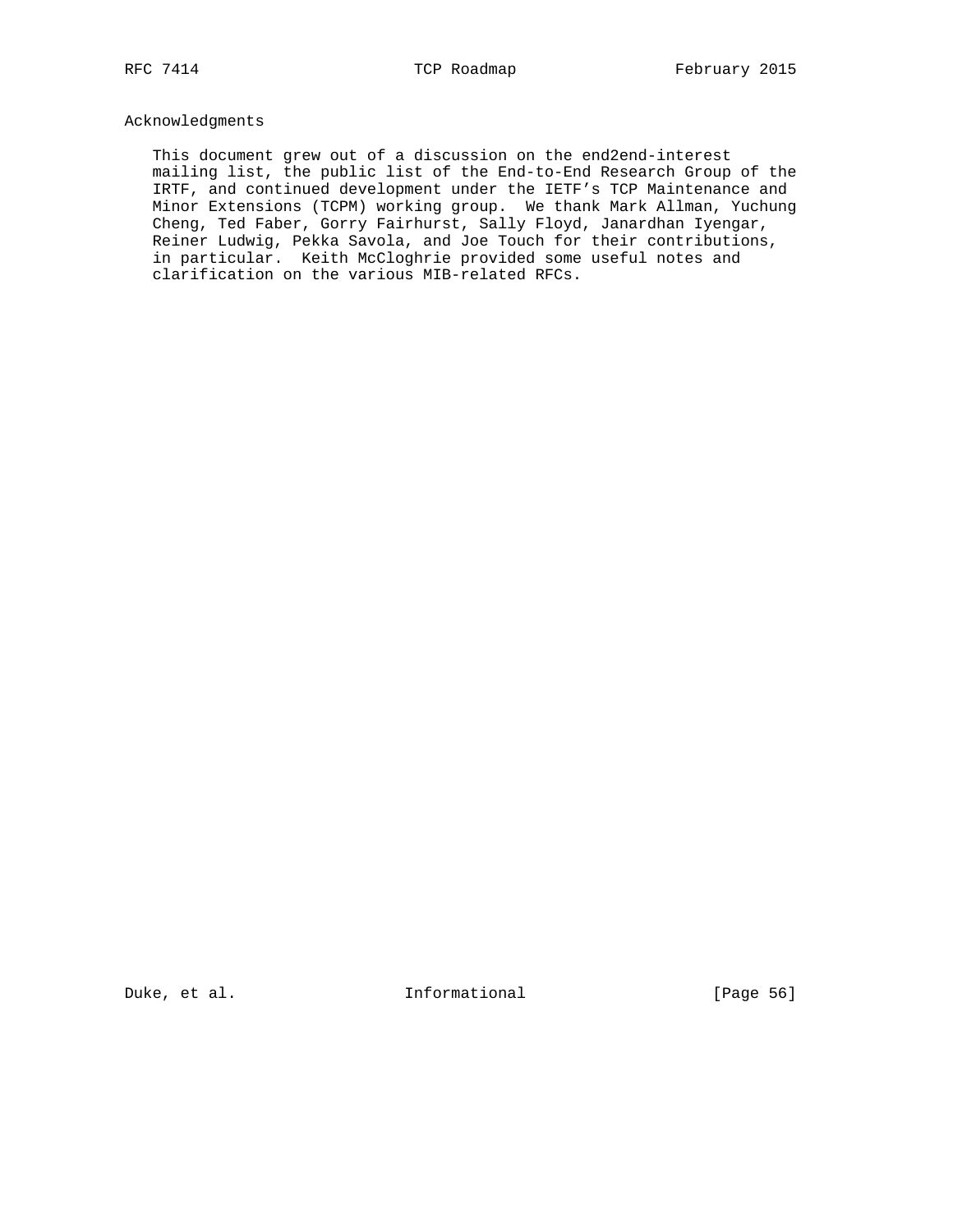## Acknowledgments

This document grew out of a discussion on the end2end-interest mailing list, the public list of the End-to-End Research Group of the IRTF, and continued development under the IETF's TCP Maintenance and Minor Extensions (TCPM) working group. We thank Mark Allman, Yuchung Cheng, Ted Faber, Gorry Fairhurst, Sally Floyd, Janardhan Iyengar, Reiner Ludwig, Pekka Savola, and Joe Touch for their contributions, in particular. Keith McCloghrie provided some useful notes and clarification on the various MIB-related RFCs.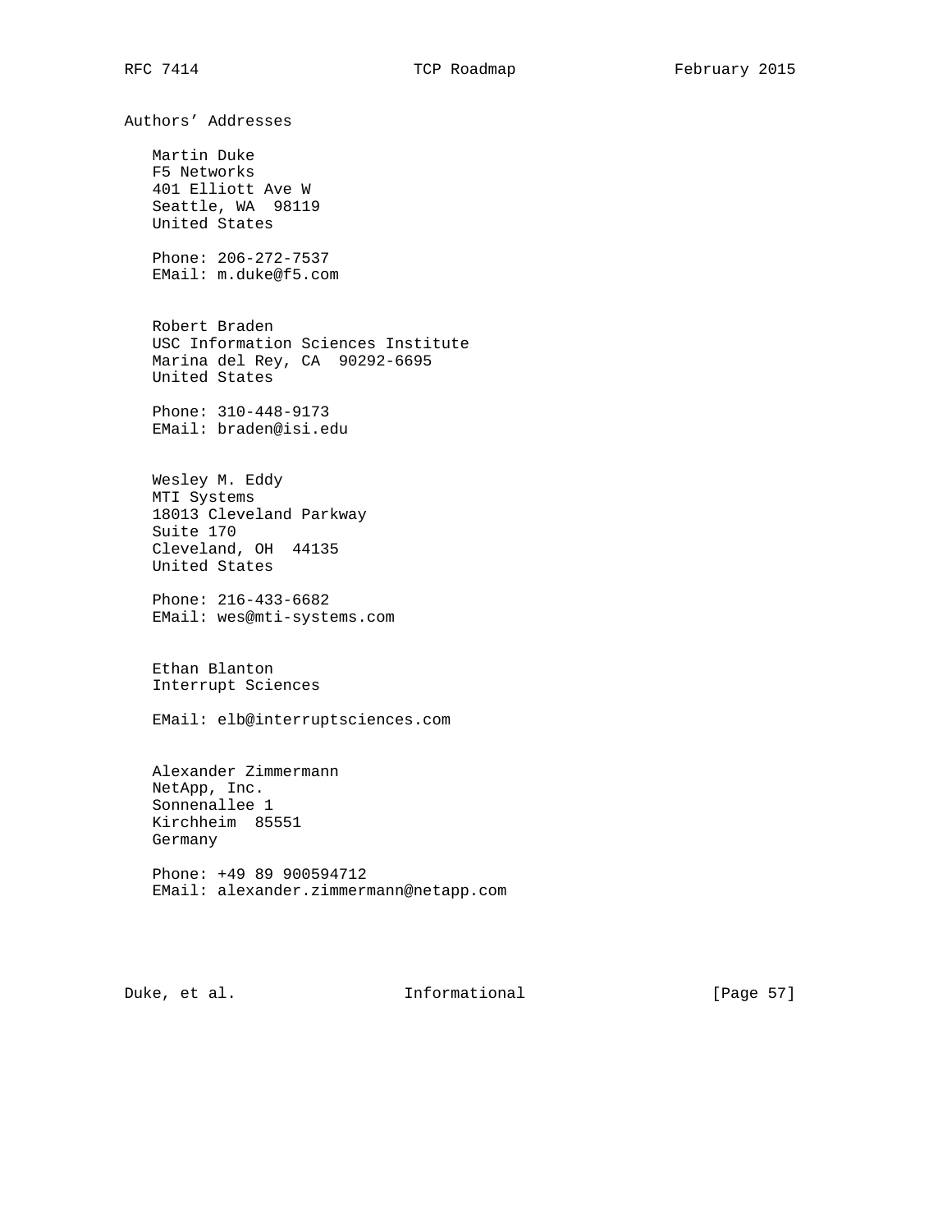## Authors' Addresses

Martin Duke
F5 Networks
401 Elliott Ave W
Seattle, WA  98119
United States

Phone: 206-272-7537
EMail: m.duke@f5.com

Robert Braden
USC Information Sciences Institute
Marina del Rey, CA  90292-6695
United States

Phone: 310-448-9173
EMail: braden@isi.edu

Wesley M. Eddy
MTI Systems
18013 Cleveland Parkway
Suite 170
Cleveland, OH  44135
United States

Phone: 216-433-6682
EMail: wes@mti-systems.com

Ethan Blanton
Interrupt Sciences

EMail: elb@interruptsciences.com

Alexander Zimmermann
NetApp, Inc.
Sonnenallee 1
Kirchheim  85551
Germany

Phone: +49 89 900594712
EMail: alexander.zimmermann@netapp.com